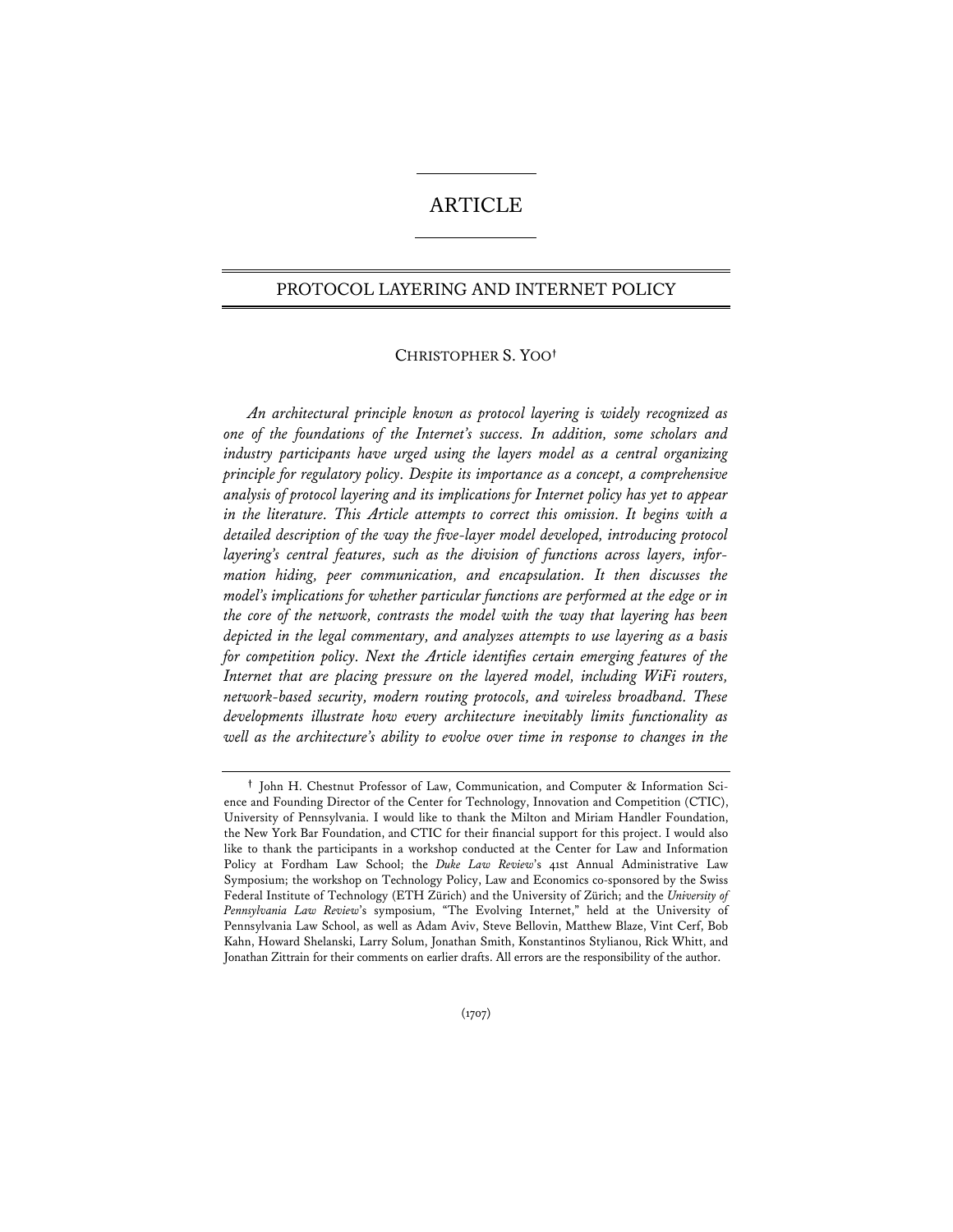# ARTICLE

## PROTOCOL LAYERING AND INTERNET POLICY

CHRISTOPHER S. YOO†

*An architectural principle known as protocol layering is widely recognized as one of the foundations of the Internet's success. In addition, some scholars and industry participants have urged using the layers model as a central organizing principle for regulatory policy. Despite its importance as a concept, a comprehensive analysis of protocol layering and its implications for Internet policy has yet to appear in the literature. This Article attempts to correct this omission. It begins with a detailed description of the way the five-layer model developed, introducing protocol layering's central features, such as the division of functions across layers, information hiding, peer communication, and encapsulation. It then discusses the model's implications for whether particular functions are performed at the edge or in the core of the network, contrasts the model with the way that layering has been depicted in the legal commentary, and analyzes attempts to use layering as a basis for competition policy. Next the Article identifies certain emerging features of the Internet that are placing pressure on the layered model, including WiFi routers, network-based security, modern routing protocols, and wireless broadband. These developments illustrate how every architecture inevitably limits functionality as well as the architecture's ability to evolve over time in response to changes in the*

---

† John H. Chestnut Professor of Law, Communication, and Computer & Information Science and Founding Director of the Center for Technology, Innovation and Competition (CTIC), University of Pennsylvania. I would like to thank the Milton and Miriam Handler Foundation, the New York Bar Foundation, and CTIC for their financial support for this project. I would also like to thank the participants in a workshop conducted at the Center for Law and Information Policy at Fordham Law School; the *Duke Law Review*'s 41st Annual Administrative Law Symposium; the workshop on Technology Policy, Law and Economics co-sponsored by the Swiss Federal Institute of Technology (ETH Zürich) and the University of Zürich; and the *University of Pennsylvania Law Review*'s symposium, "The Evolving Internet," held at the University of Pennsylvania Law School, as well as Adam Aviv, Steve Bellovin, Matthew Blaze, Vint Cerf, Bob Kahn, Howard Shelanski, Larry Solum, Jonathan Smith, Konstantinos Stylianou, Rick Whitt, and Jonathan Zittrain for their comments on earlier drafts. All errors are the responsibility of the author.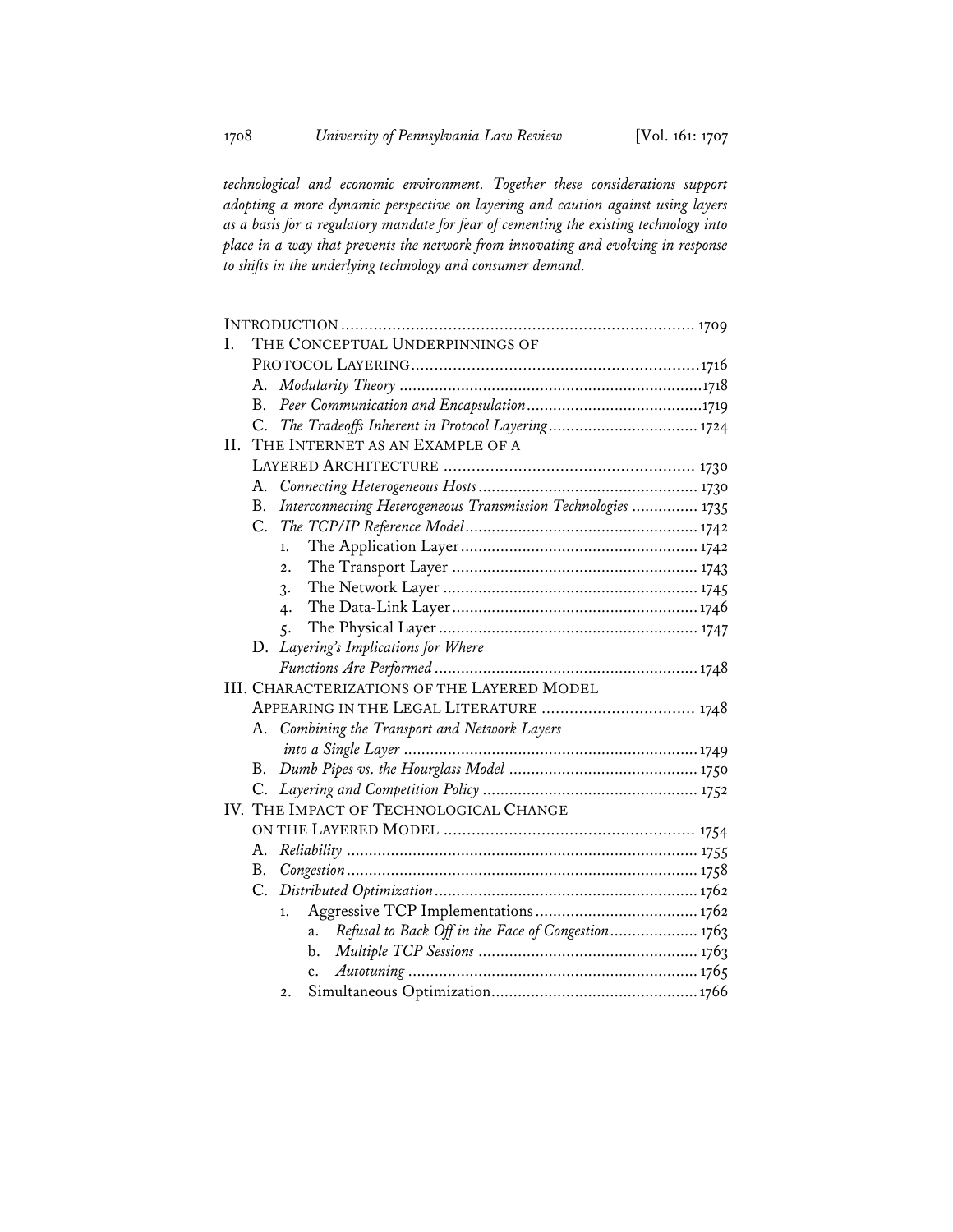*technological and economic environment. Together these considerations support adopting a more dynamic perspective on layering and caution against using layers as a basis for a regulatory mandate for fear of cementing the existing technology into place in a way that prevents the network from innovating and evolving in response to shifts in the underlying technology and consumer demand.*

INTRODUCTION ............................................................ 1709

I. THE CONCEPTUAL UNDERPINNINGS OF PROTOCOL LAYERING ............................................................ 1716
   - A. *Modularity Theory* ............................................................ 1718
   - B. *Peer Communication and Encapsulation* ............................................................ 1719
   - C. *The Tradeoffs Inherent in Protocol Layering* ............................................................ 1724

II. THE INTERNET AS AN EXAMPLE OF A LAYERED ARCHITECTURE ............................................................ 1730
   - A. *Connecting Heterogeneous Hosts* ............................................................ 1730
   - B. *Interconnecting Heterogeneous Transmission Technologies* ............................................................ 1735
   - C. *The TCP/IP Reference Model* ............................................................ 1742
     1. The Application Layer ............................................................ 1742
     2. The Transport Layer ............................................................ 1743
     3. The Network Layer ............................................................ 1745
     4. The Data-Link Layer ............................................................ 1746
     5. The Physical Layer ............................................................ 1747
   - D. *Layering's Implications for Where Functions Are Performed* ............................................................ 1748

III. CHARACTERIZATIONS OF THE LAYERED MODEL APPEARING IN THE LEGAL LITERATURE ............................................................ 1748
   - A. *Combining the Transport and Network Layers into a Single Layer* ............................................................ 1749
   - B. *Dumb Pipes vs. the Hourglass Model* ............................................................ 1750
   - C. *Layering and Competition Policy* ............................................................ 1752

IV. THE IMPACT OF TECHNOLOGICAL CHANGE ON THE LAYERED MODEL ............................................................ 1754
   - A. *Reliability* ............................................................ 1755
   - B. *Congestion* ............................................................ 1758
   - C. *Distributed Optimization* ............................................................ 1762
     1. Aggressive TCP Implementations ............................................................ 1762
        - a. *Refusal to Back Off in the Face of Congestion* ............................................................ 1763
        - b. *Multiple TCP Sessions* ............................................................ 1763
        - c. *Autotuning* ............................................................ 1765
     2. Simultaneous Optimization ............................................................ 1766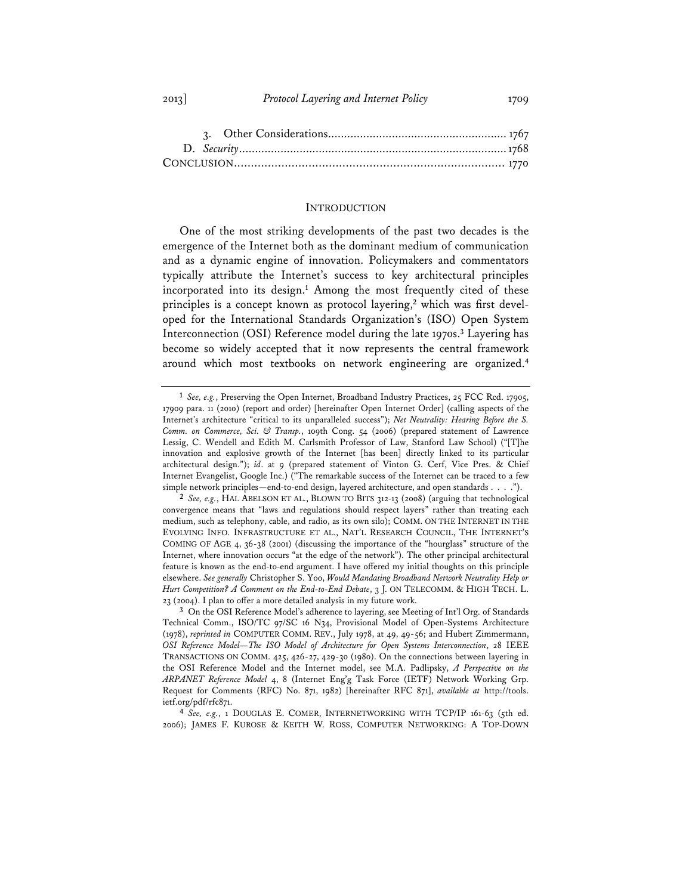3. Other Considerations ........................................................ 1767

D. *Security* ................................................................................... 1768

CONCLUSION ................................................................................ 1770

## INTRODUCTION

One of the most striking developments of the past two decades is the emergence of the Internet both as the dominant medium of communication and as a dynamic engine of innovation. Policymakers and commentators typically attribute the Internet's success to key architectural principles incorporated into its design.[1] Among the most frequently cited of these principles is a concept known as protocol layering,[2] which was first developed for the International Standards Organization's (ISO) Open System Interconnection (OSI) Reference model during the late 1970s.[3] Layering has become so widely accepted that it now represents the central framework around which most textbooks on network engineering are organized.[4]

---

[1] *See, e.g.*, Preserving the Open Internet, Broadband Industry Practices, 25 FCC Rcd. 17905, 17909 para. 11 (2010) (report and order) [hereinafter Open Internet Order] (calling aspects of the Internet's architecture "critical to its unparalleled success"); *Net Neutrality: Hearing Before the S. Comm. on Commerce, Sci. & Transp.*, 109th Cong. 54 (2006) (prepared statement of Lawrence Lessig, C. Wendell and Edith M. Carlsmith Professor of Law, Stanford Law School) ("[T]he innovation and explosive growth of the Internet [has been] directly linked to its particular architectural design."); *id*. at 9 (prepared statement of Vinton G. Cerf, Vice Pres. & Chief Internet Evangelist, Google Inc.) ("The remarkable success of the Internet can be traced to a few simple network principles—end-to-end design, layered architecture, and open standards . . . .").

[2] *See, e.g.*, HAL ABELSON ET AL., BLOWN TO BITS 312-13 (2008) (arguing that technological convergence means that "laws and regulations should respect layers" rather than treating each medium, such as telephony, cable, and radio, as its own silo); COMM. ON THE INTERNET IN THE EVOLVING INFO. INFRASTRUCTURE ET AL., NAT'L RESEARCH COUNCIL, THE INTERNET'S COMING OF AGE 4, 36-38 (2001) (discussing the importance of the "hourglass" structure of the Internet, where innovation occurs "at the edge of the network"). The other principal architectural feature is known as the end-to-end argument. I have offered my initial thoughts on this principle elsewhere. *See generally* Christopher S. Yoo, *Would Mandating Broadband Network Neutrality Help or Hurt Competition? A Comment on the End-to-End Debate*, 3 J. ON TELECOMM. & HIGH TECH. L. 23 (2004). I plan to offer a more detailed analysis in my future work.

[3] On the OSI Reference Model's adherence to layering, see Meeting of Int'l Org. of Standards Technical Comm., ISO/TC 97/SC 16 N34, Provisional Model of Open-Systems Architecture (1978), *reprinted in* COMPUTER COMM. REV., July 1978, at 49, 49-56; and Hubert Zimmermann, *OSI Reference Model—The ISO Model of Architecture for Open Systems Interconnection*, 28 IEEE TRANSACTIONS ON COMM. 425, 426-27, 429-30 (1980). On the connections between layering in the OSI Reference Model and the Internet model, see M.A. Padlipsky, *A Perspective on the ARPANET Reference Model* 4, 8 (Internet Eng'g Task Force (IETF) Network Working Grp. Request for Comments (RFC) No. 871, 1982) [hereinafter RFC 871], *available at* http://tools.ietf.org/pdf/rfc871.

[4] *See, e.g.*, 1 DOUGLAS E. COMER, INTERNETWORKING WITH TCP/IP 161-63 (5th ed. 2006); JAMES F. KUROSE & KEITH W. ROSS, COMPUTER NETWORKING: A TOP-DOWN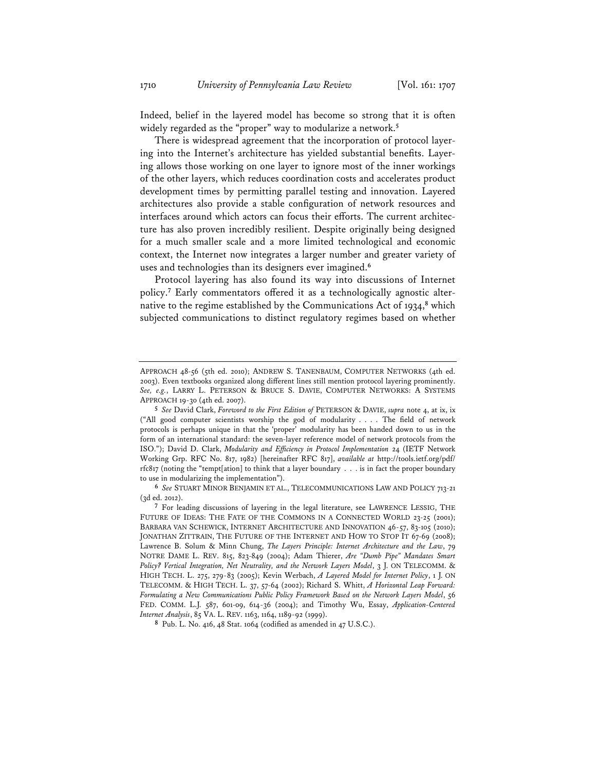Indeed, belief in the layered model has become so strong that it is often widely regarded as the "proper" way to modularize a network.[5]

There is widespread agreement that the incorporation of protocol layering into the Internet's architecture has yielded substantial benefits. Layering allows those working on one layer to ignore most of the inner workings of the other layers, which reduces coordination costs and accelerates product development times by permitting parallel testing and innovation. Layered architectures also provide a stable configuration of network resources and interfaces around which actors can focus their efforts. The current architecture has also proven incredibly resilient. Despite originally being designed for a much smaller scale and a more limited technological and economic context, the Internet now integrates a larger number and greater variety of uses and technologies than its designers ever imagined.[6]

Protocol layering has also found its way into discussions of Internet policy.[7] Early commentators offered it as a technologically agnostic alternative to the regime established by the Communications Act of 1934,[8] which subjected communications to distinct regulatory regimes based on whether

---

APPROACH 48-56 (5th ed. 2010); ANDREW S. TANENBAUM, COMPUTER NETWORKS (4th ed. 2003). Even textbooks organized along different lines still mention protocol layering prominently. *See, e.g.*, LARRY L. PETERSON & BRUCE S. DAVIE, COMPUTER NETWORKS: A SYSTEMS APPROACH 19-30 (4th ed. 2007).

[5] *See* David Clark, *Foreword to the First Edition of* PETERSON & DAVIE, *supra* note 4, at ix, ix ("All good computer scientists worship the god of modularity . . . . The field of network protocols is perhaps unique in that the 'proper' modularity has been handed down to us in the form of an international standard: the seven-layer reference model of network protocols from the ISO."); David D. Clark, *Modularity and Efficiency in Protocol Implementation* 24 (IETF Network Working Grp. RFC No. 817, 1982) [hereinafter RFC 817], *available at* http://tools.ietf.org/pdf/rfc817 (noting the "tempt[ation] to think that a layer boundary . . . is in fact the proper boundary to use in modularizing the implementation").

[6] *See* STUART MINOR BENJAMIN ET AL., TELECOMMUNICATIONS LAW AND POLICY 713-21 (3d ed. 2012).

[7] For leading discussions of layering in the legal literature, see LAWRENCE LESSIG, THE FUTURE OF IDEAS: THE FATE OF THE COMMONS IN A CONNECTED WORLD 23-25 (2001); BARBARA VAN SCHEWICK, INTERNET ARCHITECTURE AND INNOVATION 46-57, 83-105 (2010); JONATHAN ZITTRAIN, THE FUTURE OF THE INTERNET AND HOW TO STOP IT 67-69 (2008); Lawrence B. Solum & Minn Chung, *The Layers Principle: Internet Architecture and the Law*, 79 NOTRE DAME L. REV. 815, 823-849 (2004); Adam Thierer, *Are "Dumb Pipe" Mandates Smart Policy? Vertical Integration, Net Neutrality, and the Network Layers Model*, 3 J. ON TELECOMM. & HIGH TECH. L. 275, 279-83 (2005); Kevin Werbach, *A Layered Model for Internet Policy*, 1 J. ON TELECOMM. & HIGH TECH. L. 37, 57-64 (2002); Richard S. Whitt, *A Horizontal Leap Forward: Formulating a New Communications Public Policy Framework Based on the Network Layers Model*, 56 FED. COMM. L.J. 587, 601-09, 614-36 (2004); and Timothy Wu, Essay, *Application-Centered Internet Analysis*, 85 VA. L. REV. 1163, 1164, 1189-92 (1999).

[8] Pub. L. No. 416, 48 Stat. 1064 (codified as amended in 47 U.S.C.).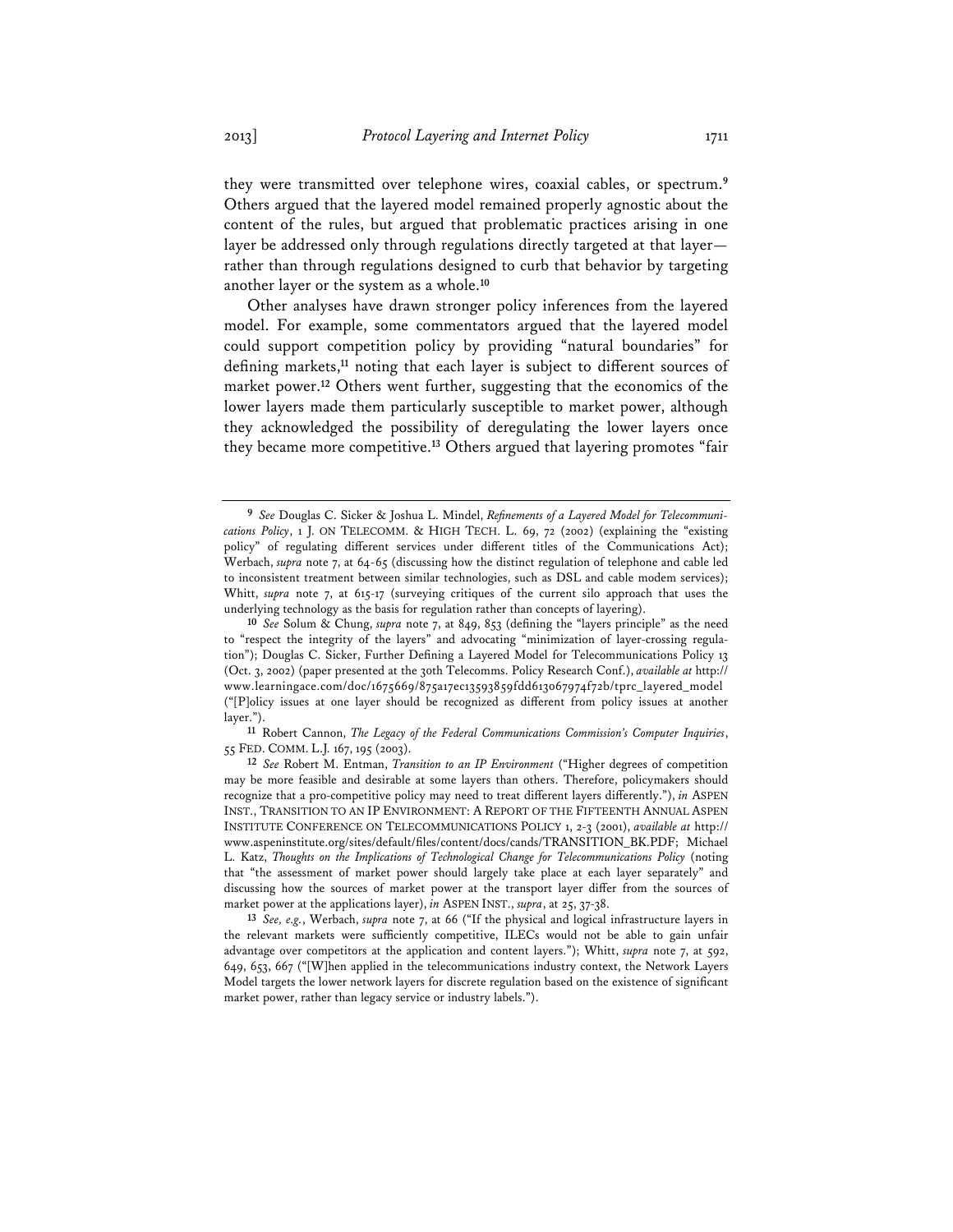they were transmitted over telephone wires, coaxial cables, or spectrum.[9] Others argued that the layered model remained properly agnostic about the content of the rules, but argued that problematic practices arising in one layer be addressed only through regulations directly targeted at that layer—rather than through regulations designed to curb that behavior by targeting another layer or the system as a whole.[10]

Other analyses have drawn stronger policy inferences from the layered model. For example, some commentators argued that the layered model could support competition policy by providing "natural boundaries" for defining markets,[11] noting that each layer is subject to different sources of market power.[12] Others went further, suggesting that the economics of the lower layers made them particularly susceptible to market power, although they acknowledged the possibility of deregulating the lower layers once they became more competitive.[13] Others argued that layering promotes "fair

---

[9] *See* Douglas C. Sicker & Joshua L. Mindel, *Refinements of a Layered Model for Telecommunications Policy*, 1 J. ON TELECOMM. & HIGH TECH. L. 69, 72 (2002) (explaining the "existing policy" of regulating different services under different titles of the Communications Act); Werbach, *supra* note 7, at 64-65 (discussing how the distinct regulation of telephone and cable led to inconsistent treatment between similar technologies, such as DSL and cable modem services); Whitt, *supra* note 7, at 615-17 (surveying critiques of the current silo approach that uses the underlying technology as the basis for regulation rather than concepts of layering).

[10] *See* Solum & Chung, *supra* note 7, at 849, 853 (defining the "layers principle" as the need to "respect the integrity of the layers" and advocating "minimization of layer-crossing regulation"); Douglas C. Sicker, Further Defining a Layered Model for Telecommunications Policy 13 (Oct. 3, 2002) (paper presented at the 30th Telecomms. Policy Research Conf.), *available at* http://www.learningace.com/doc/1675669/875a17ec13593859fdd613067974f72b/tprc_layered_model ("[P]olicy issues at one layer should be recognized as different from policy issues at another layer.").

[11] Robert Cannon, *The Legacy of the Federal Communications Commission's Computer Inquiries*, 55 FED. COMM. L.J. 167, 195 (2003).

[12] *See* Robert M. Entman, *Transition to an IP Environment* ("Higher degrees of competition may be more feasible and desirable at some layers than others. Therefore, policymakers should recognize that a pro-competitive policy may need to treat different layers differently."), *in* ASPEN INST., TRANSITION TO AN IP ENVIRONMENT: A REPORT OF THE FIFTEENTH ANNUAL ASPEN INSTITUTE CONFERENCE ON TELECOMMUNICATIONS POLICY 1, 2-3 (2001), *available at* http://www.aspeninstitute.org/sites/default/files/content/docs/cands/TRANSITION_BK.PDF; Michael L. Katz, *Thoughts on the Implications of Technological Change for Telecommunications Policy* (noting that "the assessment of market power should largely take place at each layer separately" and discussing how the sources of market power at the transport layer differ from the sources of market power at the applications layer), *in* ASPEN INST., *supra*, at 25, 37-38.

[13] *See, e.g.*, Werbach, *supra* note 7, at 66 ("If the physical and logical infrastructure layers in the relevant markets were sufficiently competitive, ILECs would not be able to gain unfair advantage over competitors at the application and content layers."); Whitt, *supra* note 7, at 592, 649, 653, 667 ("[W]hen applied in the telecommunications industry context, the Network Layers Model targets the lower network layers for discrete regulation based on the existence of significant market power, rather than legacy service or industry labels.").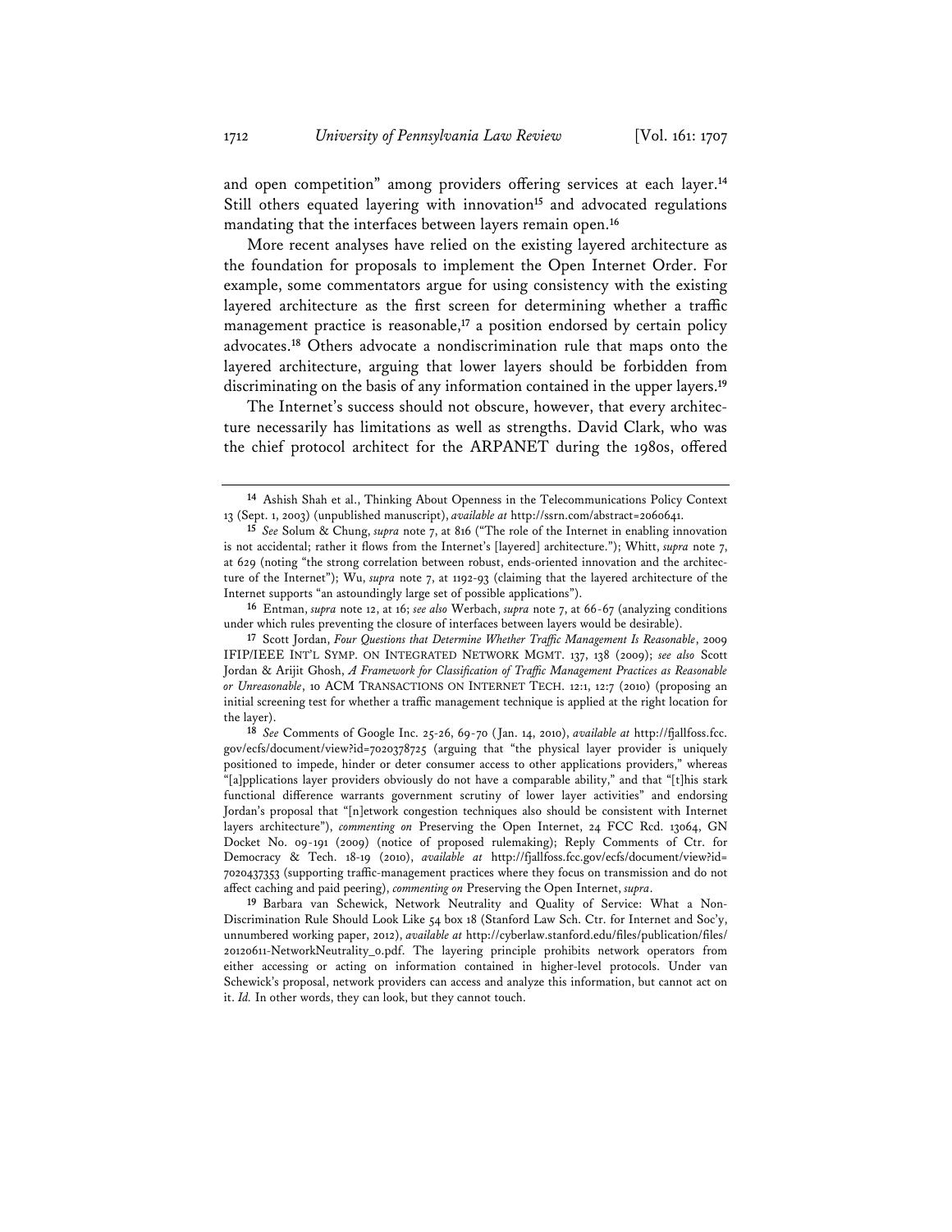and open competition" among providers offering services at each layer.[14] Still others equated layering with innovation[15] and advocated regulations mandating that the interfaces between layers remain open.[16]

More recent analyses have relied on the existing layered architecture as the foundation for proposals to implement the Open Internet Order. For example, some commentators argue for using consistency with the existing layered architecture as the first screen for determining whether a traffic management practice is reasonable,[17] a position endorsed by certain policy advocates.[18] Others advocate a nondiscrimination rule that maps onto the layered architecture, arguing that lower layers should be forbidden from discriminating on the basis of any information contained in the upper layers.[19]

The Internet's success should not obscure, however, that every architecture necessarily has limitations as well as strengths. David Clark, who was the chief protocol architect for the ARPANET during the 1980s, offered

---

[14] Ashish Shah et al., Thinking About Openness in the Telecommunications Policy Context 13 (Sept. 1, 2003) (unpublished manuscript), *available at* http://ssrn.com/abstract=2060641.

[15] *See* Solum & Chung, *supra* note 7, at 816 ("The role of the Internet in enabling innovation is not accidental; rather it flows from the Internet's [layered] architecture."); Whitt, *supra* note 7, at 629 (noting "the strong correlation between robust, ends-oriented innovation and the architecture of the Internet"); Wu, *supra* note 7, at 1192-93 (claiming that the layered architecture of the Internet supports "an astoundingly large set of possible applications").

[16] Entman, *supra* note 12, at 16; *see also* Werbach, *supra* note 7, at 66-67 (analyzing conditions under which rules preventing the closure of interfaces between layers would be desirable).

[17] Scott Jordan, *Four Questions that Determine Whether Traffic Management Is Reasonable*, 2009 IFIP/IEEE INT'L SYMP. ON INTEGRATED NETWORK MGMT. 137, 138 (2009); *see also* Scott Jordan & Arijit Ghosh, *A Framework for Classification of Traffic Management Practices as Reasonable or Unreasonable*, 10 ACM TRANSACTIONS ON INTERNET TECH. 12:1, 12:7 (2010) (proposing an initial screening test for whether a traffic management technique is applied at the right location for the layer).

[18] *See* Comments of Google Inc. 25-26, 69-70 (Jan. 14, 2010), *available at* http://fjallfoss.fcc.gov/ecfs/document/view?id=7020378725 (arguing that "the physical layer provider is uniquely positioned to impede, hinder or deter consumer access to other applications providers," whereas "[a]pplications layer providers obviously do not have a comparable ability," and that "[t]his stark functional difference warrants government scrutiny of lower layer activities" and endorsing Jordan's proposal that "[n]etwork congestion techniques also should be consistent with Internet layers architecture"), *commenting on* Preserving the Open Internet, 24 FCC Rcd. 13064, GN Docket No. 09-191 (2009) (notice of proposed rulemaking); Reply Comments of Ctr. for Democracy & Tech. 18-19 (2010), *available at* http://fjallfoss.fcc.gov/ecfs/document/view?id=7020437353 (supporting traffic-management practices where they focus on transmission and do not affect caching and paid peering), *commenting on* Preserving the Open Internet, *supra*.

[19] Barbara van Schewick, Network Neutrality and Quality of Service: What a Non-Discrimination Rule Should Look Like 54 box 18 (Stanford Law Sch. Ctr. for Internet and Soc'y, unnumbered working paper, 2012), *available at* http://cyberlaw.stanford.edu/files/publication/files/20120611-NetworkNeutrality_0.pdf. The layering principle prohibits network operators from either accessing or acting on information contained in higher-level protocols. Under van Schewick's proposal, network providers can access and analyze this information, but cannot act on it. *Id.* In other words, they can look, but they cannot touch.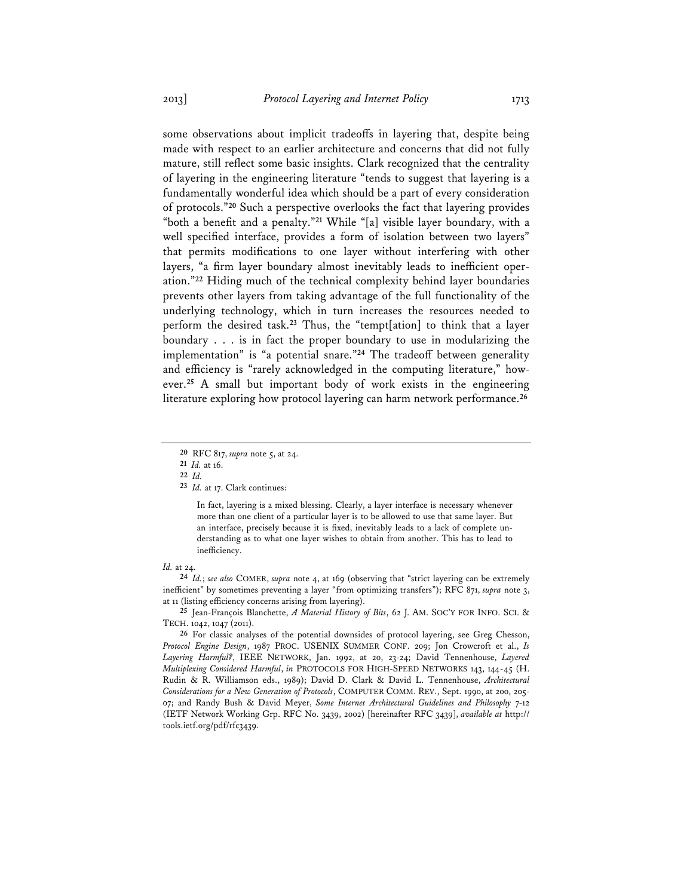some observations about implicit tradeoffs in layering that, despite being made with respect to an earlier architecture and concerns that did not fully mature, still reflect some basic insights. Clark recognized that the centrality of layering in the engineering literature "tends to suggest that layering is a fundamentally wonderful idea which should be a part of every consideration of protocols."[20] Such a perspective overlooks the fact that layering provides "both a benefit and a penalty."[21] While "[a] visible layer boundary, with a well specified interface, provides a form of isolation between two layers" that permits modifications to one layer without interfering with other layers, "a firm layer boundary almost inevitably leads to inefficient operation."[22] Hiding much of the technical complexity behind layer boundaries prevents other layers from taking advantage of the full functionality of the underlying technology, which in turn increases the resources needed to perform the desired task.[23] Thus, the "tempt[ation] to think that a layer boundary . . . is in fact the proper boundary to use in modularizing the implementation" is "a potential snare."[24] The tradeoff between generality and efficiency is "rarely acknowledged in the computing literature," however.[25] A small but important body of work exists in the engineering literature exploring how protocol layering can harm network performance.[26]

---

[20] RFC 817, *supra* note 5, at 24.

[21] *Id.* at 16.

[22] *Id.*

[23] *Id.* at 17. Clark continues:

> In fact, layering is a mixed blessing. Clearly, a layer interface is necessary whenever more than one client of a particular layer is to be allowed to use that same layer. But an interface, precisely because it is fixed, inevitably leads to a lack of complete understanding as to what one layer wishes to obtain from another. This has to lead to inefficiency.

*Id.* at 24.

[24] *Id.*; *see also* COMER, *supra* note 4, at 169 (observing that "strict layering can be extremely inefficient" by sometimes preventing a layer "from optimizing transfers"); RFC 871, *supra* note 3, at 11 (listing efficiency concerns arising from layering).

[25] Jean-François Blanchette, *A Material History of Bits*, 62 J. AM. SOC'Y FOR INFO. SCI. & TECH. 1042, 1047 (2011).

[26] For classic analyses of the potential downsides of protocol layering, see Greg Chesson, *Protocol Engine Design*, 1987 PROC. USENIX SUMMER CONF. 209; Jon Crowcroft et al., *Is Layering Harmful?*, IEEE NETWORK, Jan. 1992, at 20, 23-24; David Tennenhouse, *Layered Multiplexing Considered Harmful*, *in* PROTOCOLS FOR HIGH-SPEED NETWORKS 143, 144-45 (H. Rudin & R. Williamson eds., 1989); David D. Clark & David L. Tennenhouse, *Architectural Considerations for a New Generation of Protocols*, COMPUTER COMM. REV., Sept. 1990, at 200, 205-07; and Randy Bush & David Meyer, *Some Internet Architectural Guidelines and Philosophy* 7-12 (IETF Network Working Grp. RFC No. 3439, 2002) [hereinafter RFC 3439], *available at* http://tools.ietf.org/pdf/rfc3439.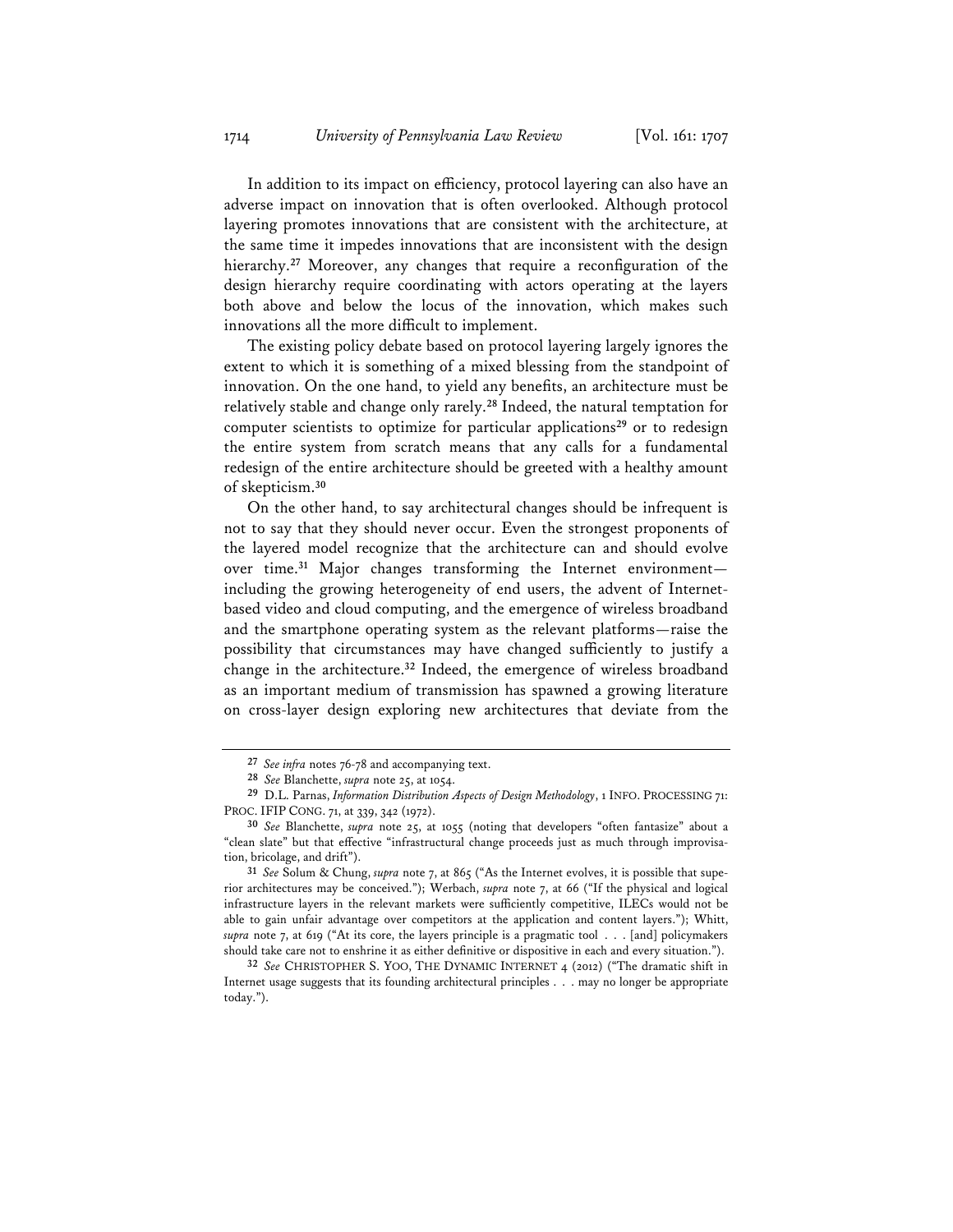In addition to its impact on efficiency, protocol layering can also have an adverse impact on innovation that is often overlooked. Although protocol layering promotes innovations that are consistent with the architecture, at the same time it impedes innovations that are inconsistent with the design hierarchy.[27] Moreover, any changes that require a reconfiguration of the design hierarchy require coordinating with actors operating at the layers both above and below the locus of the innovation, which makes such innovations all the more difficult to implement.

The existing policy debate based on protocol layering largely ignores the extent to which it is something of a mixed blessing from the standpoint of innovation. On the one hand, to yield any benefits, an architecture must be relatively stable and change only rarely.[28] Indeed, the natural temptation for computer scientists to optimize for particular applications[29] or to redesign the entire system from scratch means that any calls for a fundamental redesign of the entire architecture should be greeted with a healthy amount of skepticism.[30]

On the other hand, to say architectural changes should be infrequent is not to say that they should never occur. Even the strongest proponents of the layered model recognize that the architecture can and should evolve over time.[31] Major changes transforming the Internet environment—including the growing heterogeneity of end users, the advent of Internet-based video and cloud computing, and the emergence of wireless broadband and the smartphone operating system as the relevant platforms—raise the possibility that circumstances may have changed sufficiently to justify a change in the architecture.[32] Indeed, the emergence of wireless broadband as an important medium of transmission has spawned a growing literature on cross-layer design exploring new architectures that deviate from the

---

[27] *See infra* notes 76-78 and accompanying text.

[28] *See* Blanchette, *supra* note 25, at 1054.

[29] D.L. Parnas, *Information Distribution Aspects of Design Methodology*, 1 INFO. PROCESSING 71: PROC. IFIP CONG. 71, at 339, 342 (1972).

[30] *See* Blanchette, *supra* note 25, at 1055 (noting that developers "often fantasize" about a "clean slate" but that effective "infrastructural change proceeds just as much through improvisation, bricolage, and drift").

[31] *See* Solum & Chung, *supra* note 7, at 865 ("As the Internet evolves, it is possible that superior architectures may be conceived."); Werbach, *supra* note 7, at 66 ("If the physical and logical infrastructure layers in the relevant markets were sufficiently competitive, ILECs would not be able to gain unfair advantage over competitors at the application and content layers."); Whitt, *supra* note 7, at 619 ("At its core, the layers principle is a pragmatic tool . . . [and] policymakers should take care not to enshrine it as either definitive or dispositive in each and every situation.").

[32] *See* CHRISTOPHER S. YOO, THE DYNAMIC INTERNET 4 (2012) ("The dramatic shift in Internet usage suggests that its founding architectural principles . . . may no longer be appropriate today.").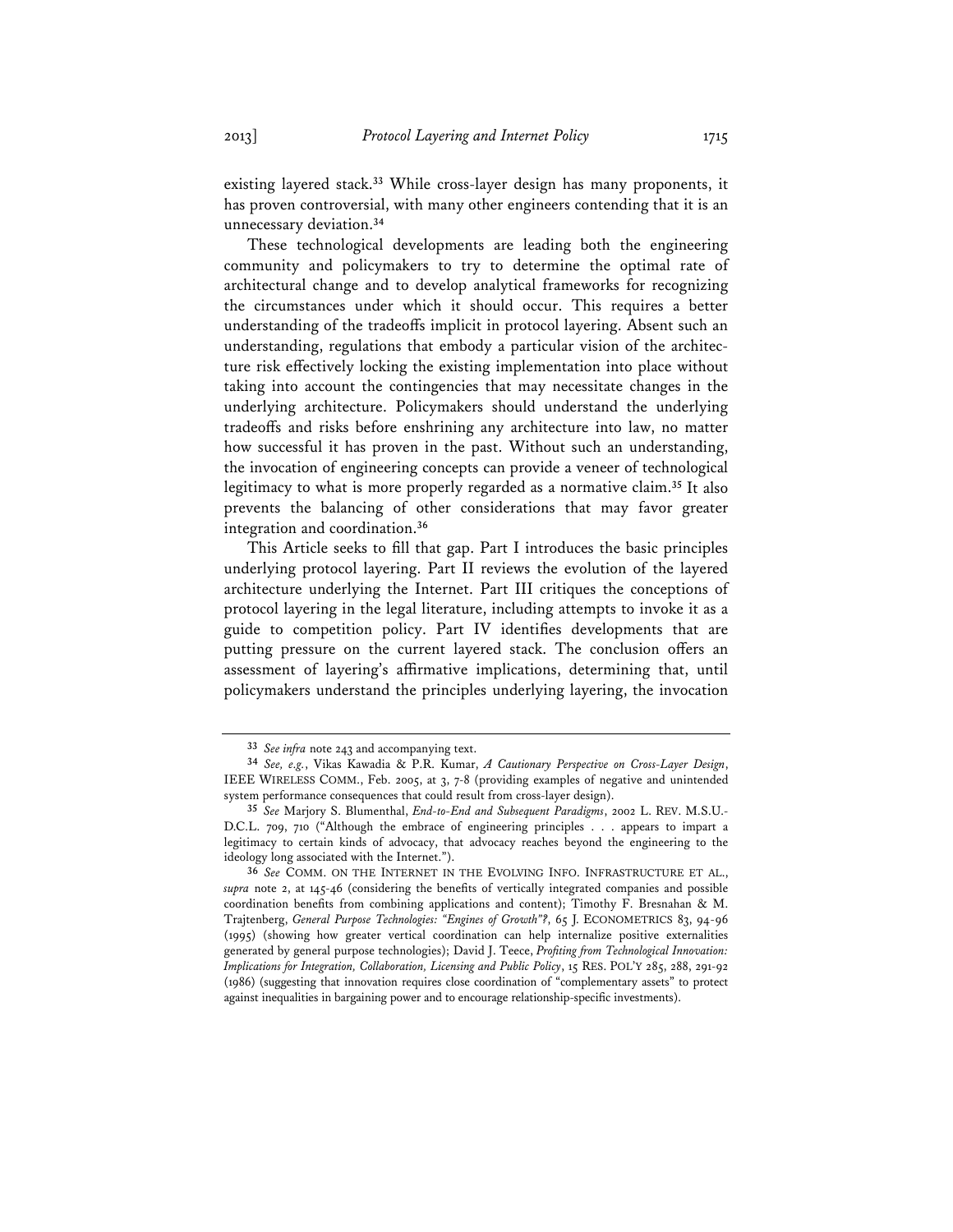existing layered stack.[33] While cross-layer design has many proponents, it has proven controversial, with many other engineers contending that it is an unnecessary deviation.[34]

These technological developments are leading both the engineering community and policymakers to try to determine the optimal rate of architectural change and to develop analytical frameworks for recognizing the circumstances under which it should occur. This requires a better understanding of the tradeoffs implicit in protocol layering. Absent such an understanding, regulations that embody a particular vision of the architecture risk effectively locking the existing implementation into place without taking into account the contingencies that may necessitate changes in the underlying architecture. Policymakers should understand the underlying tradeoffs and risks before enshrining any architecture into law, no matter how successful it has proven in the past. Without such an understanding, the invocation of engineering concepts can provide a veneer of technological legitimacy to what is more properly regarded as a normative claim.[35] It also prevents the balancing of other considerations that may favor greater integration and coordination.[36]

This Article seeks to fill that gap. Part I introduces the basic principles underlying protocol layering. Part II reviews the evolution of the layered architecture underlying the Internet. Part III critiques the conceptions of protocol layering in the legal literature, including attempts to invoke it as a guide to competition policy. Part IV identifies developments that are putting pressure on the current layered stack. The conclusion offers an assessment of layering's affirmative implications, determining that, until policymakers understand the principles underlying layering, the invocation

---

33 *See infra* note 243 and accompanying text.

34 *See, e.g.*, Vikas Kawadia & P.R. Kumar, *A Cautionary Perspective on Cross-Layer Design*, IEEE WIRELESS COMM., Feb. 2005, at 3, 7-8 (providing examples of negative and unintended system performance consequences that could result from cross-layer design).

35 *See* Marjory S. Blumenthal, *End-to-End and Subsequent Paradigms*, 2002 L. REV. M.S.U.-D.C.L. 709, 710 ("Although the embrace of engineering principles . . . appears to impart a legitimacy to certain kinds of advocacy, that advocacy reaches beyond the engineering to the ideology long associated with the Internet.").

36 *See* COMM. ON THE INTERNET IN THE EVOLVING INFO. INFRASTRUCTURE ET AL., *supra* note 2, at 145-46 (considering the benefits of vertically integrated companies and possible coordination benefits from combining applications and content); Timothy F. Bresnahan & M. Trajtenberg, *General Purpose Technologies: "Engines of Growth"?*, 65 J. ECONOMETRICS 83, 94-96 (1995) (showing how greater vertical coordination can help internalize positive externalities generated by general purpose technologies); David J. Teece, *Profiting from Technological Innovation: Implications for Integration, Collaboration, Licensing and Public Policy*, 15 RES. POL'Y 285, 288, 291-92 (1986) (suggesting that innovation requires close coordination of "complementary assets" to protect against inequalities in bargaining power and to encourage relationship-specific investments).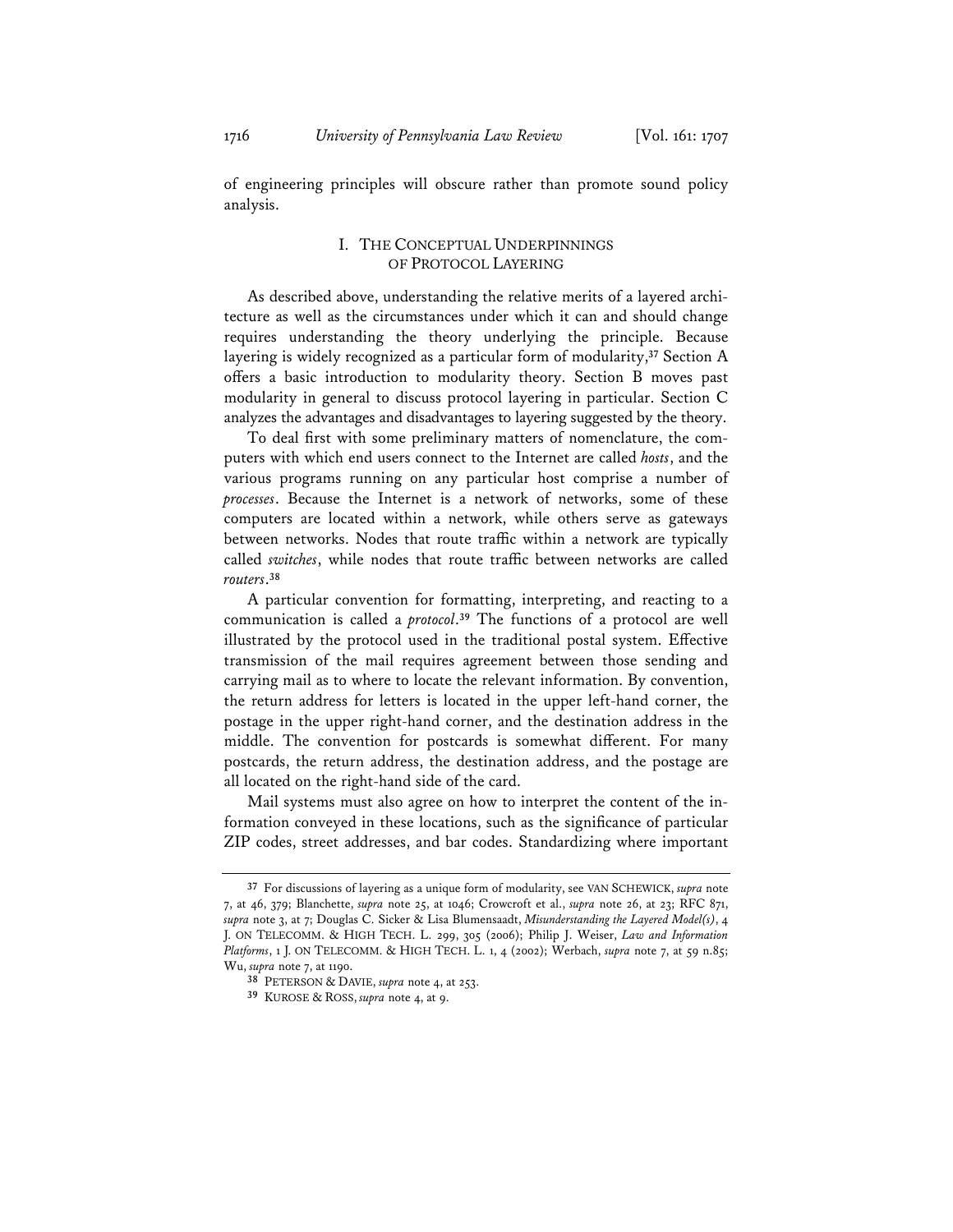of engineering principles will obscure rather than promote sound policy analysis.

## I. THE CONCEPTUAL UNDERPINNINGS OF PROTOCOL LAYERING

As described above, understanding the relative merits of a layered architecture as well as the circumstances under which it can and should change requires understanding the theory underlying the principle. Because layering is widely recognized as a particular form of modularity,[37] Section A offers a basic introduction to modularity theory. Section B moves past modularity in general to discuss protocol layering in particular. Section C analyzes the advantages and disadvantages to layering suggested by the theory.

To deal first with some preliminary matters of nomenclature, the computers with which end users connect to the Internet are called *hosts*, and the various programs running on any particular host comprise a number of *processes*. Because the Internet is a network of networks, some of these computers are located within a network, while others serve as gateways between networks. Nodes that route traffic within a network are typically called *switches*, while nodes that route traffic between networks are called *routers*.[38]

A particular convention for formatting, interpreting, and reacting to a communication is called a *protocol*.[39] The functions of a protocol are well illustrated by the protocol used in the traditional postal system. Effective transmission of the mail requires agreement between those sending and carrying mail as to where to locate the relevant information. By convention, the return address for letters is located in the upper left-hand corner, the postage in the upper right-hand corner, and the destination address in the middle. The convention for postcards is somewhat different. For many postcards, the return address, the destination address, and the postage are all located on the right-hand side of the card.

Mail systems must also agree on how to interpret the content of the information conveyed in these locations, such as the significance of particular ZIP codes, street addresses, and bar codes. Standardizing where important

---

[37] For discussions of layering as a unique form of modularity, see VAN SCHEWICK, *supra* note 7, at 46, 379; Blanchette, *supra* note 25, at 1046; Crowcroft et al., *supra* note 26, at 23; RFC 871, *supra* note 3, at 7; Douglas C. Sicker & Lisa Blumensaadt, *Misunderstanding the Layered Model(s)*, 4 J. ON TELECOMM. & HIGH TECH. L. 299, 305 (2006); Philip J. Weiser, *Law and Information Platforms*, 1 J. ON TELECOMM. & HIGH TECH. L. 1, 4 (2002); Werbach, *supra* note 7, at 59 n.85; Wu, *supra* note 7, at 1190.

[38] PETERSON & DAVIE, *supra* note 4, at 253.

[39] KUROSE & ROSS, *supra* note 4, at 9.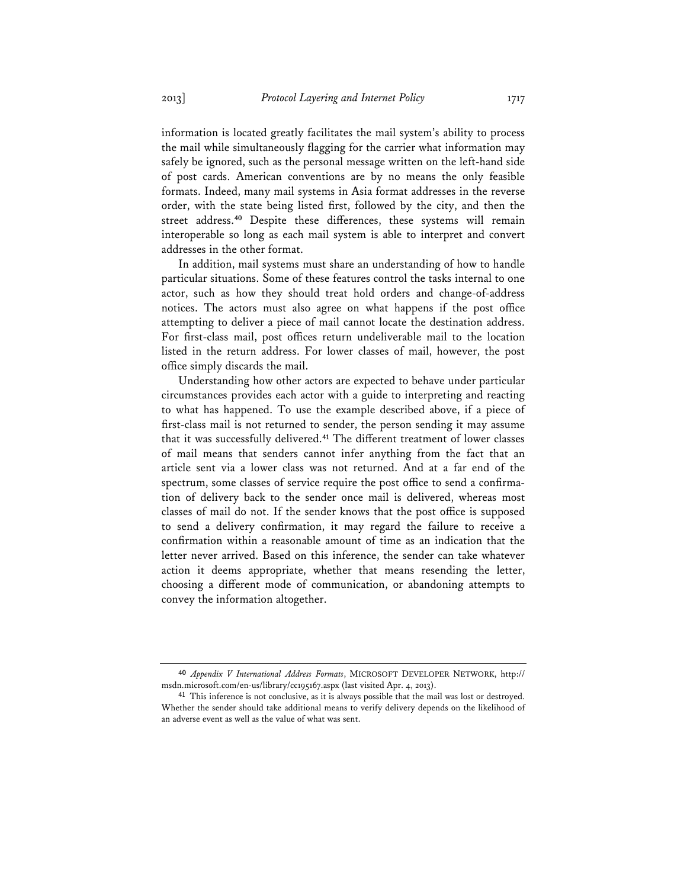information is located greatly facilitates the mail system's ability to process the mail while simultaneously flagging for the carrier what information may safely be ignored, such as the personal message written on the left-hand side of post cards. American conventions are by no means the only feasible formats. Indeed, many mail systems in Asia format addresses in the reverse order, with the state being listed first, followed by the city, and then the street address.[40] Despite these differences, these systems will remain interoperable so long as each mail system is able to interpret and convert addresses in the other format.

In addition, mail systems must share an understanding of how to handle particular situations. Some of these features control the tasks internal to one actor, such as how they should treat hold orders and change-of-address notices. The actors must also agree on what happens if the post office attempting to deliver a piece of mail cannot locate the destination address. For first-class mail, post offices return undeliverable mail to the location listed in the return address. For lower classes of mail, however, the post office simply discards the mail.

Understanding how other actors are expected to behave under particular circumstances provides each actor with a guide to interpreting and reacting to what has happened. To use the example described above, if a piece of first-class mail is not returned to sender, the person sending it may assume that it was successfully delivered.[41] The different treatment of lower classes of mail means that senders cannot infer anything from the fact that an article sent via a lower class was not returned. And at a far end of the spectrum, some classes of service require the post office to send a confirmation of delivery back to the sender once mail is delivered, whereas most classes of mail do not. If the sender knows that the post office is supposed to send a delivery confirmation, it may regard the failure to receive a confirmation within a reasonable amount of time as an indication that the letter never arrived. Based on this inference, the sender can take whatever action it deems appropriate, whether that means resending the letter, choosing a different mode of communication, or abandoning attempts to convey the information altogether.

---

[40] *Appendix V International Address Formats*, MICROSOFT DEVELOPER NETWORK, http://msdn.microsoft.com/en-us/library/cc195167.aspx (last visited Apr. 4, 2013).

[41] This inference is not conclusive, as it is always possible that the mail was lost or destroyed. Whether the sender should take additional means to verify delivery depends on the likelihood of an adverse event as well as the value of what was sent.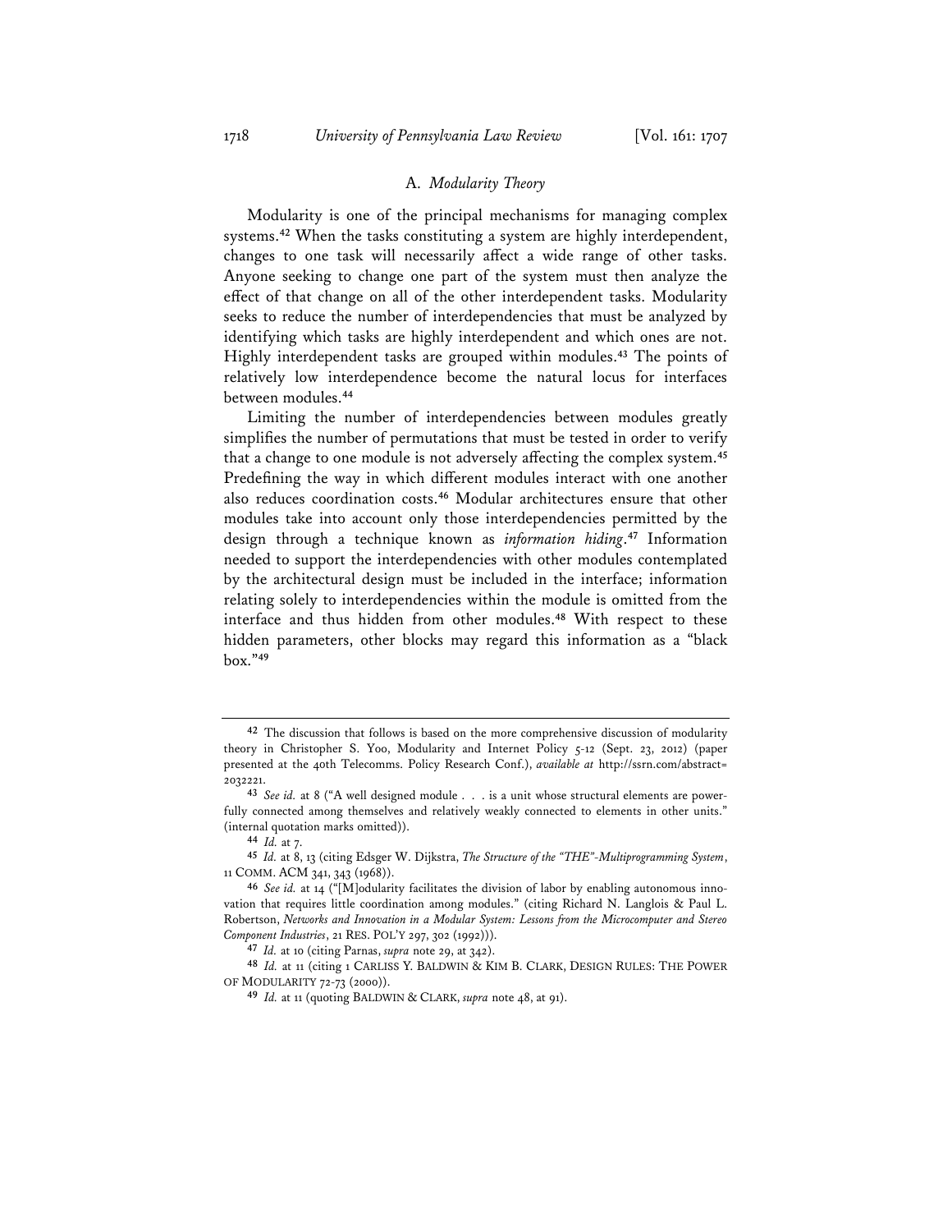### A. *Modularity Theory*

Modularity is one of the principal mechanisms for managing complex systems.[42] When the tasks constituting a system are highly interdependent, changes to one task will necessarily affect a wide range of other tasks. Anyone seeking to change one part of the system must then analyze the effect of that change on all of the other interdependent tasks. Modularity seeks to reduce the number of interdependencies that must be analyzed by identifying which tasks are highly interdependent and which ones are not. Highly interdependent tasks are grouped within modules.[43] The points of relatively low interdependence become the natural locus for interfaces between modules.[44]

Limiting the number of interdependencies between modules greatly simplifies the number of permutations that must be tested in order to verify that a change to one module is not adversely affecting the complex system.[45] Predefining the way in which different modules interact with one another also reduces coordination costs.[46] Modular architectures ensure that other modules take into account only those interdependencies permitted by the design through a technique known as *information hiding*.[47] Information needed to support the interdependencies with other modules contemplated by the architectural design must be included in the interface; information relating solely to interdependencies within the module is omitted from the interface and thus hidden from other modules.[48] With respect to these hidden parameters, other blocks may regard this information as a "black box."[49]

---

42 The discussion that follows is based on the more comprehensive discussion of modularity theory in Christopher S. Yoo, Modularity and Internet Policy 5-12 (Sept. 23, 2012) (paper presented at the 40th Telecomms. Policy Research Conf.), *available at* http://ssrn.com/abstract=2032221.

43 *See id.* at 8 ("A well designed module . . . is a unit whose structural elements are powerfully connected among themselves and relatively weakly connected to elements in other units." (internal quotation marks omitted)).

44 *Id.* at 7.

45 *Id.* at 8, 13 (citing Edsger W. Dijkstra, *The Structure of the "THE"-Multiprogramming System*, 11 COMM. ACM 341, 343 (1968)).

46 *See id.* at 14 ("[M]odularity facilitates the division of labor by enabling autonomous innovation that requires little coordination among modules." (citing Richard N. Langlois & Paul L. Robertson, *Networks and Innovation in a Modular System: Lessons from the Microcomputer and Stereo Component Industries*, 21 RES. POL'Y 297, 302 (1992))).

47 *Id.* at 10 (citing Parnas, *supra* note 29, at 342).

48 *Id.* at 11 (citing 1 CARLISS Y. BALDWIN & KIM B. CLARK, DESIGN RULES: THE POWER OF MODULARITY 72-73 (2000)).

49 *Id.* at 11 (quoting BALDWIN & CLARK, *supra* note 48, at 91).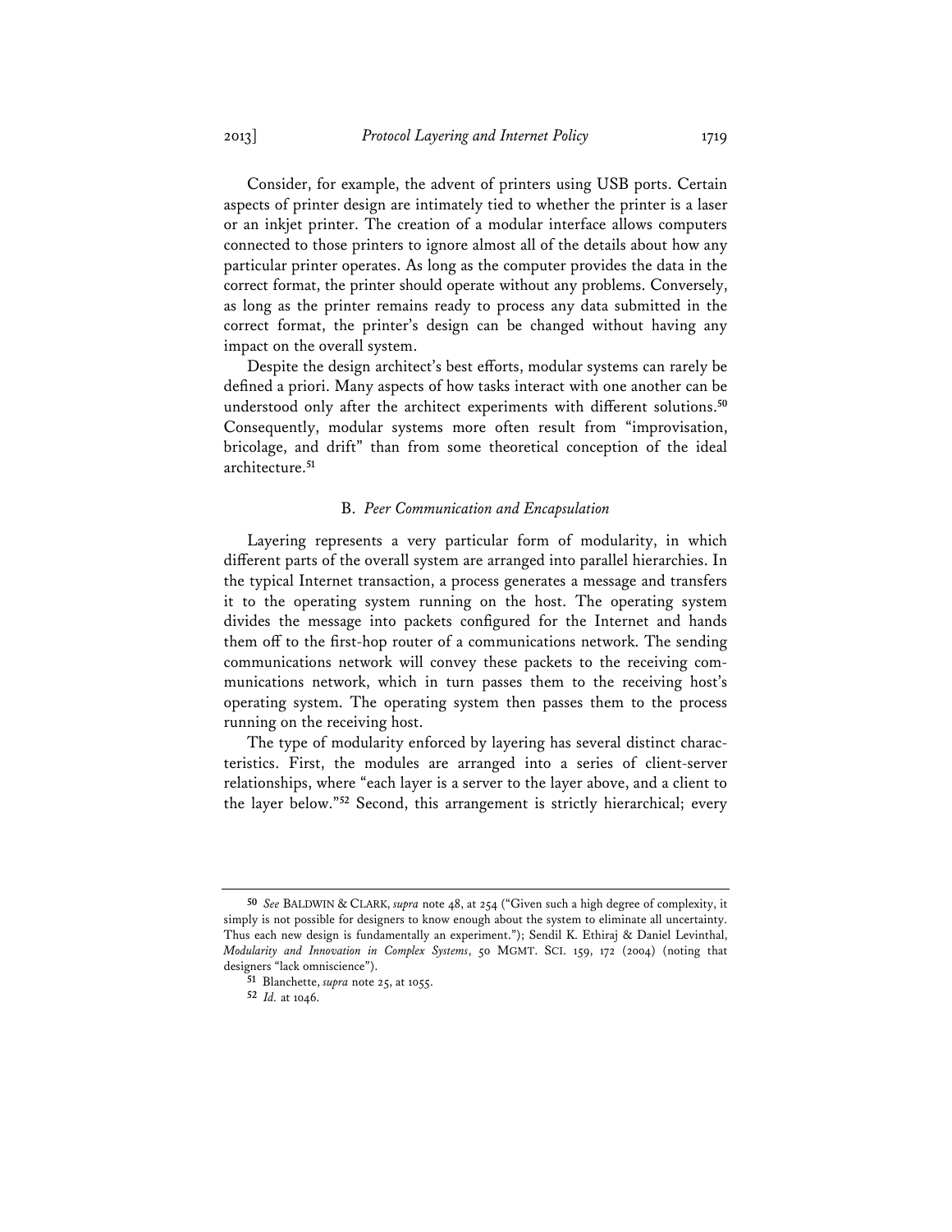Consider, for example, the advent of printers using USB ports. Certain aspects of printer design are intimately tied to whether the printer is a laser or an inkjet printer. The creation of a modular interface allows computers connected to those printers to ignore almost all of the details about how any particular printer operates. As long as the computer provides the data in the correct format, the printer should operate without any problems. Conversely, as long as the printer remains ready to process any data submitted in the correct format, the printer's design can be changed without having any impact on the overall system.

Despite the design architect's best efforts, modular systems can rarely be defined a priori. Many aspects of how tasks interact with one another can be understood only after the architect experiments with different solutions.[50] Consequently, modular systems more often result from "improvisation, bricolage, and drift" than from some theoretical conception of the ideal architecture.[51]

### B. *Peer Communication and Encapsulation*

Layering represents a very particular form of modularity, in which different parts of the overall system are arranged into parallel hierarchies. In the typical Internet transaction, a process generates a message and transfers it to the operating system running on the host. The operating system divides the message into packets configured for the Internet and hands them off to the first-hop router of a communications network. The sending communications network will convey these packets to the receiving communications network, which in turn passes them to the receiving host's operating system. The operating system then passes them to the process running on the receiving host.

The type of modularity enforced by layering has several distinct characteristics. First, the modules are arranged into a series of client-server relationships, where "each layer is a server to the layer above, and a client to the layer below."[52] Second, this arrangement is strictly hierarchical; every

---

[50] *See* BALDWIN & CLARK, *supra* note 48, at 254 ("Given such a high degree of complexity, it simply is not possible for designers to know enough about the system to eliminate all uncertainty. Thus each new design is fundamentally an experiment."); Sendil K. Ethiraj & Daniel Levinthal, *Modularity and Innovation in Complex Systems*, 50 MGMT. SCI. 159, 172 (2004) (noting that designers "lack omniscience").

[51] Blanchette, *supra* note 25, at 1055.

[52] *Id.* at 1046.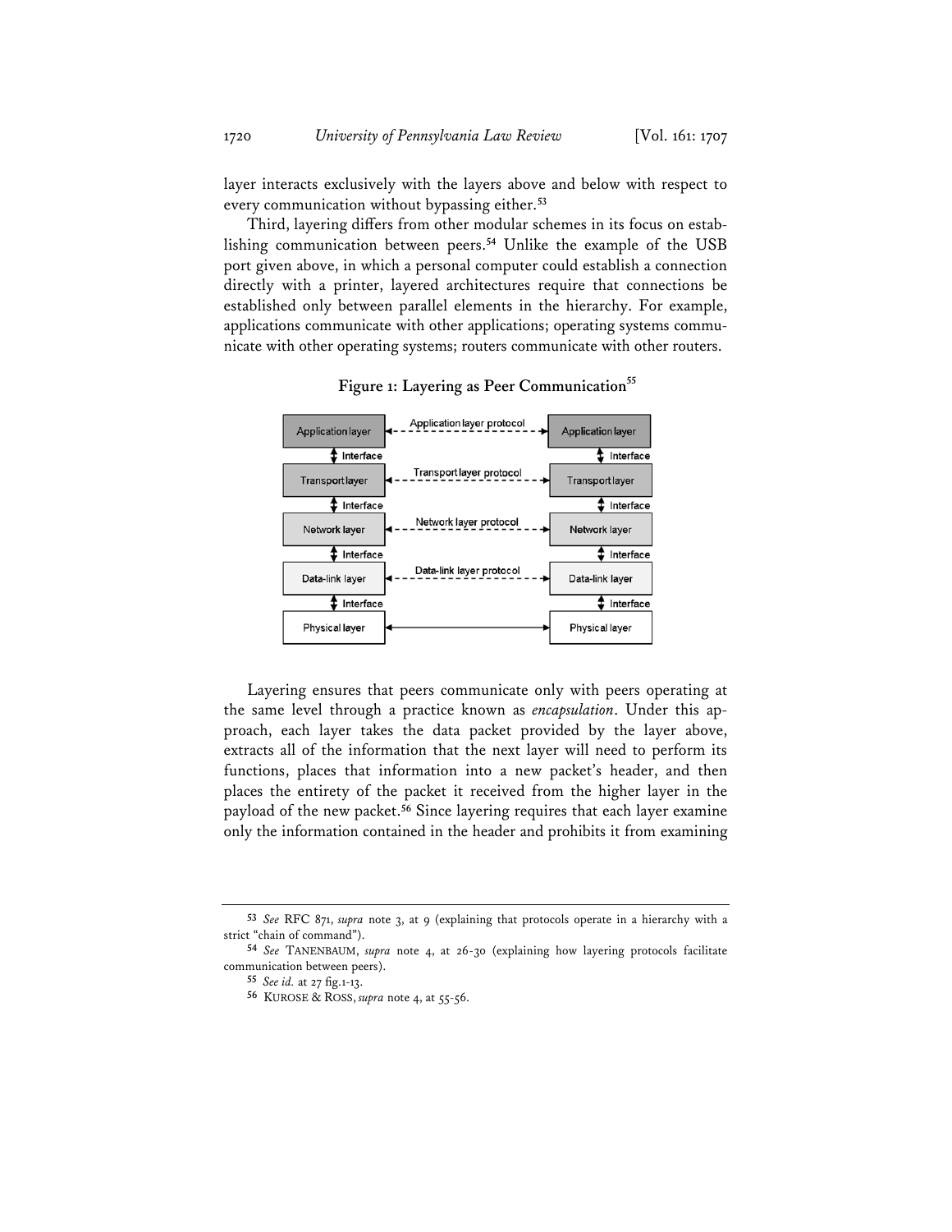layer interacts exclusively with the layers above and below with respect to every communication without bypassing either.[53]

Third, layering differs from other modular schemes in its focus on establishing communication between peers.[54] Unlike the example of the USB port given above, in which a personal computer could establish a connection directly with a printer, layered architectures require that connections be established only between parallel elements in the hierarchy. For example, applications communicate with other applications; operating systems communicate with other operating systems; routers communicate with other routers.

**Figure 1: Layering as Peer Communication[55]**

| | | |
|---|---|---|
| Application layer | ← Application layer protocol → | Application layer |
| ↕ Interface | | ↕ Interface |
| Transport layer | ← Transport layer protocol → | Transport layer |
| ↕ Interface | | ↕ Interface |
| Network layer | ← Network layer protocol → | Network layer |
| ↕ Interface | | ↕ Interface |
| Data-link layer | ← Data-link layer protocol → | Data-link layer |
| ↕ Interface | | ↕ Interface |
| Physical layer | ←→ | Physical layer |

Layering ensures that peers communicate only with peers operating at the same level through a practice known as *encapsulation*. Under this approach, each layer takes the data packet provided by the layer above, extracts all of the information that the next layer will need to perform its functions, places that information into a new packet's header, and then places the entirety of the packet it received from the higher layer in the payload of the new packet.[56] Since layering requires that each layer examine only the information contained in the header and prohibits it from examining

---

[53] *See* RFC 871, *supra* note 3, at 9 (explaining that protocols operate in a hierarchy with a strict "chain of command").

[54] *See* TANENBAUM, *supra* note 4, at 26-30 (explaining how layering protocols facilitate communication between peers).

[55] *See id.* at 27 fig.1-13.

[56] KUROSE & ROSS, *supra* note 4, at 55-56.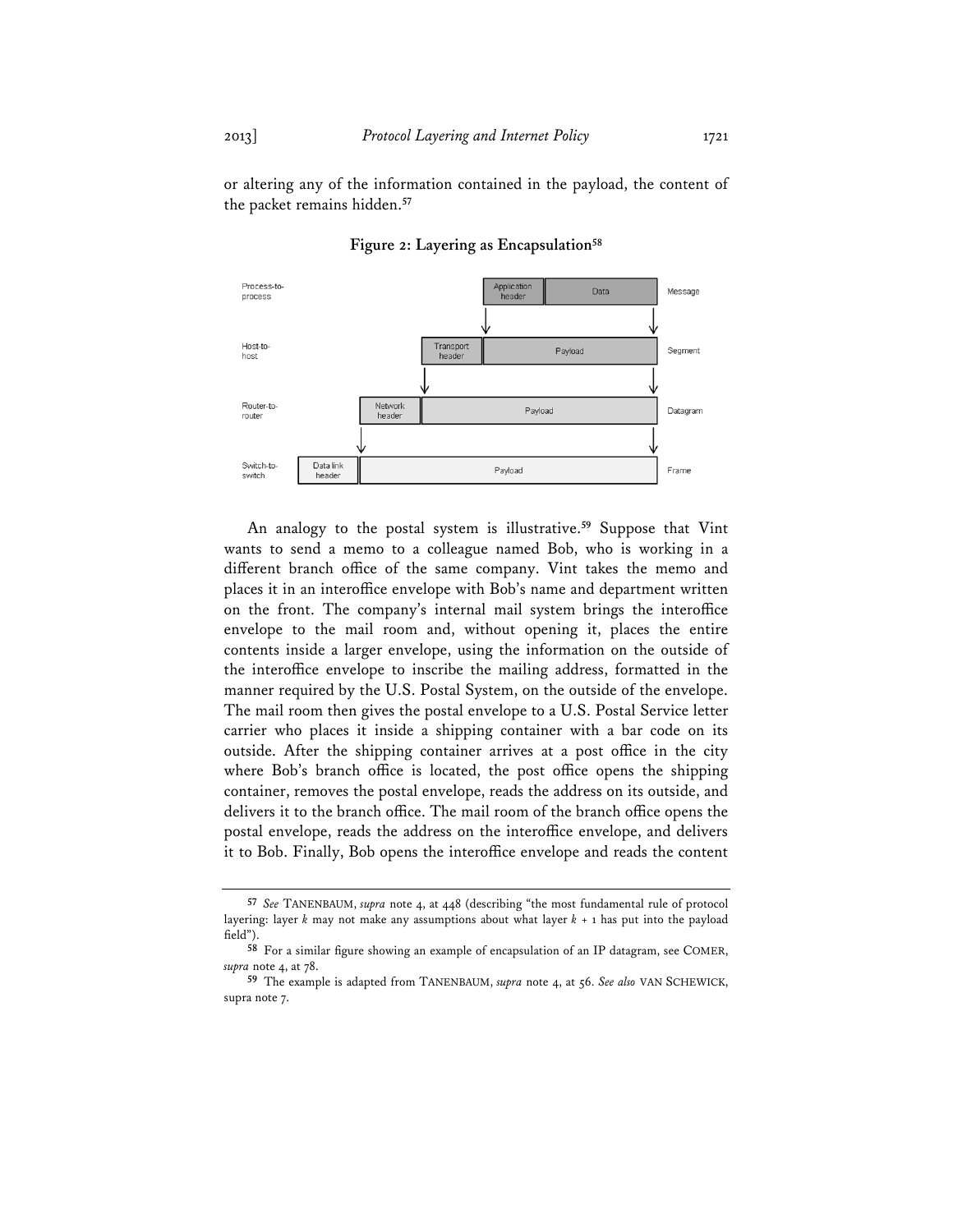or altering any of the information contained in the payload, the content of the packet remains hidden.[57]

**Figure 2: Layering as Encapsulation**[58]

An analogy to the postal system is illustrative.[59] Suppose that Vint wants to send a memo to a colleague named Bob, who is working in a different branch office of the same company. Vint takes the memo and places it in an interoffice envelope with Bob's name and department written on the front. The company's internal mail system brings the interoffice envelope to the mail room and, without opening it, places the entire contents inside a larger envelope, using the information on the outside of the interoffice envelope to inscribe the mailing address, formatted in the manner required by the U.S. Postal System, on the outside of the envelope. The mail room then gives the postal envelope to a U.S. Postal Service letter carrier who places it inside a shipping container with a bar code on its outside. After the shipping container arrives at a post office in the city where Bob's branch office is located, the post office opens the shipping container, removes the postal envelope, reads the address on its outside, and delivers it to the branch office. The mail room of the branch office opens the postal envelope, reads the address on the interoffice envelope, and delivers it to Bob. Finally, Bob opens the interoffice envelope and reads the content

---

[57] *See* TANENBAUM, *supra* note 4, at 448 (describing "the most fundamental rule of protocol layering: layer *k* may not make any assumptions about what layer *k* + 1 has put into the payload field").

[58] For a similar figure showing an example of encapsulation of an IP datagram, see COMER, *supra* note 4, at 78.

[59] The example is adapted from TANENBAUM, *supra* note 4, at 56. *See also* VAN SCHEWICK, supra note 7.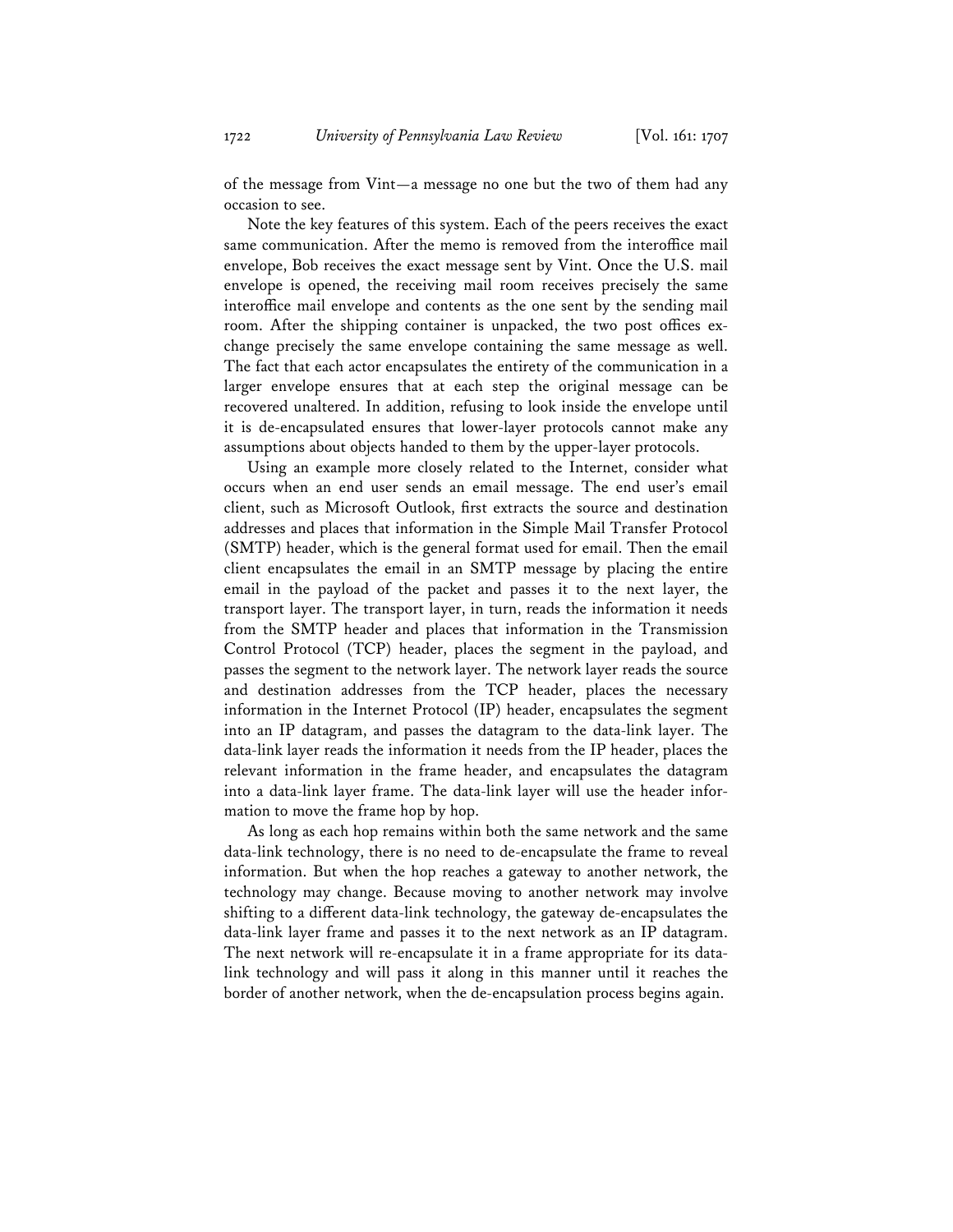of the message from Vint—a message no one but the two of them had any occasion to see.

Note the key features of this system. Each of the peers receives the exact same communication. After the memo is removed from the interoffice mail envelope, Bob receives the exact message sent by Vint. Once the U.S. mail envelope is opened, the receiving mail room receives precisely the same interoffice mail envelope and contents as the one sent by the sending mail room. After the shipping container is unpacked, the two post offices exchange precisely the same envelope containing the same message as well. The fact that each actor encapsulates the entirety of the communication in a larger envelope ensures that at each step the original message can be recovered unaltered. In addition, refusing to look inside the envelope until it is de-encapsulated ensures that lower-layer protocols cannot make any assumptions about objects handed to them by the upper-layer protocols.

Using an example more closely related to the Internet, consider what occurs when an end user sends an email message. The end user's email client, such as Microsoft Outlook, first extracts the source and destination addresses and places that information in the Simple Mail Transfer Protocol (SMTP) header, which is the general format used for email. Then the email client encapsulates the email in an SMTP message by placing the entire email in the payload of the packet and passes it to the next layer, the transport layer. The transport layer, in turn, reads the information it needs from the SMTP header and places that information in the Transmission Control Protocol (TCP) header, places the segment in the payload, and passes the segment to the network layer. The network layer reads the source and destination addresses from the TCP header, places the necessary information in the Internet Protocol (IP) header, encapsulates the segment into an IP datagram, and passes the datagram to the data-link layer. The data-link layer reads the information it needs from the IP header, places the relevant information in the frame header, and encapsulates the datagram into a data-link layer frame. The data-link layer will use the header information to move the frame hop by hop.

As long as each hop remains within both the same network and the same data-link technology, there is no need to de-encapsulate the frame to reveal information. But when the hop reaches a gateway to another network, the technology may change. Because moving to another network may involve shifting to a different data-link technology, the gateway de-encapsulates the data-link layer frame and passes it to the next network as an IP datagram. The next network will re-encapsulate it in a frame appropriate for its data-link technology and will pass it along in this manner until it reaches the border of another network, when the de-encapsulation process begins again.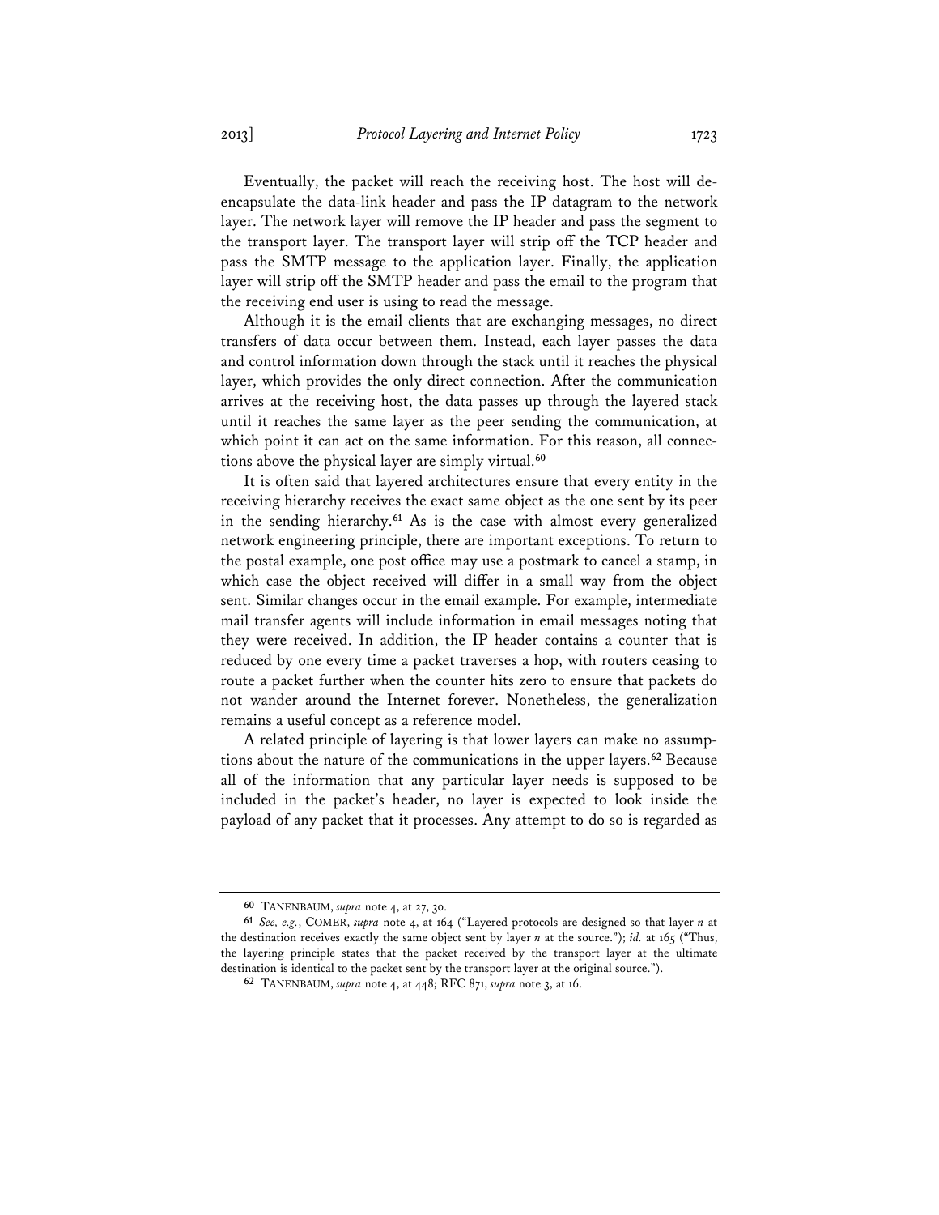Eventually, the packet will reach the receiving host. The host will de-encapsulate the data-link header and pass the IP datagram to the network layer. The network layer will remove the IP header and pass the segment to the transport layer. The transport layer will strip off the TCP header and pass the SMTP message to the application layer. Finally, the application layer will strip off the SMTP header and pass the email to the program that the receiving end user is using to read the message.

Although it is the email clients that are exchanging messages, no direct transfers of data occur between them. Instead, each layer passes the data and control information down through the stack until it reaches the physical layer, which provides the only direct connection. After the communication arrives at the receiving host, the data passes up through the layered stack until it reaches the same layer as the peer sending the communication, at which point it can act on the same information. For this reason, all connections above the physical layer are simply virtual.[60]

It is often said that layered architectures ensure that every entity in the receiving hierarchy receives the exact same object as the one sent by its peer in the sending hierarchy.[61] As is the case with almost every generalized network engineering principle, there are important exceptions. To return to the postal example, one post office may use a postmark to cancel a stamp, in which case the object received will differ in a small way from the object sent. Similar changes occur in the email example. For example, intermediate mail transfer agents will include information in email messages noting that they were received. In addition, the IP header contains a counter that is reduced by one every time a packet traverses a hop, with routers ceasing to route a packet further when the counter hits zero to ensure that packets do not wander around the Internet forever. Nonetheless, the generalization remains a useful concept as a reference model.

A related principle of layering is that lower layers can make no assumptions about the nature of the communications in the upper layers.[62] Because all of the information that any particular layer needs is supposed to be included in the packet's header, no layer is expected to look inside the payload of any packet that it processes. Any attempt to do so is regarded as

---

[60] TANENBAUM, *supra* note 4, at 27, 30.

[61] *See, e.g.*, COMER, *supra* note 4, at 164 ("Layered protocols are designed so that layer *n* at the destination receives exactly the same object sent by layer *n* at the source."); *id.* at 165 ("Thus, the layering principle states that the packet received by the transport layer at the ultimate destination is identical to the packet sent by the transport layer at the original source.").

[62] TANENBAUM, *supra* note 4, at 448; RFC 871, *supra* note 3, at 16.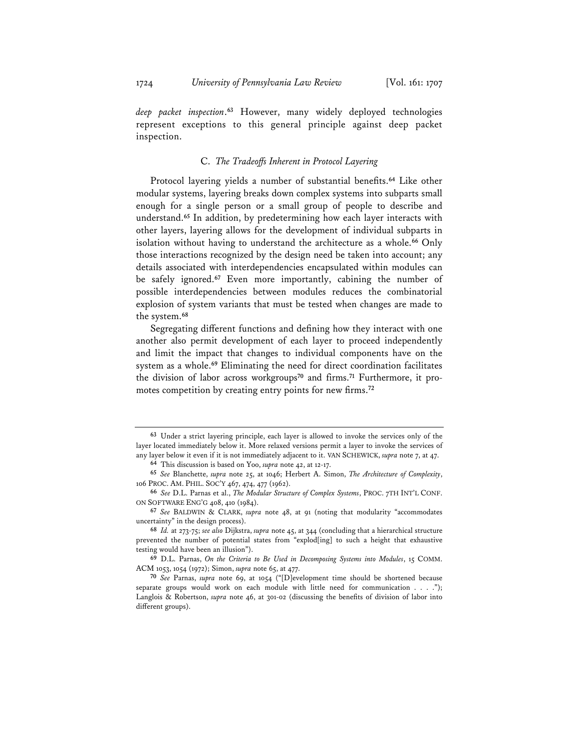*deep packet inspection*.[63] However, many widely deployed technologies represent exceptions to this general principle against deep packet inspection.

### C. *The Tradeoffs Inherent in Protocol Layering*

Protocol layering yields a number of substantial benefits.[64] Like other modular systems, layering breaks down complex systems into subparts small enough for a single person or a small group of people to describe and understand.[65] In addition, by predetermining how each layer interacts with other layers, layering allows for the development of individual subparts in isolation without having to understand the architecture as a whole.[66] Only those interactions recognized by the design need be taken into account; any details associated with interdependencies encapsulated within modules can be safely ignored.[67] Even more importantly, cabining the number of possible interdependencies between modules reduces the combinatorial explosion of system variants that must be tested when changes are made to the system.[68]

Segregating different functions and defining how they interact with one another also permit development of each layer to proceed independently and limit the impact that changes to individual components have on the system as a whole.[69] Eliminating the need for direct coordination facilitates the division of labor across workgroups[70] and firms.[71] Furthermore, it promotes competition by creating entry points for new firms.[72]

---

[63] Under a strict layering principle, each layer is allowed to invoke the services only of the layer located immediately below it. More relaxed versions permit a layer to invoke the services of any layer below it even if it is not immediately adjacent to it. VAN SCHEWICK, *supra* note 7, at 47.

[64] This discussion is based on Yoo, *supra* note 42, at 12-17.

[65] *See* Blanchette, *supra* note 25, at 1046; Herbert A. Simon, *The Architecture of Complexity*, 106 PROC. AM. PHIL. SOC'Y 467, 474, 477 (1962).

[66] *See* D.L. Parnas et al., *The Modular Structure of Complex Systems*, PROC. 7TH INT'L CONF. ON SOFTWARE ENG'G 408, 410 (1984).

[67] *See* BALDWIN & CLARK, *supra* note 48, at 91 (noting that modularity "accommodates uncertainty" in the design process).

[68] *Id.* at 273-75; *see also* Dijkstra, *supra* note 45, at 344 (concluding that a hierarchical structure prevented the number of potential states from "explod[ing] to such a height that exhaustive testing would have been an illusion").

[69] D.L. Parnas, *On the Criteria to Be Used in Decomposing Systems into Modules*, 15 COMM. ACM 1053, 1054 (1972); Simon, *supra* note 65, at 477.

[70] *See* Parnas, *supra* note 69, at 1054 ("[D]evelopment time should be shortened because separate groups would work on each module with little need for communication . . . ."); Langlois & Robertson, *supra* note 46, at 301-02 (discussing the benefits of division of labor into different groups).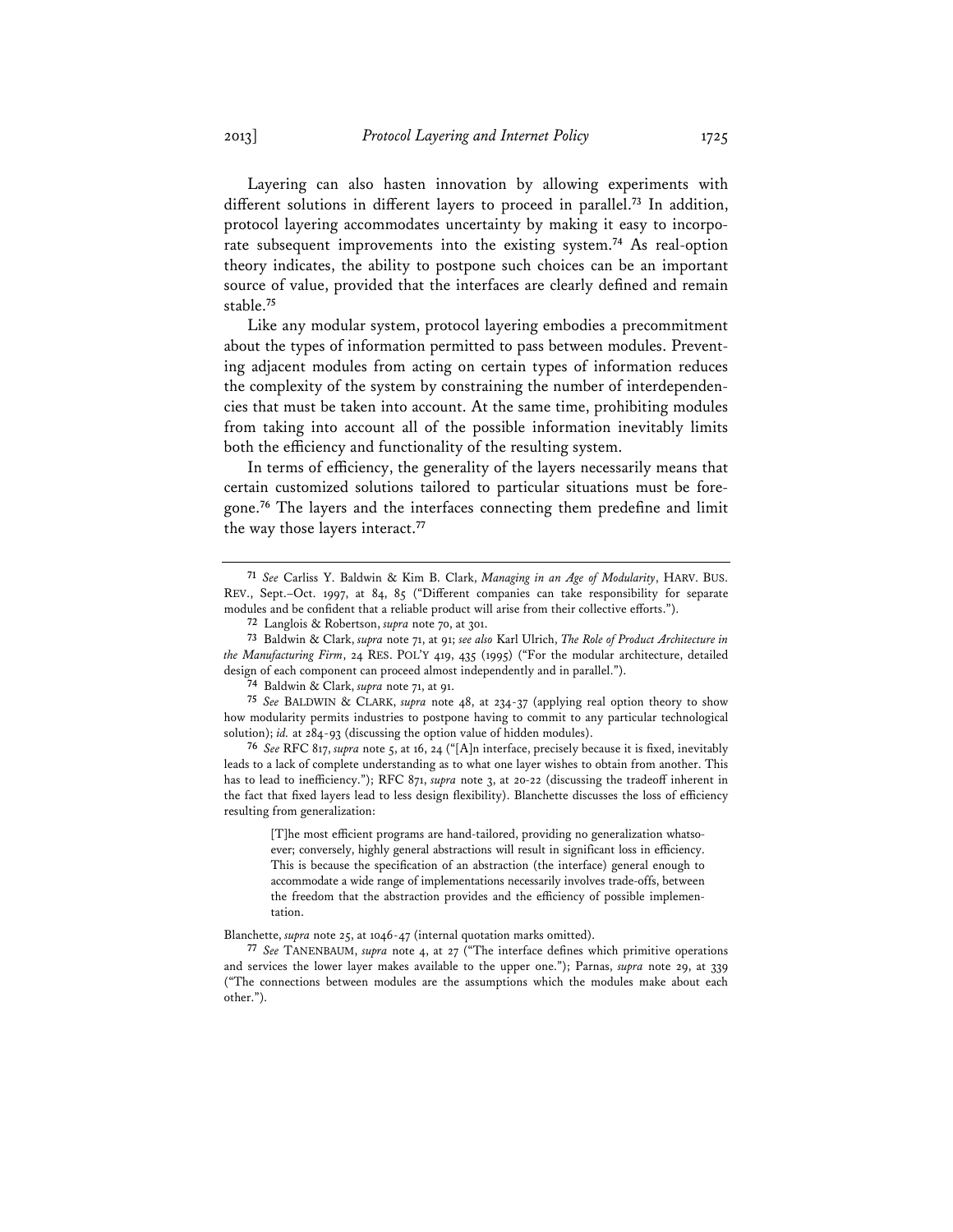Layering can also hasten innovation by allowing experiments with different solutions in different layers to proceed in parallel.[73] In addition, protocol layering accommodates uncertainty by making it easy to incorporate subsequent improvements into the existing system.[74] As real-option theory indicates, the ability to postpone such choices can be an important source of value, provided that the interfaces are clearly defined and remain stable.[75]

Like any modular system, protocol layering embodies a precommitment about the types of information permitted to pass between modules. Preventing adjacent modules from acting on certain types of information reduces the complexity of the system by constraining the number of interdependencies that must be taken into account. At the same time, prohibiting modules from taking into account all of the possible information inevitably limits both the efficiency and functionality of the resulting system.

In terms of efficiency, the generality of the layers necessarily means that certain customized solutions tailored to particular situations must be foregone.[76] The layers and the interfaces connecting them predefine and limit the way those layers interact.[77]

---

[71] *See* Carliss Y. Baldwin & Kim B. Clark, *Managing in an Age of Modularity*, HARV. BUS. REV., Sept.–Oct. 1997, at 84, 85 ("Different companies can take responsibility for separate modules and be confident that a reliable product will arise from their collective efforts.").

[72] Langlois & Robertson, *supra* note 70, at 301.

[73] Baldwin & Clark, *supra* note 71, at 91; *see also* Karl Ulrich, *The Role of Product Architecture in the Manufacturing Firm*, 24 RES. POL'Y 419, 435 (1995) ("For the modular architecture, detailed design of each component can proceed almost independently and in parallel.").

[74] Baldwin & Clark, *supra* note 71, at 91.

[75] *See* BALDWIN & CLARK, *supra* note 48, at 234-37 (applying real option theory to show how modularity permits industries to postpone having to commit to any particular technological solution); *id.* at 284-93 (discussing the option value of hidden modules).

[76] *See* RFC 817, *supra* note 5, at 16, 24 ("[A]n interface, precisely because it is fixed, inevitably leads to a lack of complete understanding as to what one layer wishes to obtain from another. This has to lead to inefficiency."); RFC 871, *supra* note 3, at 20-22 (discussing the tradeoff inherent in the fact that fixed layers lead to less design flexibility). Blanchette discusses the loss of efficiency resulting from generalization:

> [T]he most efficient programs are hand-tailored, providing no generalization whatsoever; conversely, highly general abstractions will result in significant loss in efficiency. This is because the specification of an abstraction (the interface) general enough to accommodate a wide range of implementations necessarily involves trade-offs, between the freedom that the abstraction provides and the efficiency of possible implementation.

Blanchette, *supra* note 25, at 1046-47 (internal quotation marks omitted).

[77] *See* TANENBAUM, *supra* note 4, at 27 ("The interface defines which primitive operations and services the lower layer makes available to the upper one."); Parnas, *supra* note 29, at 339 ("The connections between modules are the assumptions which the modules make about each other.").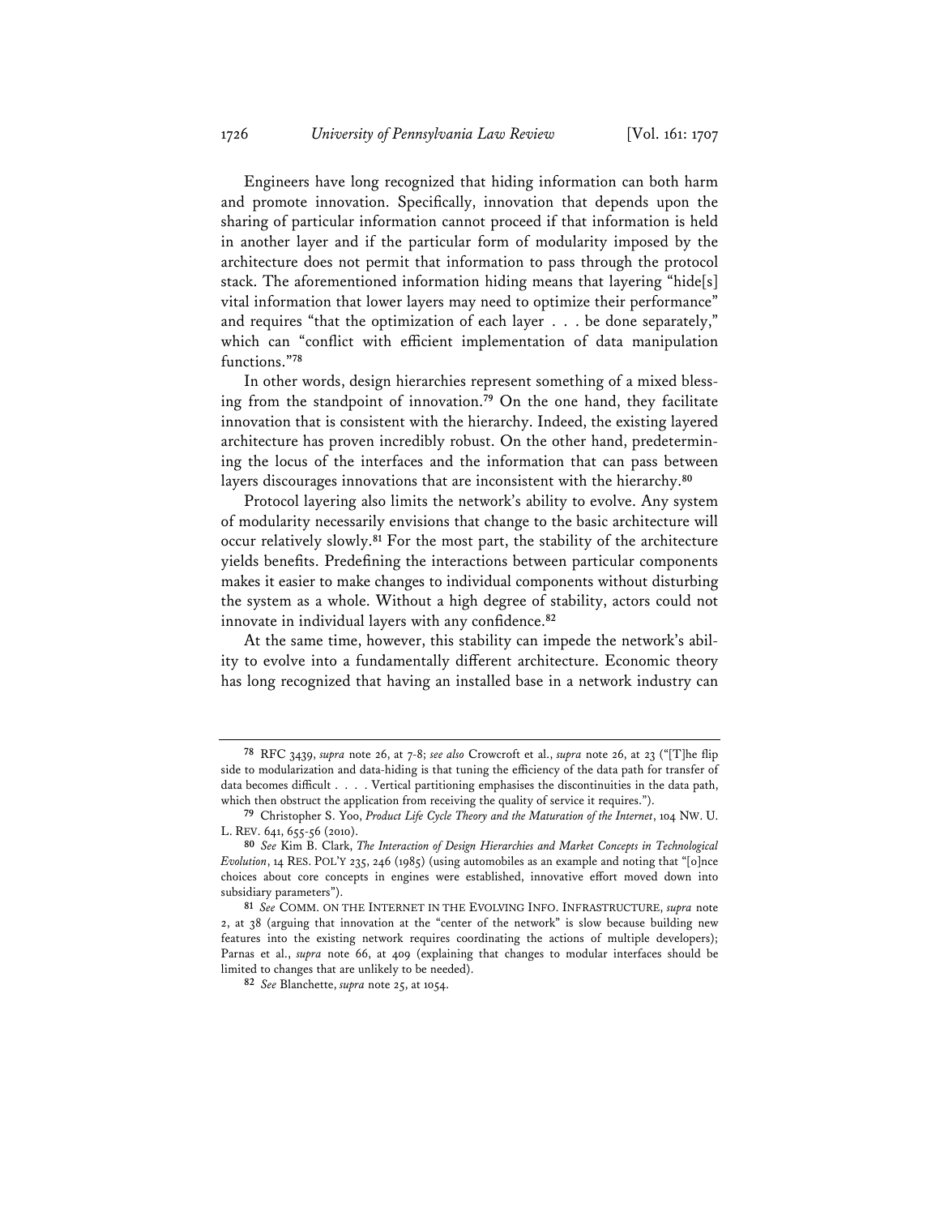Engineers have long recognized that hiding information can both harm and promote innovation. Specifically, innovation that depends upon the sharing of particular information cannot proceed if that information is held in another layer and if the particular form of modularity imposed by the architecture does not permit that information to pass through the protocol stack. The aforementioned information hiding means that layering "hide[s] vital information that lower layers may need to optimize their performance" and requires "that the optimization of each layer . . . be done separately," which can "conflict with efficient implementation of data manipulation functions."[78]

In other words, design hierarchies represent something of a mixed blessing from the standpoint of innovation.[79] On the one hand, they facilitate innovation that is consistent with the hierarchy. Indeed, the existing layered architecture has proven incredibly robust. On the other hand, predetermining the locus of the interfaces and the information that can pass between layers discourages innovations that are inconsistent with the hierarchy.[80]

Protocol layering also limits the network's ability to evolve. Any system of modularity necessarily envisions that change to the basic architecture will occur relatively slowly.[81] For the most part, the stability of the architecture yields benefits. Predefining the interactions between particular components makes it easier to make changes to individual components without disturbing the system as a whole. Without a high degree of stability, actors could not innovate in individual layers with any confidence.[82]

At the same time, however, this stability can impede the network's ability to evolve into a fundamentally different architecture. Economic theory has long recognized that having an installed base in a network industry can

---

[78] RFC 3439, *supra* note 26, at 7-8; *see also* Crowcroft et al., *supra* note 26, at 23 ("[T]he flip side to modularization and data-hiding is that tuning the efficiency of the data path for transfer of data becomes difficult . . . . Vertical partitioning emphasises the discontinuities in the data path, which then obstruct the application from receiving the quality of service it requires.").

[79] Christopher S. Yoo, *Product Life Cycle Theory and the Maturation of the Internet*, 104 NW. U. L. REV. 641, 655-56 (2010).

[80] *See* Kim B. Clark, *The Interaction of Design Hierarchies and Market Concepts in Technological Evolution*, 14 RES. POL'Y 235, 246 (1985) (using automobiles as an example and noting that "[o]nce choices about core concepts in engines were established, innovative effort moved down into subsidiary parameters").

[81] *See* COMM. ON THE INTERNET IN THE EVOLVING INFO. INFRASTRUCTURE, *supra* note 2, at 38 (arguing that innovation at the "center of the network" is slow because building new features into the existing network requires coordinating the actions of multiple developers); Parnas et al., *supra* note 66, at 409 (explaining that changes to modular interfaces should be limited to changes that are unlikely to be needed).

[82] *See* Blanchette, *supra* note 25, at 1054.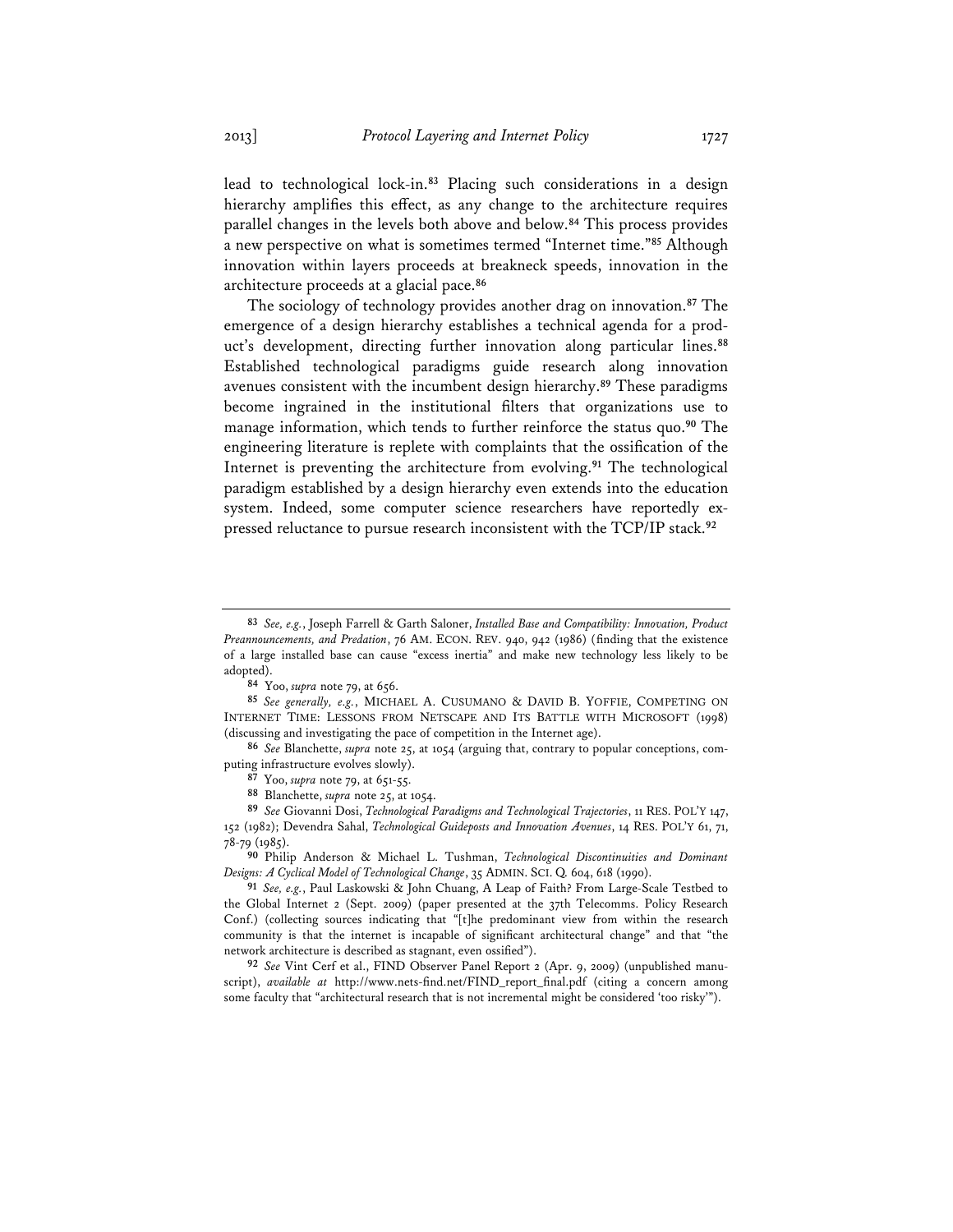lead to technological lock-in.[83] Placing such considerations in a design hierarchy amplifies this effect, as any change to the architecture requires parallel changes in the levels both above and below.[84] This process provides a new perspective on what is sometimes termed "Internet time."[85] Although innovation within layers proceeds at breakneck speeds, innovation in the architecture proceeds at a glacial pace.[86]

The sociology of technology provides another drag on innovation.[87] The emergence of a design hierarchy establishes a technical agenda for a product's development, directing further innovation along particular lines.[88] Established technological paradigms guide research along innovation avenues consistent with the incumbent design hierarchy.[89] These paradigms become ingrained in the institutional filters that organizations use to manage information, which tends to further reinforce the status quo.[90] The engineering literature is replete with complaints that the ossification of the Internet is preventing the architecture from evolving.[91] The technological paradigm established by a design hierarchy even extends into the education system. Indeed, some computer science researchers have reportedly expressed reluctance to pursue research inconsistent with the TCP/IP stack.[92]

---

[83] *See, e.g.*, Joseph Farrell & Garth Saloner, *Installed Base and Compatibility: Innovation, Product Preannouncements, and Predation*, 76 AM. ECON. REV. 940, 942 (1986) (finding that the existence of a large installed base can cause "excess inertia" and make new technology less likely to be adopted).

[84] Yoo, *supra* note 79, at 656.

[85] *See generally, e.g.*, MICHAEL A. CUSUMANO & DAVID B. YOFFIE, COMPETING ON INTERNET TIME: LESSONS FROM NETSCAPE AND ITS BATTLE WITH MICROSOFT (1998) (discussing and investigating the pace of competition in the Internet age).

[86] *See* Blanchette, *supra* note 25, at 1054 (arguing that, contrary to popular conceptions, computing infrastructure evolves slowly).

[87] Yoo, *supra* note 79, at 651-55.

[88] Blanchette, *supra* note 25, at 1054.

[89] *See* Giovanni Dosi, *Technological Paradigms and Technological Trajectories*, 11 RES. POL'Y 147, 152 (1982); Devendra Sahal, *Technological Guideposts and Innovation Avenues*, 14 RES. POL'Y 61, 71, 78-79 (1985).

[90] Philip Anderson & Michael L. Tushman, *Technological Discontinuities and Dominant Designs: A Cyclical Model of Technological Change*, 35 ADMIN. SCI. Q. 604, 618 (1990).

[91] *See, e.g.*, Paul Laskowski & John Chuang, A Leap of Faith? From Large-Scale Testbed to the Global Internet 2 (Sept. 2009) (paper presented at the 37th Telecomms. Policy Research Conf.) (collecting sources indicating that "[t]he predominant view from within the research community is that the internet is incapable of significant architectural change" and that "the network architecture is described as stagnant, even ossified").

[92] *See* Vint Cerf et al., FIND Observer Panel Report 2 (Apr. 9, 2009) (unpublished manuscript), *available at* http://www.nets-find.net/FIND_report_final.pdf (citing a concern among some faculty that "architectural research that is not incremental might be considered 'too risky'").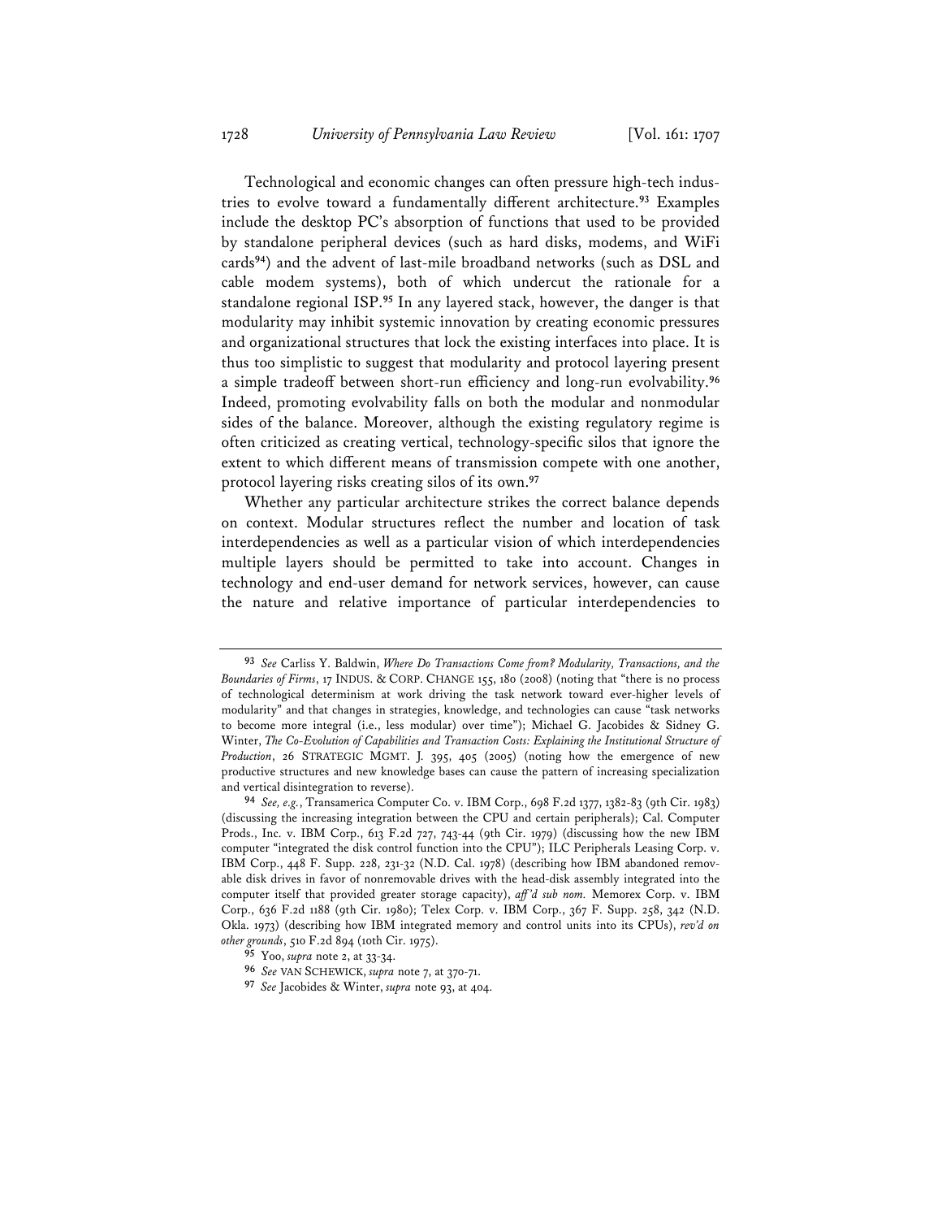Technological and economic changes can often pressure high-tech industries to evolve toward a fundamentally different architecture.[93] Examples include the desktop PC's absorption of functions that used to be provided by standalone peripheral devices (such as hard disks, modems, and WiFi cards[94]) and the advent of last-mile broadband networks (such as DSL and cable modem systems), both of which undercut the rationale for a standalone regional ISP.[95] In any layered stack, however, the danger is that modularity may inhibit systemic innovation by creating economic pressures and organizational structures that lock the existing interfaces into place. It is thus too simplistic to suggest that modularity and protocol layering present a simple tradeoff between short-run efficiency and long-run evolvability.[96] Indeed, promoting evolvability falls on both the modular and nonmodular sides of the balance. Moreover, although the existing regulatory regime is often criticized as creating vertical, technology-specific silos that ignore the extent to which different means of transmission compete with one another, protocol layering risks creating silos of its own.[97]

Whether any particular architecture strikes the correct balance depends on context. Modular structures reflect the number and location of task interdependencies as well as a particular vision of which interdependencies multiple layers should be permitted to take into account. Changes in technology and end-user demand for network services, however, can cause the nature and relative importance of particular interdependencies to

---

[93] *See* Carliss Y. Baldwin, *Where Do Transactions Come from? Modularity, Transactions, and the Boundaries of Firms*, 17 INDUS. & CORP. CHANGE 155, 180 (2008) (noting that "there is no process of technological determinism at work driving the task network toward ever-higher levels of modularity" and that changes in strategies, knowledge, and technologies can cause "task networks to become more integral (i.e., less modular) over time"); Michael G. Jacobides & Sidney G. Winter, *The Co-Evolution of Capabilities and Transaction Costs: Explaining the Institutional Structure of Production*, 26 STRATEGIC MGMT. J. 395, 405 (2005) (noting how the emergence of new productive structures and new knowledge bases can cause the pattern of increasing specialization and vertical disintegration to reverse).

[94] *See, e.g.*, Transamerica Computer Co. v. IBM Corp., 698 F.2d 1377, 1382-83 (9th Cir. 1983) (discussing the increasing integration between the CPU and certain peripherals); Cal. Computer Prods., Inc. v. IBM Corp., 613 F.2d 727, 743-44 (9th Cir. 1979) (discussing how the new IBM computer "integrated the disk control function into the CPU"); ILC Peripherals Leasing Corp. v. IBM Corp., 448 F. Supp. 228, 231-32 (N.D. Cal. 1978) (describing how IBM abandoned removable disk drives in favor of nonremovable drives with the head-disk assembly integrated into the computer itself that provided greater storage capacity), *aff'd sub nom.* Memorex Corp. v. IBM Corp., 636 F.2d 1188 (9th Cir. 1980); Telex Corp. v. IBM Corp., 367 F. Supp. 258, 342 (N.D. Okla. 1973) (describing how IBM integrated memory and control units into its CPUs), *rev'd on other grounds*, 510 F.2d 894 (10th Cir. 1975).

[95] Yoo, *supra* note 2, at 33-34.

[96] *See* VAN SCHEWICK, *supra* note 7, at 370-71.

[97] *See* Jacobides & Winter, *supra* note 93, at 404.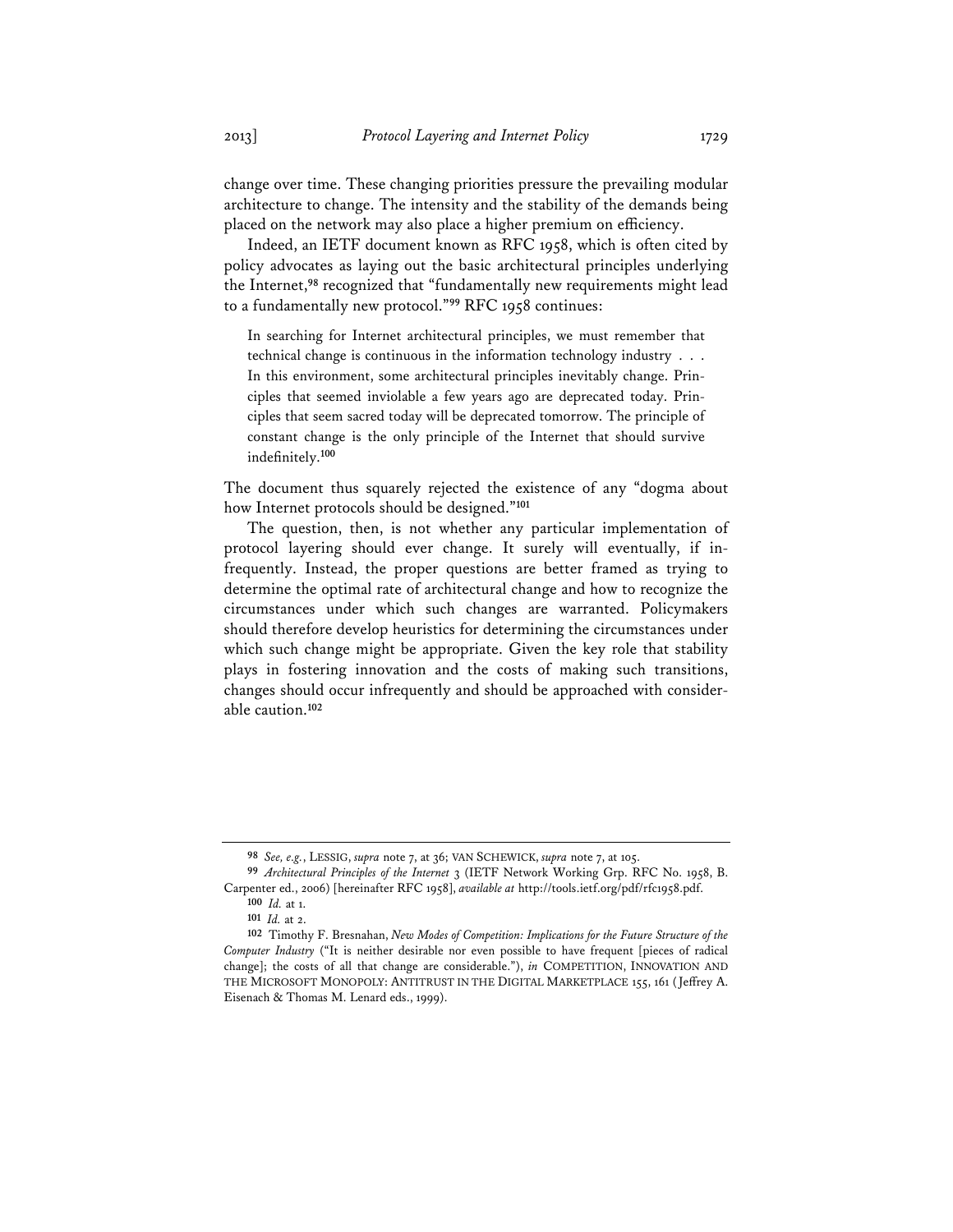change over time. These changing priorities pressure the prevailing modular architecture to change. The intensity and the stability of the demands being placed on the network may also place a higher premium on efficiency.

Indeed, an IETF document known as RFC 1958, which is often cited by policy advocates as laying out the basic architectural principles underlying the Internet,[98] recognized that "fundamentally new requirements might lead to a fundamentally new protocol."[99] RFC 1958 continues:

> In searching for Internet architectural principles, we must remember that technical change is continuous in the information technology industry . . . In this environment, some architectural principles inevitably change. Principles that seemed inviolable a few years ago are deprecated today. Principles that seem sacred today will be deprecated tomorrow. The principle of constant change is the only principle of the Internet that should survive indefinitely.[100]

The document thus squarely rejected the existence of any "dogma about how Internet protocols should be designed."[101]

The question, then, is not whether any particular implementation of protocol layering should ever change. It surely will eventually, if infrequently. Instead, the proper questions are better framed as trying to determine the optimal rate of architectural change and how to recognize the circumstances under which such changes are warranted. Policymakers should therefore develop heuristics for determining the circumstances under which such change might be appropriate. Given the key role that stability plays in fostering innovation and the costs of making such transitions, changes should occur infrequently and should be approached with considerable caution.[102]

---

[98] *See, e.g.*, LESSIG, *supra* note 7, at 36; VAN SCHEWICK, *supra* note 7, at 105.

[99] *Architectural Principles of the Internet* 3 (IETF Network Working Grp. RFC No. 1958, B. Carpenter ed., 2006) [hereinafter RFC 1958], *available at* http://tools.ietf.org/pdf/rfc1958.pdf.

[100] *Id.* at 1.

[101] *Id.* at 2.

[102] Timothy F. Bresnahan, *New Modes of Competition: Implications for the Future Structure of the Computer Industry* ("It is neither desirable nor even possible to have frequent [pieces of radical change]; the costs of all that change are considerable."), *in* COMPETITION, INNOVATION AND THE MICROSOFT MONOPOLY: ANTITRUST IN THE DIGITAL MARKETPLACE 155, 161 (Jeffrey A. Eisenach & Thomas M. Lenard eds., 1999).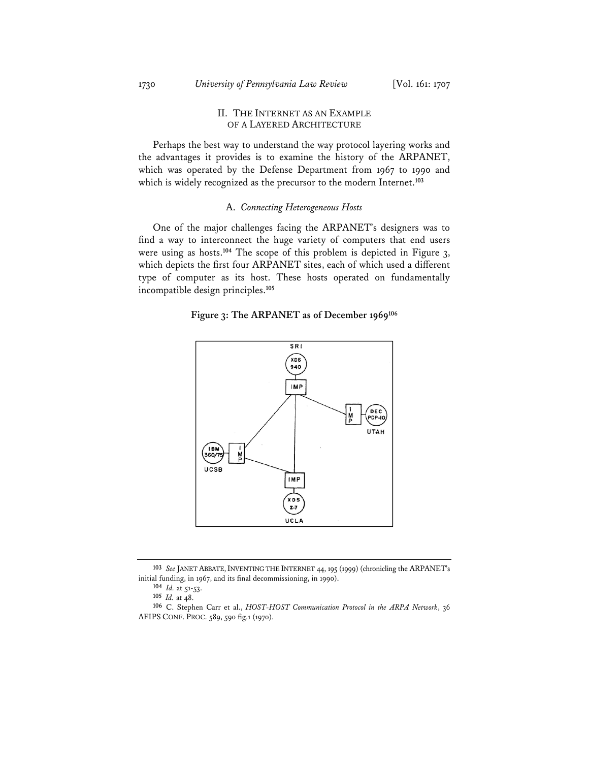## II. THE INTERNET AS AN EXAMPLE OF A LAYERED ARCHITECTURE

Perhaps the best way to understand the way protocol layering works and the advantages it provides is to examine the history of the ARPANET, which was operated by the Defense Department from 1967 to 1990 and which is widely recognized as the precursor to the modern Internet.[103]

### A. *Connecting Heterogeneous Hosts*

One of the major challenges facing the ARPANET's designers was to find a way to interconnect the huge variety of computers that end users were using as hosts.[104] The scope of this problem is depicted in Figure 3, which depicts the first four ARPANET sites, each of which used a different type of computer as its host. These hosts operated on fundamentally incompatible design principles.[105]

**Figure 3: The ARPANET as of December 1969**[106]

---

[103] *See* JANET ABBATE, INVENTING THE INTERNET 44, 195 (1999) (chronicling the ARPANET's initial funding, in 1967, and its final decommissioning, in 1990).

[104] *Id.* at 51-53.

[105] *Id.* at 48.

[106] C. Stephen Carr et al., *HOST-HOST Communication Protocol in the ARPA Network*, 36 AFIPS CONF. PROC. 589, 590 fig.1 (1970).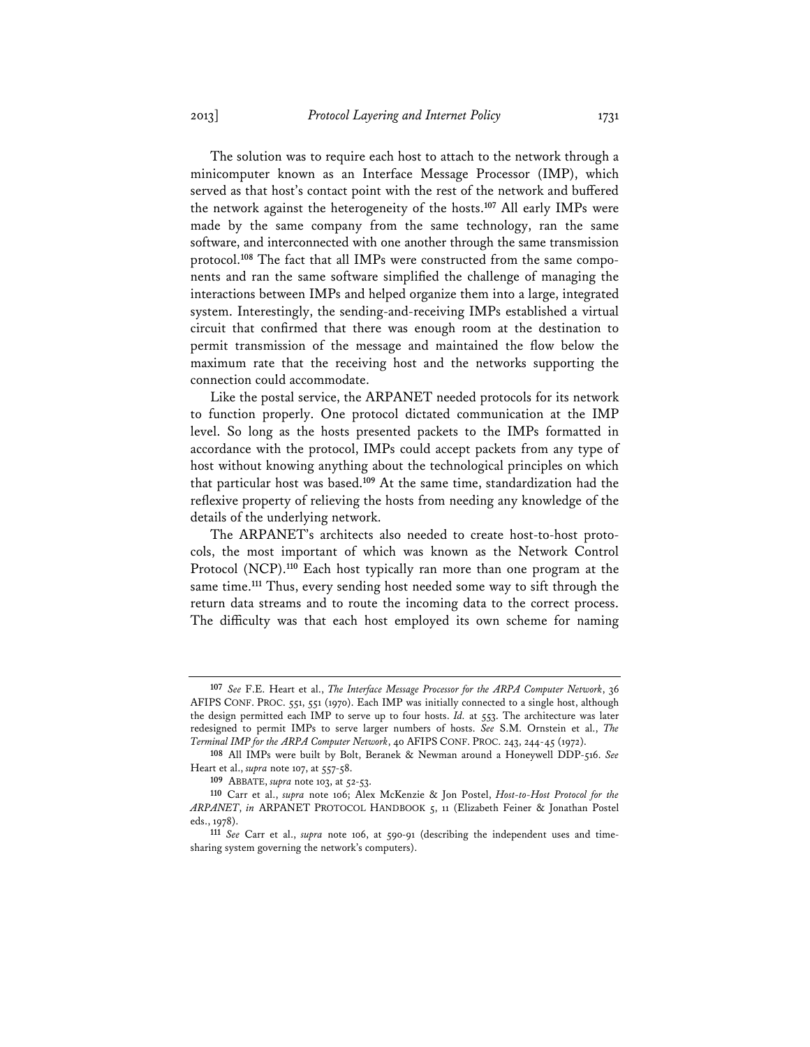The solution was to require each host to attach to the network through a minicomputer known as an Interface Message Processor (IMP), which served as that host's contact point with the rest of the network and buffered the network against the heterogeneity of the hosts.[107] All early IMPs were made by the same company from the same technology, ran the same software, and interconnected with one another through the same transmission protocol.[108] The fact that all IMPs were constructed from the same components and ran the same software simplified the challenge of managing the interactions between IMPs and helped organize them into a large, integrated system. Interestingly, the sending-and-receiving IMPs established a virtual circuit that confirmed that there was enough room at the destination to permit transmission of the message and maintained the flow below the maximum rate that the receiving host and the networks supporting the connection could accommodate.

Like the postal service, the ARPANET needed protocols for its network to function properly. One protocol dictated communication at the IMP level. So long as the hosts presented packets to the IMPs formatted in accordance with the protocol, IMPs could accept packets from any type of host without knowing anything about the technological principles on which that particular host was based.[109] At the same time, standardization had the reflexive property of relieving the hosts from needing any knowledge of the details of the underlying network.

The ARPANET's architects also needed to create host-to-host protocols, the most important of which was known as the Network Control Protocol (NCP).[110] Each host typically ran more than one program at the same time.[111] Thus, every sending host needed some way to sift through the return data streams and to route the incoming data to the correct process. The difficulty was that each host employed its own scheme for naming

---

[107] *See* F.E. Heart et al., *The Interface Message Processor for the ARPA Computer Network*, 36 AFIPS CONF. PROC. 551, 551 (1970). Each IMP was initially connected to a single host, although the design permitted each IMP to serve up to four hosts. *Id.* at 553. The architecture was later redesigned to permit IMPs to serve larger numbers of hosts. *See* S.M. Ornstein et al., *The Terminal IMP for the ARPA Computer Network*, 40 AFIPS CONF. PROC. 243, 244-45 (1972).

[108] All IMPs were built by Bolt, Beranek & Newman around a Honeywell DDP-516. *See* Heart et al., *supra* note 107, at 557-58.

[109] ABBATE, *supra* note 103, at 52-53.

[110] Carr et al., *supra* note 106; Alex McKenzie & Jon Postel, *Host-to-Host Protocol for the ARPANET*, *in* ARPANET PROTOCOL HANDBOOK 5, 11 (Elizabeth Feiner & Jonathan Postel eds., 1978).

[111] *See* Carr et al., *supra* note 106, at 590-91 (describing the independent uses and time-sharing system governing the network's computers).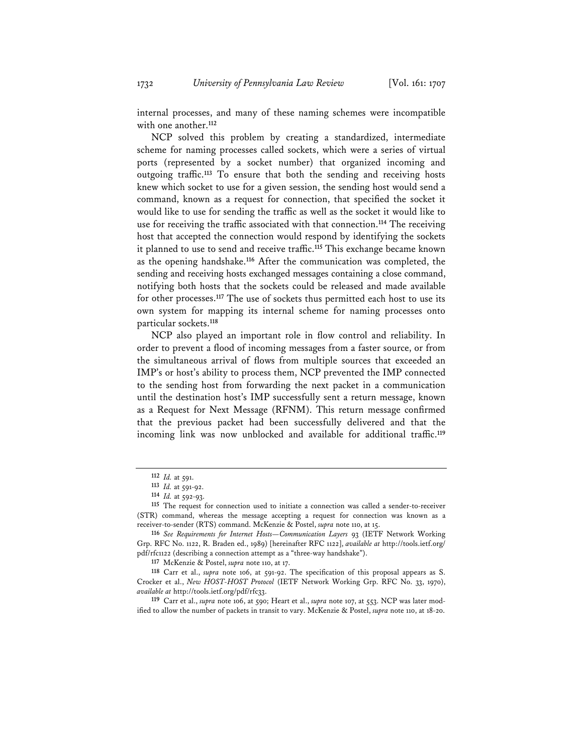internal processes, and many of these naming schemes were incompatible with one another.[112]

NCP solved this problem by creating a standardized, intermediate scheme for naming processes called sockets, which were a series of virtual ports (represented by a socket number) that organized incoming and outgoing traffic.[113] To ensure that both the sending and receiving hosts knew which socket to use for a given session, the sending host would send a command, known as a request for connection, that specified the socket it would like to use for sending the traffic as well as the socket it would like to use for receiving the traffic associated with that connection.[114] The receiving host that accepted the connection would respond by identifying the sockets it planned to use to send and receive traffic.[115] This exchange became known as the opening handshake.[116] After the communication was completed, the sending and receiving hosts exchanged messages containing a close command, notifying both hosts that the sockets could be released and made available for other processes.[117] The use of sockets thus permitted each host to use its own system for mapping its internal scheme for naming processes onto particular sockets.[118]

NCP also played an important role in flow control and reliability. In order to prevent a flood of incoming messages from a faster source, or from the simultaneous arrival of flows from multiple sources that exceeded an IMP's or host's ability to process them, NCP prevented the IMP connected to the sending host from forwarding the next packet in a communication until the destination host's IMP successfully sent a return message, known as a Request for Next Message (RFNM). This return message confirmed that the previous packet had been successfully delivered and that the incoming link was now unblocked and available for additional traffic.[119]

---

[112] *Id.* at 591.

[113] *Id.* at 591-92.

[114] *Id.* at 592-93.

[115] The request for connection used to initiate a connection was called a sender-to-receiver (STR) command, whereas the message accepting a request for connection was known as a receiver-to-sender (RTS) command. McKenzie & Postel, *supra* note 110, at 15.

[116] *See Requirements for Internet Hosts—Communication Layers* 93 (IETF Network Working Grp. RFC No. 1122, R. Braden ed., 1989) [hereinafter RFC 1122], *available at* http://tools.ietf.org/pdf/rfc1122 (describing a connection attempt as a "three-way handshake").

[117] McKenzie & Postel, *supra* note 110, at 17.

[118] Carr et al., *supra* note 106, at 591-92. The specification of this proposal appears as S. Crocker et al., *New HOST-HOST Protocol* (IETF Network Working Grp. RFC No. 33, 1970), *available at* http://tools.ietf.org/pdf/rfc33.

[119] Carr et al., *supra* note 106, at 590; Heart et al., *supra* note 107, at 553. NCP was later modified to allow the number of packets in transit to vary. McKenzie & Postel, *supra* note 110, at 18-20.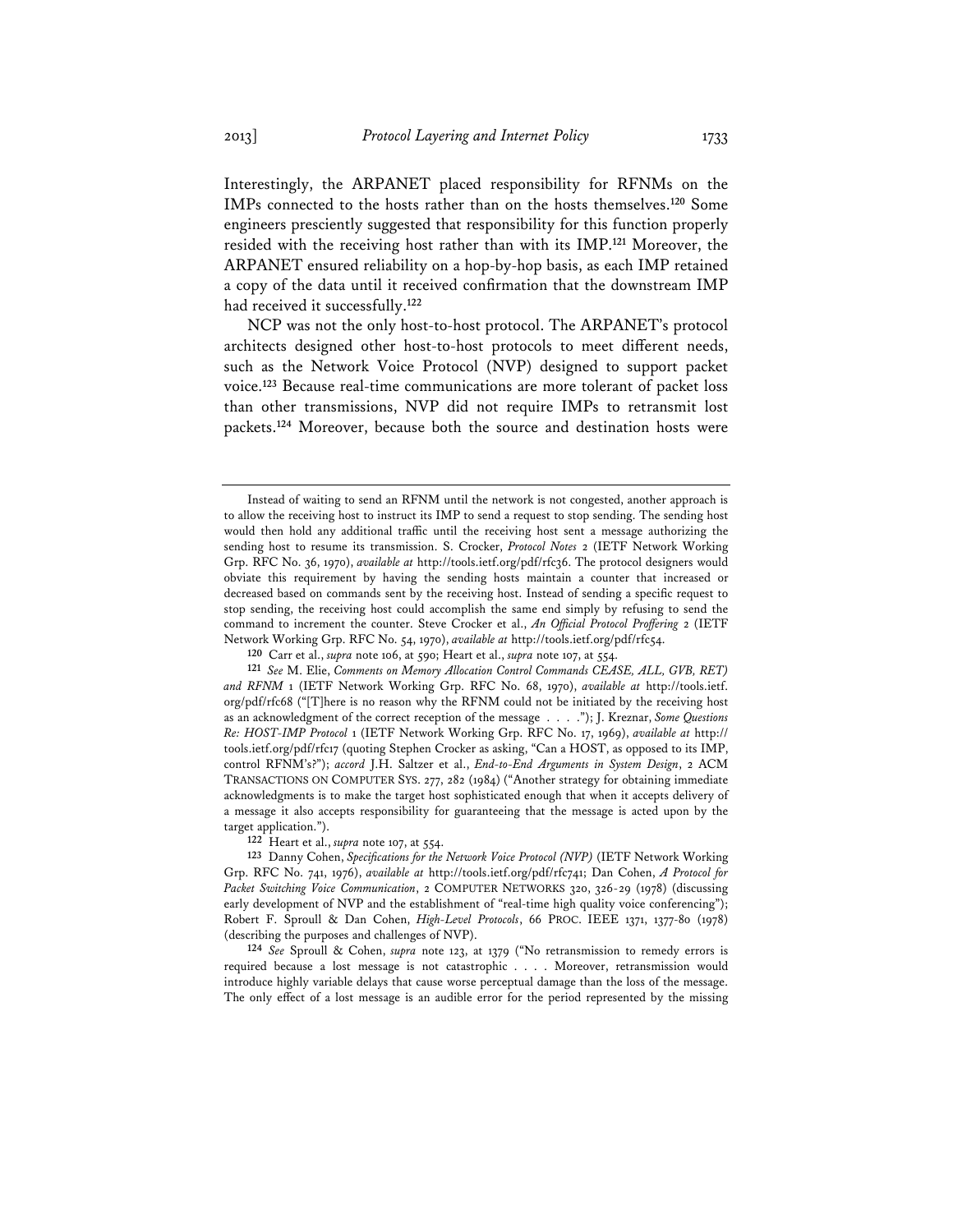Interestingly, the ARPANET placed responsibility for RFNMs on the IMPs connected to the hosts rather than on the hosts themselves.[120] Some engineers presciently suggested that responsibility for this function properly resided with the receiving host rather than with its IMP.[121] Moreover, the ARPANET ensured reliability on a hop-by-hop basis, as each IMP retained a copy of the data until it received confirmation that the downstream IMP had received it successfully.[122]

NCP was not the only host-to-host protocol. The ARPANET's protocol architects designed other host-to-host protocols to meet different needs, such as the Network Voice Protocol (NVP) designed to support packet voice.[123] Because real-time communications are more tolerant of packet loss than other transmissions, NVP did not require IMPs to retransmit lost packets.[124] Moreover, because both the source and destination hosts were

---

Instead of waiting to send an RFNM until the network is not congested, another approach is to allow the receiving host to instruct its IMP to send a request to stop sending. The sending host would then hold any additional traffic until the receiving host sent a message authorizing the sending host to resume its transmission. S. Crocker, *Protocol Notes* 2 (IETF Network Working Grp. RFC No. 36, 1970), *available at* http://tools.ietf.org/pdf/rfc36. The protocol designers would obviate this requirement by having the sending hosts maintain a counter that increased or decreased based on commands sent by the receiving host. Instead of sending a specific request to stop sending, the receiving host could accomplish the same end simply by refusing to send the command to increment the counter. Steve Crocker et al., *An Official Protocol Proffering* 2 (IETF Network Working Grp. RFC No. 54, 1970), *available at* http://tools.ietf.org/pdf/rfc54.

[120] Carr et al., *supra* note 106, at 590; Heart et al., *supra* note 107, at 554.

[121] *See* M. Elie, *Comments on Memory Allocation Control Commands CEASE, ALL, GVB, RET) and RFNM* 1 (IETF Network Working Grp. RFC No. 68, 1970), *available at* http://tools.ietf.org/pdf/rfc68 ("[T]here is no reason why the RFNM could not be initiated by the receiving host as an acknowledgment of the correct reception of the message . . . ."); J. Kreznar, *Some Questions Re: HOST-IMP Protocol* 1 (IETF Network Working Grp. RFC No. 17, 1969), *available at* http://tools.ietf.org/pdf/rfc17 (quoting Stephen Crocker as asking, "Can a HOST, as opposed to its IMP, control RFNM's?"); *accord* J.H. Saltzer et al., *End-to-End Arguments in System Design*, 2 ACM TRANSACTIONS ON COMPUTER SYS. 277, 282 (1984) ("Another strategy for obtaining immediate acknowledgments is to make the target host sophisticated enough that when it accepts delivery of a message it also accepts responsibility for guaranteeing that the message is acted upon by the target application.").

[122] Heart et al., *supra* note 107, at 554.

[123] Danny Cohen, *Specifications for the Network Voice Protocol (NVP)* (IETF Network Working Grp. RFC No. 741, 1976), *available at* http://tools.ietf.org/pdf/rfc741; Dan Cohen, *A Protocol for Packet Switching Voice Communication*, 2 COMPUTER NETWORKS 320, 326-29 (1978) (discussing early development of NVP and the establishment of "real-time high quality voice conferencing"); Robert F. Sproull & Dan Cohen, *High-Level Protocols*, 66 PROC. IEEE 1371, 1377-80 (1978) (describing the purposes and challenges of NVP).

[124] *See* Sproull & Cohen, *supra* note 123, at 1379 ("No retransmission to remedy errors is required because a lost message is not catastrophic . . . . Moreover, retransmission would introduce highly variable delays that cause worse perceptual damage than the loss of the message. The only effect of a lost message is an audible error for the period represented by the missing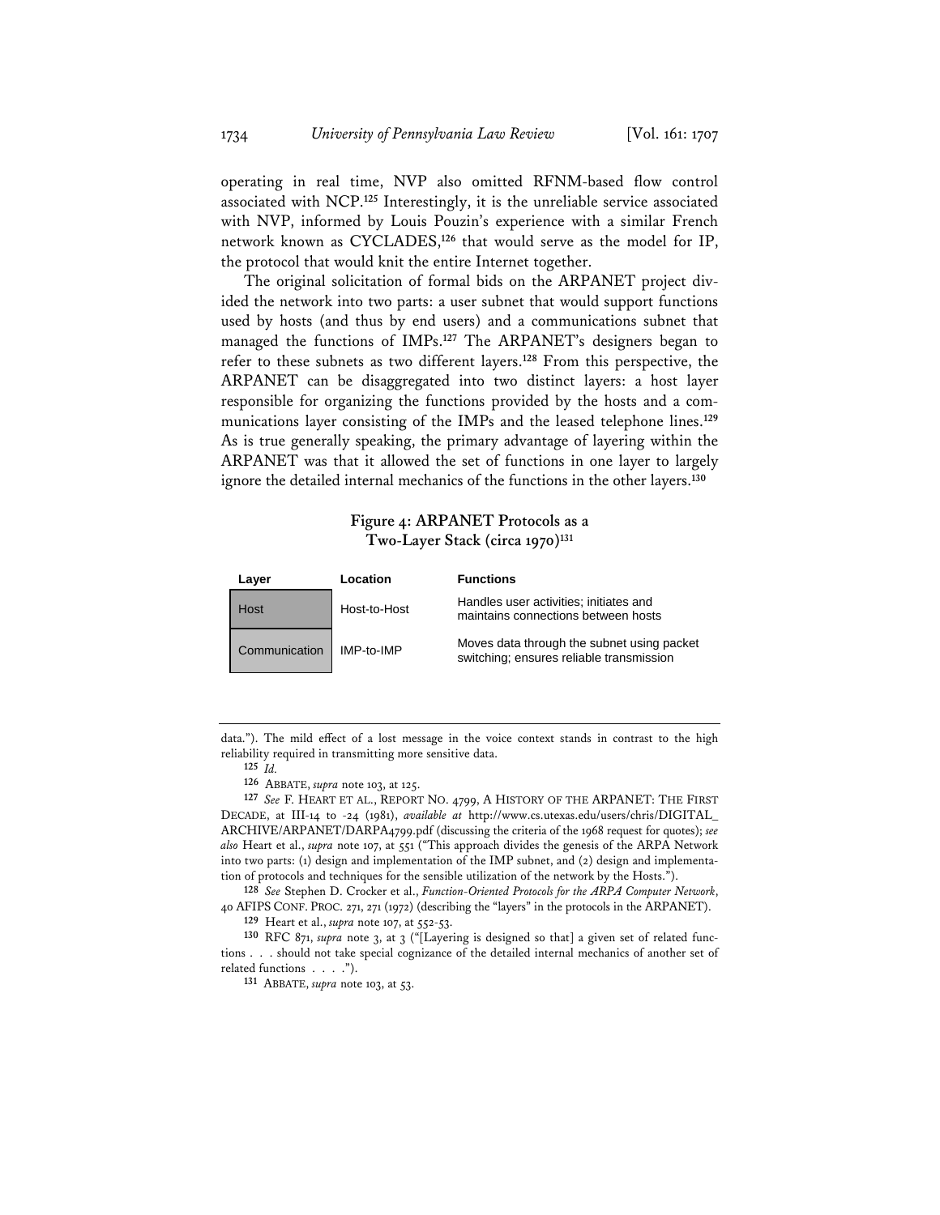operating in real time, NVP also omitted RFNM-based flow control associated with NCP.[125] Interestingly, it is the unreliable service associated with NVP, informed by Louis Pouzin's experience with a similar French network known as CYCLADES,[126] that would serve as the model for IP, the protocol that would knit the entire Internet together.

The original solicitation of formal bids on the ARPANET project divided the network into two parts: a user subnet that would support functions used by hosts (and thus by end users) and a communications subnet that managed the functions of IMPs.[127] The ARPANET's designers began to refer to these subnets as two different layers.[128] From this perspective, the ARPANET can be disaggregated into two distinct layers: a host layer responsible for organizing the functions provided by the hosts and a communications layer consisting of the IMPs and the leased telephone lines.[129] As is true generally speaking, the primary advantage of layering within the ARPANET was that it allowed the set of functions in one layer to largely ignore the detailed internal mechanics of the functions in the other layers.[130]

**Figure 4: ARPANET Protocols as a Two-Layer Stack (circa 1970)**[131]

| Layer | Location | Functions |
|---|---|---|
| Host | Host-to-Host | Handles user activities; initiates and maintains connections between hosts |
| Communication | IMP-to-IMP | Moves data through the subnet using packet switching; ensures reliable transmission |

---

data."). The mild effect of a lost message in the voice context stands in contrast to the high reliability required in transmitting more sensitive data.

[125] *Id.*

[126] ABBATE, *supra* note 103, at 125.

[127] *See* F. HEART ET AL., REPORT NO. 4799, A HISTORY OF THE ARPANET: THE FIRST DECADE, at III-14 to -24 (1981), *available at* http://www.cs.utexas.edu/users/chris/DIGITAL_ARCHIVE/ARPANET/DARPA4799.pdf (discussing the criteria of the 1968 request for quotes); *see also* Heart et al., *supra* note 107, at 551 ("This approach divides the genesis of the ARPA Network into two parts: (1) design and implementation of the IMP subnet, and (2) design and implementation of protocols and techniques for the sensible utilization of the network by the Hosts.").

[128] *See* Stephen D. Crocker et al., *Function-Oriented Protocols for the ARPA Computer Network*, 40 AFIPS CONF. PROC. 271, 271 (1972) (describing the "layers" in the protocols in the ARPANET).

[129] Heart et al., *supra* note 107, at 552-53.

[130] RFC 871, *supra* note 3, at 3 ("[Layering is designed so that] a given set of related functions . . . should not take special cognizance of the detailed internal mechanics of another set of related functions . . . .").

[131] ABBATE, *supra* note 103, at 53.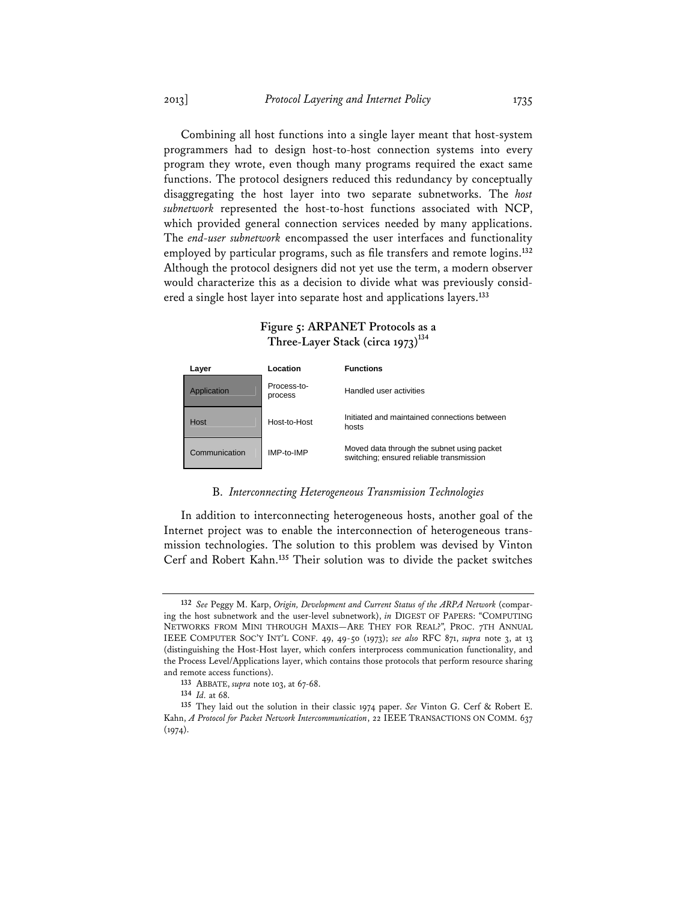Combining all host functions into a single layer meant that host-system programmers had to design host-to-host connection systems into every program they wrote, even though many programs required the exact same functions. The protocol designers reduced this redundancy by conceptually disaggregating the host layer into two separate subnetworks. The *host subnetwork* represented the host-to-host functions associated with NCP, which provided general connection services needed by many applications. The *end-user subnetwork* encompassed the user interfaces and functionality employed by particular programs, such as file transfers and remote logins.[132] Although the protocol designers did not yet use the term, a modern observer would characterize this as a decision to divide what was previously considered a single host layer into separate host and applications layers.[133]

**Figure 5: ARPANET Protocols as a Three-Layer Stack (circa 1973)**[134]

| Layer | Location | Functions |
|---|---|---|
| Application | Process-to-process | Handled user activities |
| Host | Host-to-Host | Initiated and maintained connections between hosts |
| Communication | IMP-to-IMP | Moved data through the subnet using packet switching; ensured reliable transmission |

### B. *Interconnecting Heterogeneous Transmission Technologies*

In addition to interconnecting heterogeneous hosts, another goal of the Internet project was to enable the interconnection of heterogeneous transmission technologies. The solution to this problem was devised by Vinton Cerf and Robert Kahn.[135] Their solution was to divide the packet switches

---

[132] *See* Peggy M. Karp, *Origin, Development and Current Status of the ARPA Network* (comparing the host subnetwork and the user-level subnetwork), *in* DIGEST OF PAPERS: "COMPUTING NETWORKS FROM MINI THROUGH MAXIS—ARE THEY FOR REAL?", PROC. 7TH ANNUAL IEEE COMPUTER SOC'Y INT'L CONF. 49, 49-50 (1973); *see also* RFC 871, *supra* note 3, at 13 (distinguishing the Host-Host layer, which confers interprocess communication functionality, and the Process Level/Applications layer, which contains those protocols that perform resource sharing and remote access functions).

[133] ABBATE, *supra* note 103, at 67-68.

[134] *Id.* at 68.

[135] They laid out the solution in their classic 1974 paper. *See* Vinton G. Cerf & Robert E. Kahn, *A Protocol for Packet Network Intercommunication*, 22 IEEE TRANSACTIONS ON COMM. 637 (1974).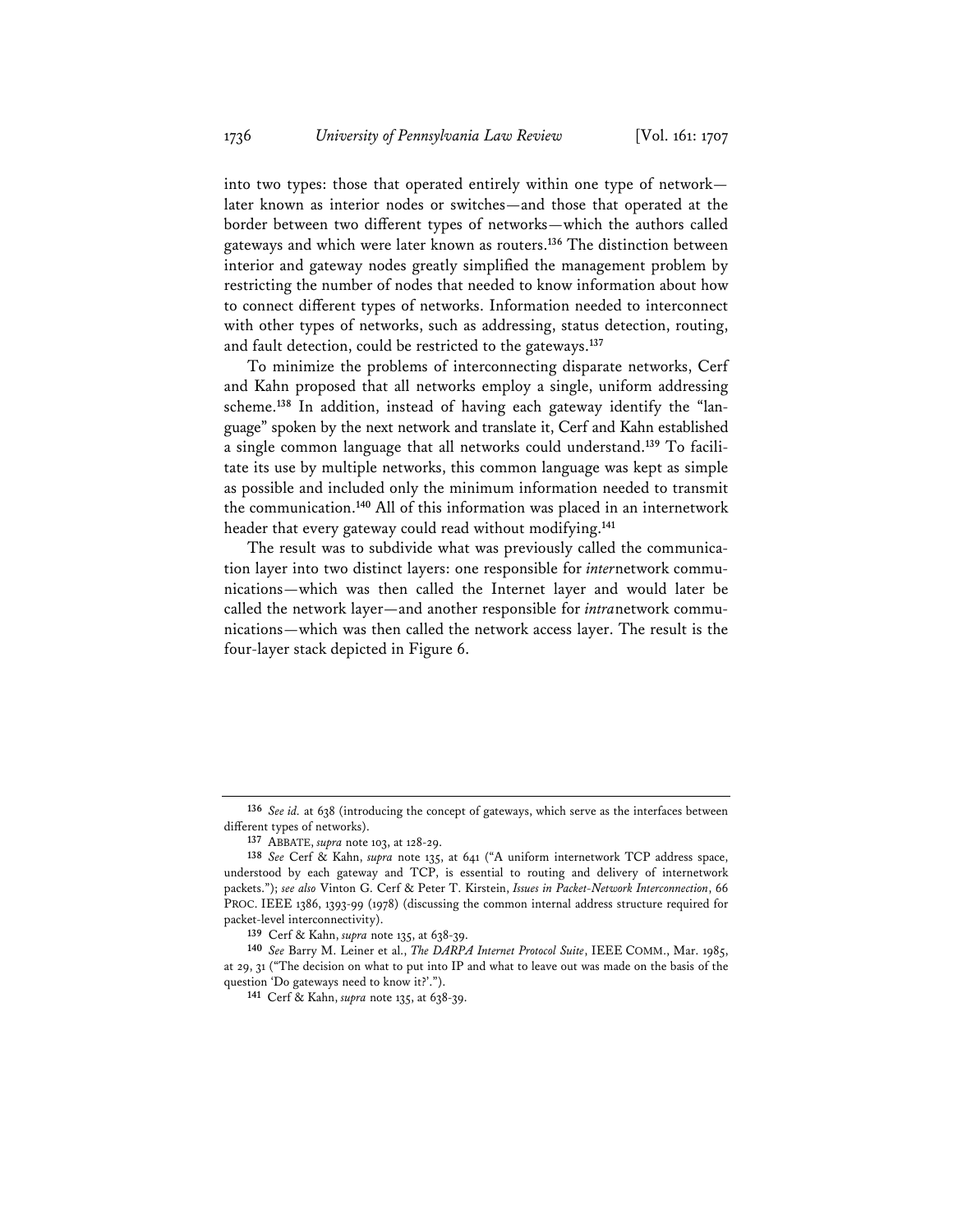into two types: those that operated entirely within one type of network—later known as interior nodes or switches—and those that operated at the border between two different types of networks—which the authors called gateways and which were later known as routers.[136] The distinction between interior and gateway nodes greatly simplified the management problem by restricting the number of nodes that needed to know information about how to connect different types of networks. Information needed to interconnect with other types of networks, such as addressing, status detection, routing, and fault detection, could be restricted to the gateways.[137]

To minimize the problems of interconnecting disparate networks, Cerf and Kahn proposed that all networks employ a single, uniform addressing scheme.[138] In addition, instead of having each gateway identify the "language" spoken by the next network and translate it, Cerf and Kahn established a single common language that all networks could understand.[139] To facilitate its use by multiple networks, this common language was kept as simple as possible and included only the minimum information needed to transmit the communication.[140] All of this information was placed in an internetwork header that every gateway could read without modifying.[141]

The result was to subdivide what was previously called the communication layer into two distinct layers: one responsible for *inter*network communications—which was then called the Internet layer and would later be called the network layer—and another responsible for *intra*network communications—which was then called the network access layer. The result is the four-layer stack depicted in Figure 6.

---

[136] *See id.* at 638 (introducing the concept of gateways, which serve as the interfaces between different types of networks).

[137] ABBATE, *supra* note 103, at 128-29.

[138] *See* Cerf & Kahn, *supra* note 135, at 641 ("A uniform internetwork TCP address space, understood by each gateway and TCP, is essential to routing and delivery of internetwork packets."); *see also* Vinton G. Cerf & Peter T. Kirstein, *Issues in Packet-Network Interconnection*, 66 PROC. IEEE 1386, 1393-99 (1978) (discussing the common internal address structure required for packet-level interconnectivity).

[139] Cerf & Kahn, *supra* note 135, at 638-39.

[140] *See* Barry M. Leiner et al., *The DARPA Internet Protocol Suite*, IEEE COMM., Mar. 1985, at 29, 31 ("The decision on what to put into IP and what to leave out was made on the basis of the question 'Do gateways need to know it?'.").

[141] Cerf & Kahn, *supra* note 135, at 638-39.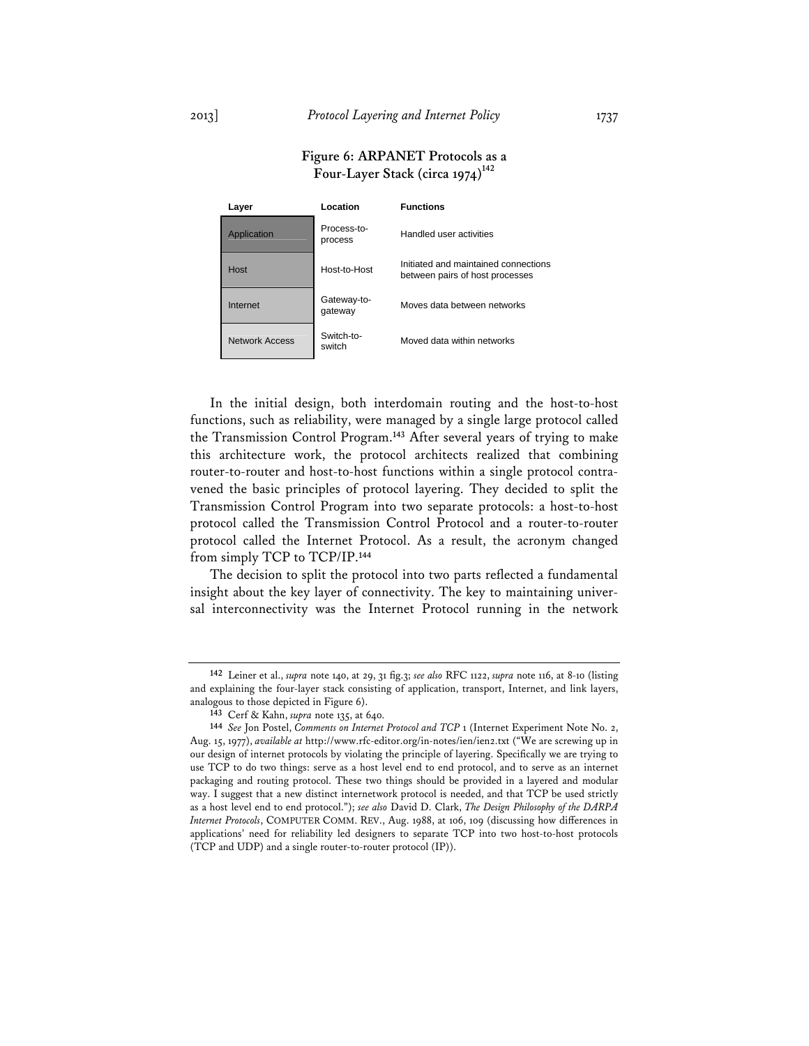**Figure 6: ARPANET Protocols as a Four-Layer Stack (circa 1974)[142]**

| Layer | Location | Functions |
| --- | --- | --- |
| Application | Process-to-process | Handled user activities |
| Host | Host-to-Host | Initiated and maintained connections between pairs of host processes |
| Internet | Gateway-to-gateway | Moves data between networks |
| Network Access | Switch-to-switch | Moved data within networks |

In the initial design, both interdomain routing and the host-to-host functions, such as reliability, were managed by a single large protocol called the Transmission Control Program.[143] After several years of trying to make this architecture work, the protocol architects realized that combining router-to-router and host-to-host functions within a single protocol contravened the basic principles of protocol layering. They decided to split the Transmission Control Program into two separate protocols: a host-to-host protocol called the Transmission Control Protocol and a router-to-router protocol called the Internet Protocol. As a result, the acronym changed from simply TCP to TCP/IP.[144]

The decision to split the protocol into two parts reflected a fundamental insight about the key layer of connectivity. The key to maintaining universal interconnectivity was the Internet Protocol running in the network

---

[142] Leiner et al., *supra* note 140, at 29, 31 fig.3; *see also* RFC 1122, *supra* note 116, at 8-10 (listing and explaining the four-layer stack consisting of application, transport, Internet, and link layers, analogous to those depicted in Figure 6).

[143] Cerf & Kahn, *supra* note 135, at 640.

[144] *See* Jon Postel, *Comments on Internet Protocol and TCP* 1 (Internet Experiment Note No. 2, Aug. 15, 1977), *available at* http://www.rfc-editor.org/in-notes/ien/ien2.txt ("We are screwing up in our design of internet protocols by violating the principle of layering. Specifically we are trying to use TCP to do two things: serve as a host level end to end protocol, and to serve as an internet packaging and routing protocol. These two things should be provided in a layered and modular way. I suggest that a new distinct internetwork protocol is needed, and that TCP be used strictly as a host level end to end protocol."); *see also* David D. Clark, *The Design Philosophy of the DARPA Internet Protocols*, COMPUTER COMM. REV., Aug. 1988, at 106, 109 (discussing how differences in applications' need for reliability led designers to separate TCP into two host-to-host protocols (TCP and UDP) and a single router-to-router protocol (IP)).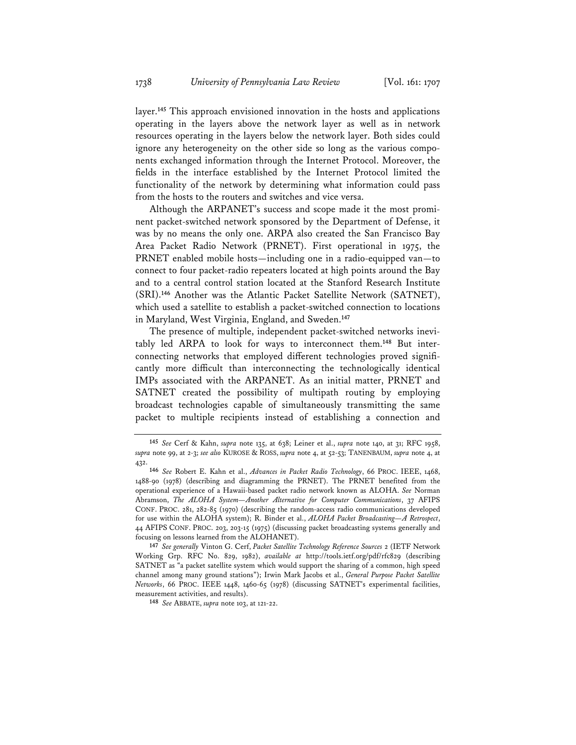layer.[145] This approach envisioned innovation in the hosts and applications operating in the layers above the network layer as well as in network resources operating in the layers below the network layer. Both sides could ignore any heterogeneity on the other side so long as the various components exchanged information through the Internet Protocol. Moreover, the fields in the interface established by the Internet Protocol limited the functionality of the network by determining what information could pass from the hosts to the routers and switches and vice versa.

Although the ARPANET's success and scope made it the most prominent packet-switched network sponsored by the Department of Defense, it was by no means the only one. ARPA also created the San Francisco Bay Area Packet Radio Network (PRNET). First operational in 1975, the PRNET enabled mobile hosts—including one in a radio-equipped van—to connect to four packet-radio repeaters located at high points around the Bay and to a central control station located at the Stanford Research Institute (SRI).[146] Another was the Atlantic Packet Satellite Network (SATNET), which used a satellite to establish a packet-switched connection to locations in Maryland, West Virginia, England, and Sweden.[147]

The presence of multiple, independent packet-switched networks inevitably led ARPA to look for ways to interconnect them.[148] But interconnecting networks that employed different technologies proved significantly more difficult than interconnecting the technologically identical IMPs associated with the ARPANET. As an initial matter, PRNET and SATNET created the possibility of multipath routing by employing broadcast technologies capable of simultaneously transmitting the same packet to multiple recipients instead of establishing a connection and

---

[145] *See* Cerf & Kahn, *supra* note 135, at 638; Leiner et al., *supra* note 140, at 31; RFC 1958, *supra* note 99, at 2-3; *see also* KUROSE & ROSS, *supra* note 4, at 52-53; TANENBAUM, *supra* note 4, at 432.

[146] *See* Robert E. Kahn et al., *Advances in Packet Radio Technology*, 66 PROC. IEEE, 1468, 1488-90 (1978) (describing and diagramming the PRNET). The PRNET benefited from the operational experience of a Hawaii-based packet radio network known as ALOHA. *See* Norman Abramson, *The ALOHA System—Another Alternative for Computer Communications*, 37 AFIPS CONF. PROC. 281, 282-85 (1970) (describing the random-access radio communications developed for use within the ALOHA system); R. Binder et al., *ALOHA Packet Broadcasting—A Retrospect*, 44 AFIPS CONF. PROC. 203, 203-15 (1975) (discussing packet broadcasting systems generally and focusing on lessons learned from the ALOHANET).

[147] *See generally* Vinton G. Cerf, *Packet Satellite Technology Reference Sources* 2 (IETF Network Working Grp. RFC No. 829, 1982), *available at* http://tools.ietf.org/pdf/rfc829 (describing SATNET as "a packet satellite system which would support the sharing of a common, high speed channel among many ground stations"); Irwin Mark Jacobs et al., *General Purpose Packet Satellite Networks*, 66 PROC. IEEE 1448, 1460-65 (1978) (discussing SATNET's experimental facilities, measurement activities, and results).

[148] *See* ABBATE, *supra* note 103, at 121-22.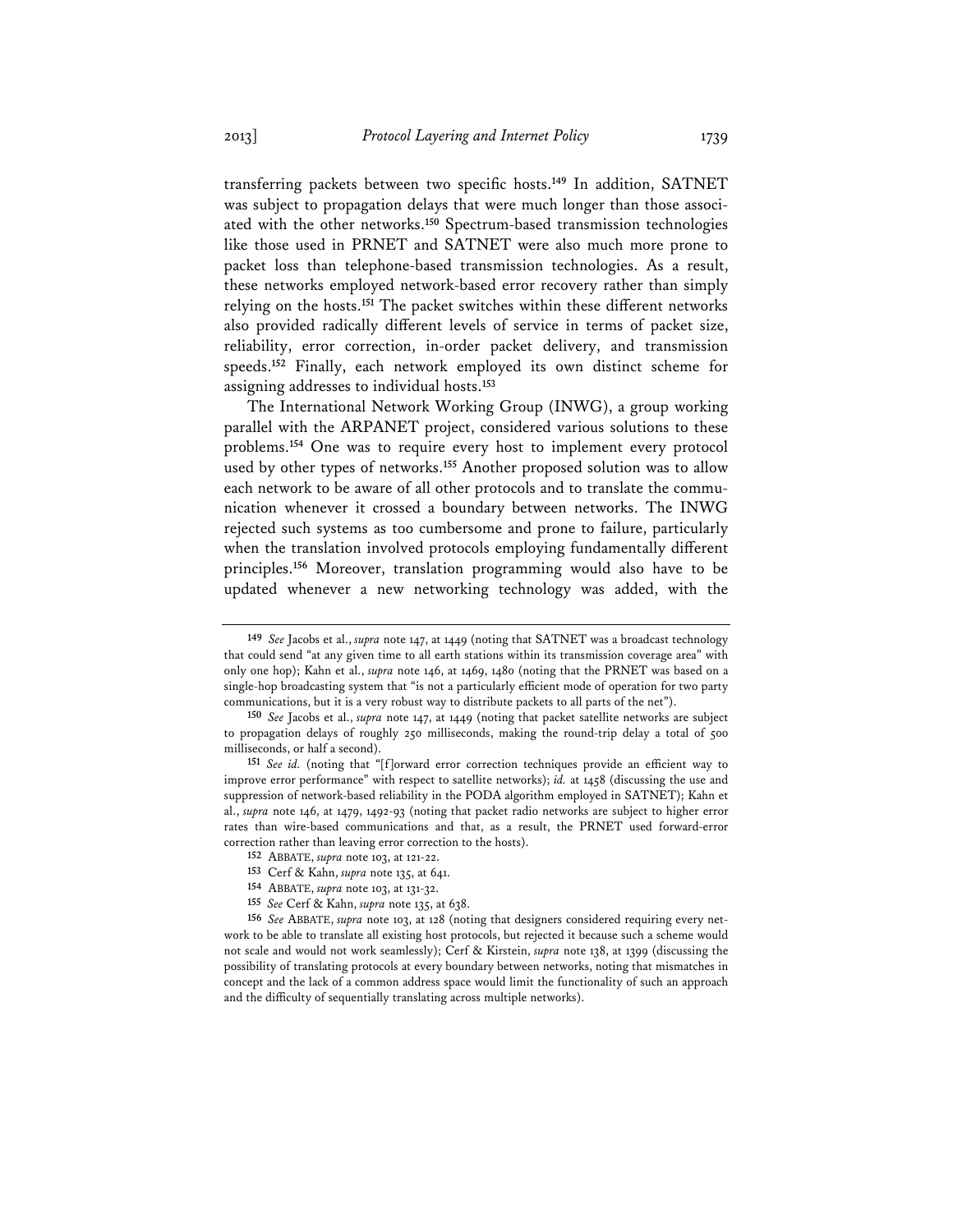transferring packets between two specific hosts.[149] In addition, SATNET was subject to propagation delays that were much longer than those associated with the other networks.[150] Spectrum-based transmission technologies like those used in PRNET and SATNET were also much more prone to packet loss than telephone-based transmission technologies. As a result, these networks employed network-based error recovery rather than simply relying on the hosts.[151] The packet switches within these different networks also provided radically different levels of service in terms of packet size, reliability, error correction, in-order packet delivery, and transmission speeds.[152] Finally, each network employed its own distinct scheme for assigning addresses to individual hosts.[153]

The International Network Working Group (INWG), a group working parallel with the ARPANET project, considered various solutions to these problems.[154] One was to require every host to implement every protocol used by other types of networks.[155] Another proposed solution was to allow each network to be aware of all other protocols and to translate the communication whenever it crossed a boundary between networks. The INWG rejected such systems as too cumbersome and prone to failure, particularly when the translation involved protocols employing fundamentally different principles.[156] Moreover, translation programming would also have to be updated whenever a new networking technology was added, with the

---

149 *See* Jacobs et al., *supra* note 147, at 1449 (noting that SATNET was a broadcast technology that could send "at any given time to all earth stations within its transmission coverage area" with only one hop); Kahn et al., *supra* note 146, at 1469, 1480 (noting that the PRNET was based on a single-hop broadcasting system that "is not a particularly efficient mode of operation for two party communications, but it is a very robust way to distribute packets to all parts of the net").

150 *See* Jacobs et al., *supra* note 147, at 1449 (noting that packet satellite networks are subject to propagation delays of roughly 250 milliseconds, making the round-trip delay a total of 500 milliseconds, or half a second).

151 *See id.* (noting that "[f]orward error correction techniques provide an efficient way to improve error performance" with respect to satellite networks); *id.* at 1458 (discussing the use and suppression of network-based reliability in the PODA algorithm employed in SATNET); Kahn et al., *supra* note 146, at 1479, 1492-93 (noting that packet radio networks are subject to higher error rates than wire-based communications and that, as a result, the PRNET used forward-error correction rather than leaving error correction to the hosts).

152 ABBATE, *supra* note 103, at 121-22.

153 Cerf & Kahn, *supra* note 135, at 641.

154 ABBATE, *supra* note 103, at 131-32.

155 *See* Cerf & Kahn, *supra* note 135, at 638.

156 *See* ABBATE, *supra* note 103, at 128 (noting that designers considered requiring every network to be able to translate all existing host protocols, but rejected it because such a scheme would not scale and would not work seamlessly); Cerf & Kirstein, *supra* note 138, at 1399 (discussing the possibility of translating protocols at every boundary between networks, noting that mismatches in concept and the lack of a common address space would limit the functionality of such an approach and the difficulty of sequentially translating across multiple networks).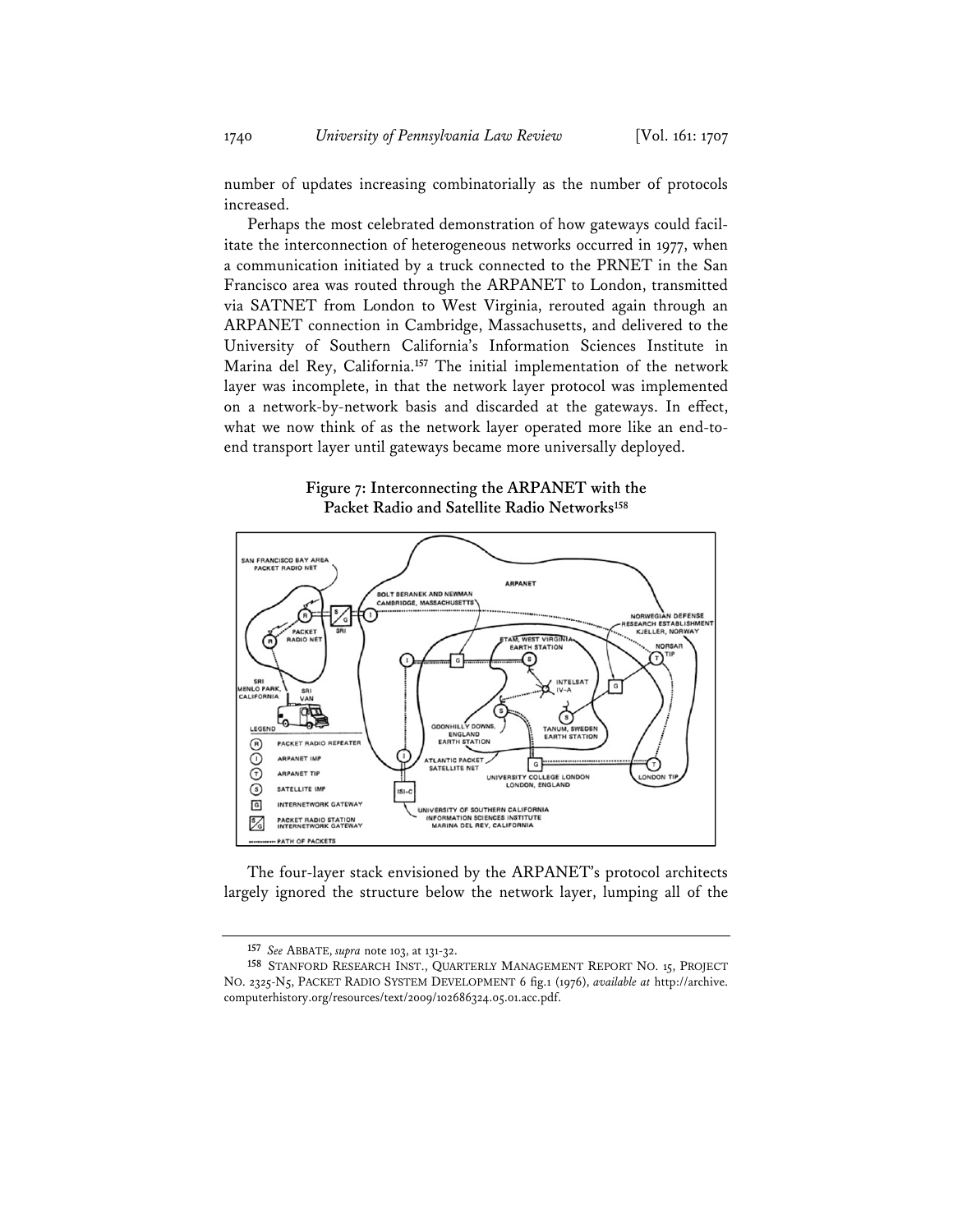number of updates increasing combinatorially as the number of protocols increased.

Perhaps the most celebrated demonstration of how gateways could facilitate the interconnection of heterogeneous networks occurred in 1977, when a communication initiated by a truck connected to the PRNET in the San Francisco area was routed through the ARPANET to London, transmitted via SATNET from London to West Virginia, rerouted again through an ARPANET connection in Cambridge, Massachusetts, and delivered to the University of Southern California's Information Sciences Institute in Marina del Rey, California.[157] The initial implementation of the network layer was incomplete, in that the network layer protocol was implemented on a network-by-network basis and discarded at the gateways. In effect, what we now think of as the network layer operated more like an end-to-end transport layer until gateways became more universally deployed.

**Figure 7: Interconnecting the ARPANET with the Packet Radio and Satellite Radio Networks[158]**

The four-layer stack envisioned by the ARPANET's protocol architects largely ignored the structure below the network layer, lumping all of the

---

[157] *See* ABBATE, *supra* note 103, at 131-32.

[158] STANFORD RESEARCH INST., QUARTERLY MANAGEMENT REPORT NO. 15, PROJECT NO. 2325-N5, PACKET RADIO SYSTEM DEVELOPMENT 6 fig.1 (1976), *available at* http://archive.computerhistory.org/resources/text/2009/102686324.05.01.acc.pdf.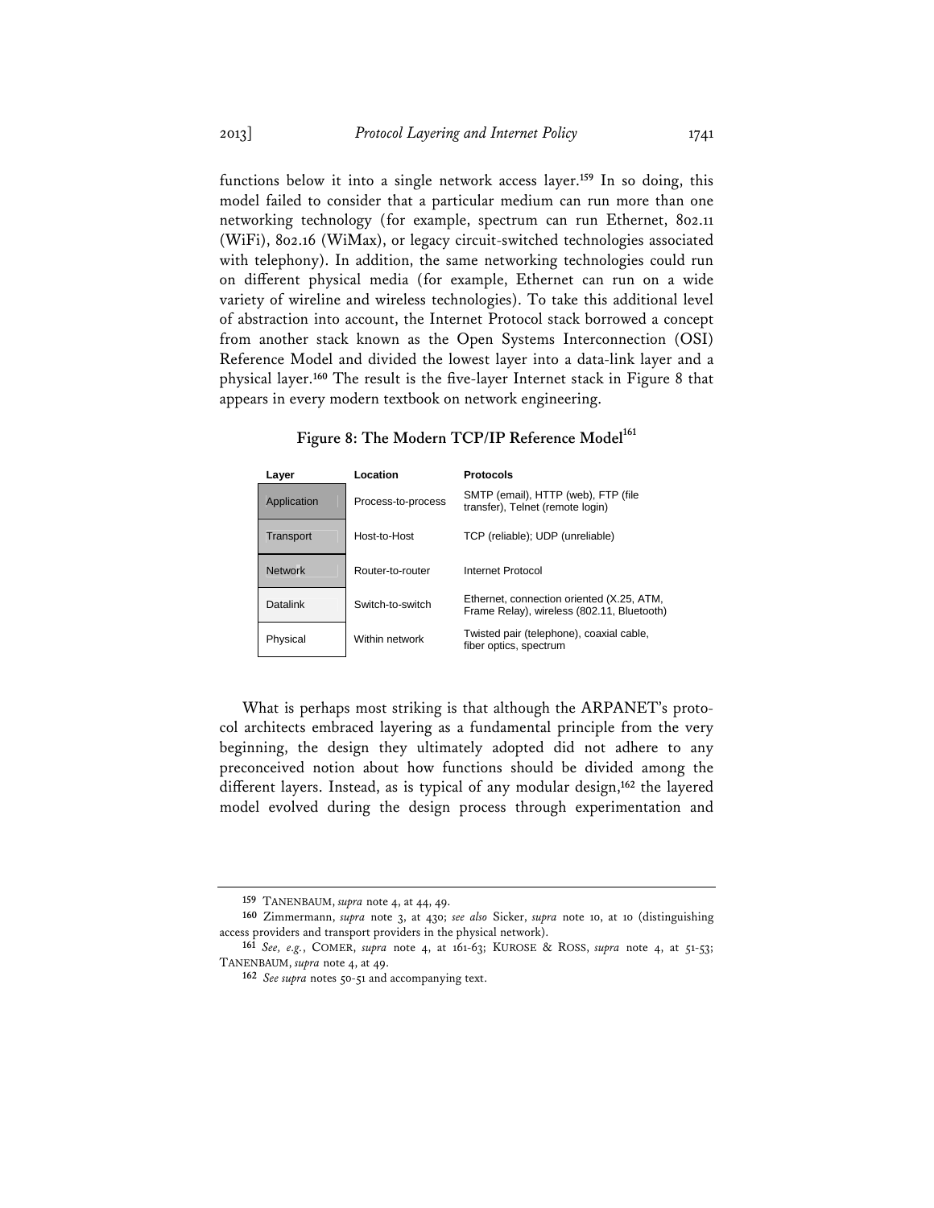functions below it into a single network access layer.[159] In so doing, this model failed to consider that a particular medium can run more than one networking technology (for example, spectrum can run Ethernet, 802.11 (WiFi), 802.16 (WiMax), or legacy circuit-switched technologies associated with telephony). In addition, the same networking technologies could run on different physical media (for example, Ethernet can run on a wide variety of wireline and wireless technologies). To take this additional level of abstraction into account, the Internet Protocol stack borrowed a concept from another stack known as the Open Systems Interconnection (OSI) Reference Model and divided the lowest layer into a data-link layer and a physical layer.[160] The result is the five-layer Internet stack in Figure 8 that appears in every modern textbook on network engineering.

**Figure 8: The Modern TCP/IP Reference Model[161]**

| Layer | Location | Protocols |
|---|---|---|
| Application | Process-to-process | SMTP (email), HTTP (web), FTP (file transfer), Telnet (remote login) |
| Transport | Host-to-Host | TCP (reliable); UDP (unreliable) |
| Network | Router-to-router | Internet Protocol |
| Datalink | Switch-to-switch | Ethernet, connection oriented (X.25, ATM, Frame Relay), wireless (802.11, Bluetooth) |
| Physical | Within network | Twisted pair (telephone), coaxial cable, fiber optics, spectrum |

What is perhaps most striking is that although the ARPANET's protocol architects embraced layering as a fundamental principle from the very beginning, the design they ultimately adopted did not adhere to any preconceived notion about how functions should be divided among the different layers. Instead, as is typical of any modular design,[162] the layered model evolved during the design process through experimentation and

---

[159] TANENBAUM, *supra* note 4, at 44, 49.

[160] Zimmermann, *supra* note 3, at 430; *see also* Sicker, *supra* note 10, at 10 (distinguishing access providers and transport providers in the physical network).

[161] *See, e.g.*, COMER, *supra* note 4, at 161-63; KUROSE & ROSS, *supra* note 4, at 51-53; TANENBAUM, *supra* note 4, at 49.

[162] *See supra* notes 50-51 and accompanying text.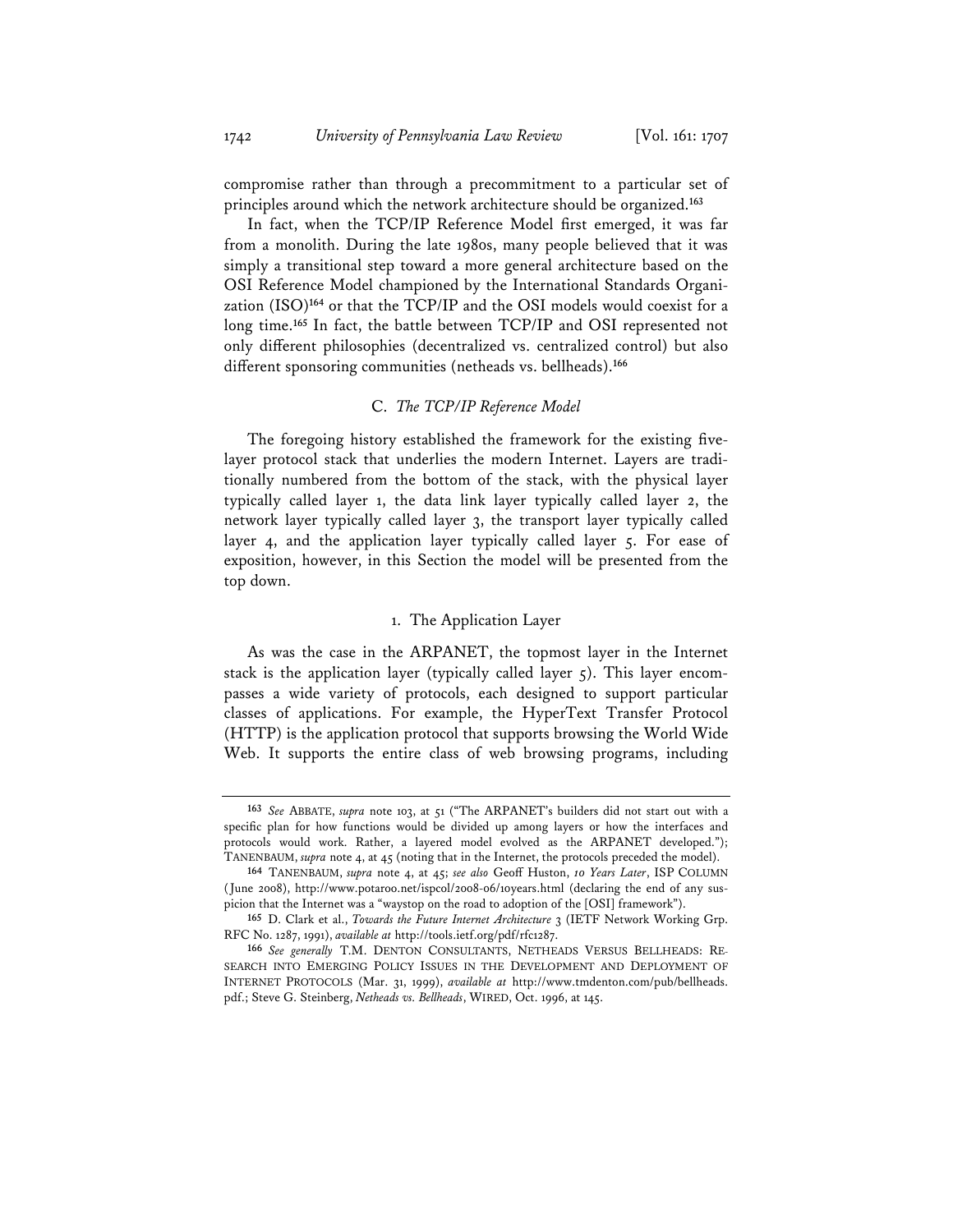compromise rather than through a precommitment to a particular set of principles around which the network architecture should be organized.[163]

In fact, when the TCP/IP Reference Model first emerged, it was far from a monolith. During the late 1980s, many people believed that it was simply a transitional step toward a more general architecture based on the OSI Reference Model championed by the International Standards Organization (ISO)[164] or that the TCP/IP and the OSI models would coexist for a long time.[165] In fact, the battle between TCP/IP and OSI represented not only different philosophies (decentralized vs. centralized control) but also different sponsoring communities (netheads vs. bellheads).[166]

### C. *The TCP/IP Reference Model*

The foregoing history established the framework for the existing five-layer protocol stack that underlies the modern Internet. Layers are traditionally numbered from the bottom of the stack, with the physical layer typically called layer 1, the data link layer typically called layer 2, the network layer typically called layer 3, the transport layer typically called layer 4, and the application layer typically called layer 5. For ease of exposition, however, in this Section the model will be presented from the top down.

#### 1. The Application Layer

As was the case in the ARPANET, the topmost layer in the Internet stack is the application layer (typically called layer 5). This layer encompasses a wide variety of protocols, each designed to support particular classes of applications. For example, the HyperText Transfer Protocol (HTTP) is the application protocol that supports browsing the World Wide Web. It supports the entire class of web browsing programs, including

---

163 *See* ABBATE, *supra* note 103, at 51 ("The ARPANET's builders did not start out with a specific plan for how functions would be divided up among layers or how the interfaces and protocols would work. Rather, a layered model evolved as the ARPANET developed."); TANENBAUM, *supra* note 4, at 45 (noting that in the Internet, the protocols preceded the model).

164 TANENBAUM, *supra* note 4, at 45; *see also* Geoff Huston, *10 Years Later*, ISP COLUMN (June 2008), http://www.potaroo.net/ispcol/2008-06/10years.html (declaring the end of any suspicion that the Internet was a "waystop on the road to adoption of the [OSI] framework").

165 D. Clark et al., *Towards the Future Internet Architecture* 3 (IETF Network Working Grp. RFC No. 1287, 1991), *available at* http://tools.ietf.org/pdf/rfc1287.

166 *See generally* T.M. DENTON CONSULTANTS, NETHEADS VERSUS BELLHEADS: RESEARCH INTO EMERGING POLICY ISSUES IN THE DEVELOPMENT AND DEPLOYMENT OF INTERNET PROTOCOLS (Mar. 31, 1999), *available at* http://www.tmdenton.com/pub/bellheads.pdf.; Steve G. Steinberg, *Netheads vs. Bellheads*, WIRED, Oct. 1996, at 145.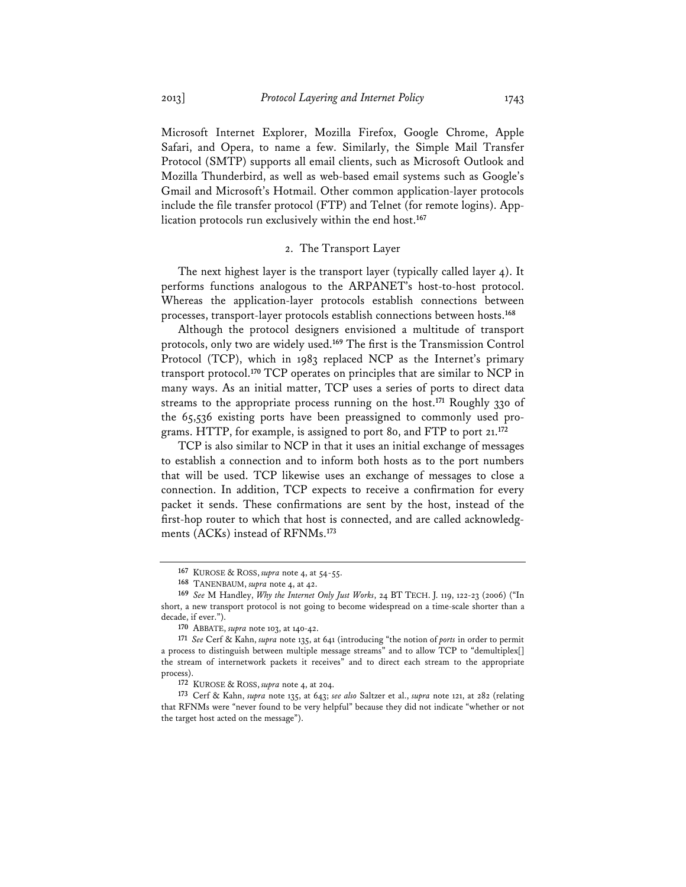Microsoft Internet Explorer, Mozilla Firefox, Google Chrome, Apple Safari, and Opera, to name a few. Similarly, the Simple Mail Transfer Protocol (SMTP) supports all email clients, such as Microsoft Outlook and Mozilla Thunderbird, as well as web-based email systems such as Google's Gmail and Microsoft's Hotmail. Other common application-layer protocols include the file transfer protocol (FTP) and Telnet (for remote logins). Application protocols run exclusively within the end host.[167]

### 2. The Transport Layer

The next highest layer is the transport layer (typically called layer 4). It performs functions analogous to the ARPANET's host-to-host protocol. Whereas the application-layer protocols establish connections between processes, transport-layer protocols establish connections between hosts.[168]

Although the protocol designers envisioned a multitude of transport protocols, only two are widely used.[169] The first is the Transmission Control Protocol (TCP), which in 1983 replaced NCP as the Internet's primary transport protocol.[170] TCP operates on principles that are similar to NCP in many ways. As an initial matter, TCP uses a series of ports to direct data streams to the appropriate process running on the host.[171] Roughly 330 of the 65,536 existing ports have been preassigned to commonly used programs. HTTP, for example, is assigned to port 80, and FTP to port 21.[172]

TCP is also similar to NCP in that it uses an initial exchange of messages to establish a connection and to inform both hosts as to the port numbers that will be used. TCP likewise uses an exchange of messages to close a connection. In addition, TCP expects to receive a confirmation for every packet it sends. These confirmations are sent by the host, instead of the first-hop router to which that host is connected, and are called acknowledgments (ACKs) instead of RFNMs.[173]

---

[167] KUROSE & ROSS, *supra* note 4, at 54-55.

[168] TANENBAUM, *supra* note 4, at 42.

[169] *See* M Handley, *Why the Internet Only Just Works*, 24 BT TECH. J. 119, 122-23 (2006) ("In short, a new transport protocol is not going to become widespread on a time-scale shorter than a decade, if ever.").

[170] ABBATE, *supra* note 103, at 140-42.

[171] *See* Cerf & Kahn, *supra* note 135, at 641 (introducing "the notion of *ports* in order to permit a process to distinguish between multiple message streams" and to allow TCP to "demultiplex[] the stream of internetwork packets it receives" and to direct each stream to the appropriate process).

[172] KUROSE & ROSS, *supra* note 4, at 204.

[173] Cerf & Kahn, *supra* note 135, at 643; *see also* Saltzer et al., *supra* note 121, at 282 (relating that RFNMs were "never found to be very helpful" because they did not indicate "whether or not the target host acted on the message").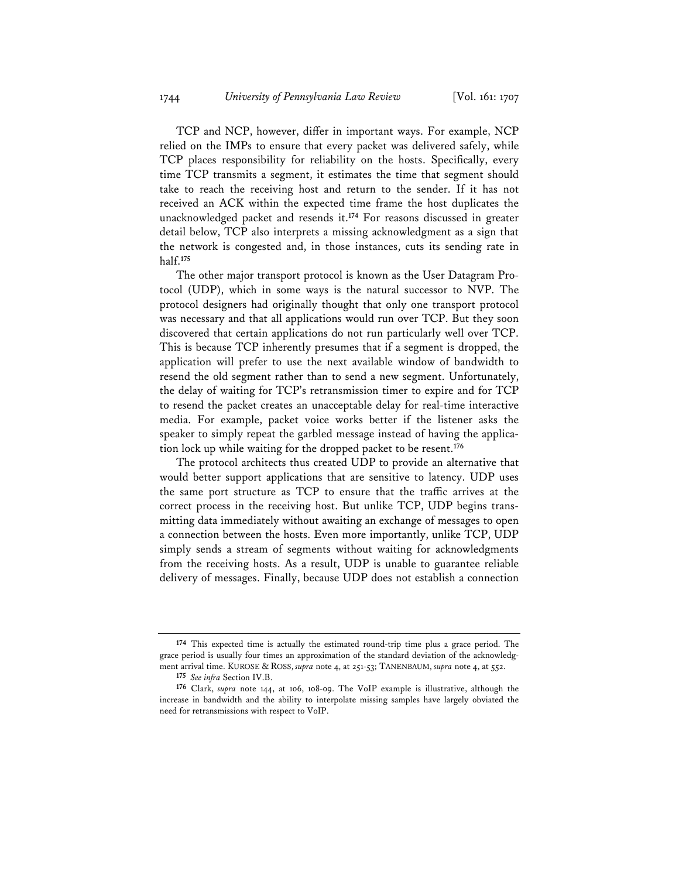TCP and NCP, however, differ in important ways. For example, NCP relied on the IMPs to ensure that every packet was delivered safely, while TCP places responsibility for reliability on the hosts. Specifically, every time TCP transmits a segment, it estimates the time that segment should take to reach the receiving host and return to the sender. If it has not received an ACK within the expected time frame the host duplicates the unacknowledged packet and resends it.[174] For reasons discussed in greater detail below, TCP also interprets a missing acknowledgment as a sign that the network is congested and, in those instances, cuts its sending rate in half.[175]

The other major transport protocol is known as the User Datagram Protocol (UDP), which in some ways is the natural successor to NVP. The protocol designers had originally thought that only one transport protocol was necessary and that all applications would run over TCP. But they soon discovered that certain applications do not run particularly well over TCP. This is because TCP inherently presumes that if a segment is dropped, the application will prefer to use the next available window of bandwidth to resend the old segment rather than to send a new segment. Unfortunately, the delay of waiting for TCP's retransmission timer to expire and for TCP to resend the packet creates an unacceptable delay for real-time interactive media. For example, packet voice works better if the listener asks the speaker to simply repeat the garbled message instead of having the application lock up while waiting for the dropped packet to be resent.[176]

The protocol architects thus created UDP to provide an alternative that would better support applications that are sensitive to latency. UDP uses the same port structure as TCP to ensure that the traffic arrives at the correct process in the receiving host. But unlike TCP, UDP begins transmitting data immediately without awaiting an exchange of messages to open a connection between the hosts. Even more importantly, unlike TCP, UDP simply sends a stream of segments without waiting for acknowledgments from the receiving hosts. As a result, UDP is unable to guarantee reliable delivery of messages. Finally, because UDP does not establish a connection

---

[174] This expected time is actually the estimated round-trip time plus a grace period. The grace period is usually four times an approximation of the standard deviation of the acknowledgment arrival time. KUROSE & ROSS, *supra* note 4, at 251-53; TANENBAUM, *supra* note 4, at 552.

[175] *See infra* Section IV.B.

[176] Clark, *supra* note 144, at 106, 108-09. The VoIP example is illustrative, although the increase in bandwidth and the ability to interpolate missing samples have largely obviated the need for retransmissions with respect to VoIP.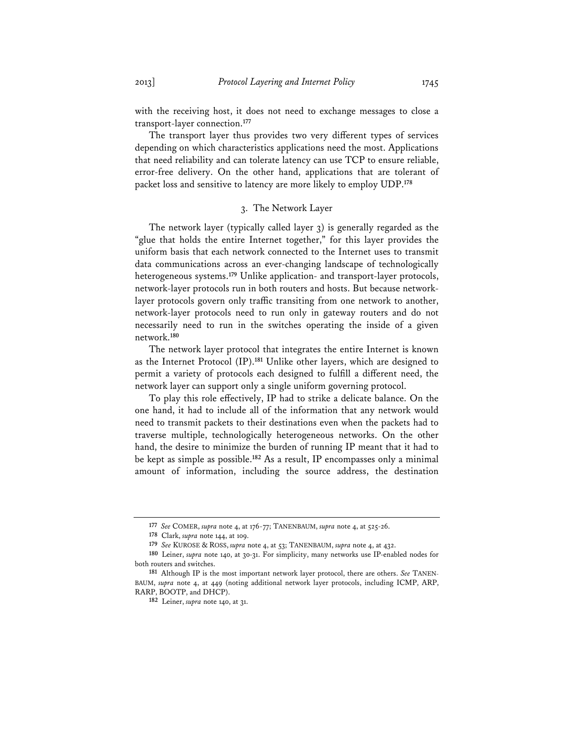with the receiving host, it does not need to exchange messages to close a transport-layer connection.[177]

The transport layer thus provides two very different types of services depending on which characteristics applications need the most. Applications that need reliability and can tolerate latency can use TCP to ensure reliable, error-free delivery. On the other hand, applications that are tolerant of packet loss and sensitive to latency are more likely to employ UDP.[178]

### 3. The Network Layer

The network layer (typically called layer 3) is generally regarded as the "glue that holds the entire Internet together," for this layer provides the uniform basis that each network connected to the Internet uses to transmit data communications across an ever-changing landscape of technologically heterogeneous systems.[179] Unlike application- and transport-layer protocols, network-layer protocols run in both routers and hosts. But because network-layer protocols govern only traffic transiting from one network to another, network-layer protocols need to run only in gateway routers and do not necessarily need to run in the switches operating the inside of a given network.[180]

The network layer protocol that integrates the entire Internet is known as the Internet Protocol (IP).[181] Unlike other layers, which are designed to permit a variety of protocols each designed to fulfill a different need, the network layer can support only a single uniform governing protocol.

To play this role effectively, IP had to strike a delicate balance. On the one hand, it had to include all of the information that any network would need to transmit packets to their destinations even when the packets had to traverse multiple, technologically heterogeneous networks. On the other hand, the desire to minimize the burden of running IP meant that it had to be kept as simple as possible.[182] As a result, IP encompasses only a minimal amount of information, including the source address, the destination

---

177 *See* COMER, *supra* note 4, at 176-77; TANENBAUM, *supra* note 4, at 525-26.

178 Clark, *supra* note 144, at 109.

179 *See* KUROSE & ROSS, *supra* note 4, at 53; TANENBAUM, *supra* note 4, at 432.

180 Leiner, *supra* note 140, at 30-31. For simplicity, many networks use IP-enabled nodes for both routers and switches.

181 Although IP is the most important network layer protocol, there are others. *See* TANENBAUM, *supra* note 4, at 449 (noting additional network layer protocols, including ICMP, ARP, RARP, BOOTP, and DHCP).

182 Leiner, *supra* note 140, at 31.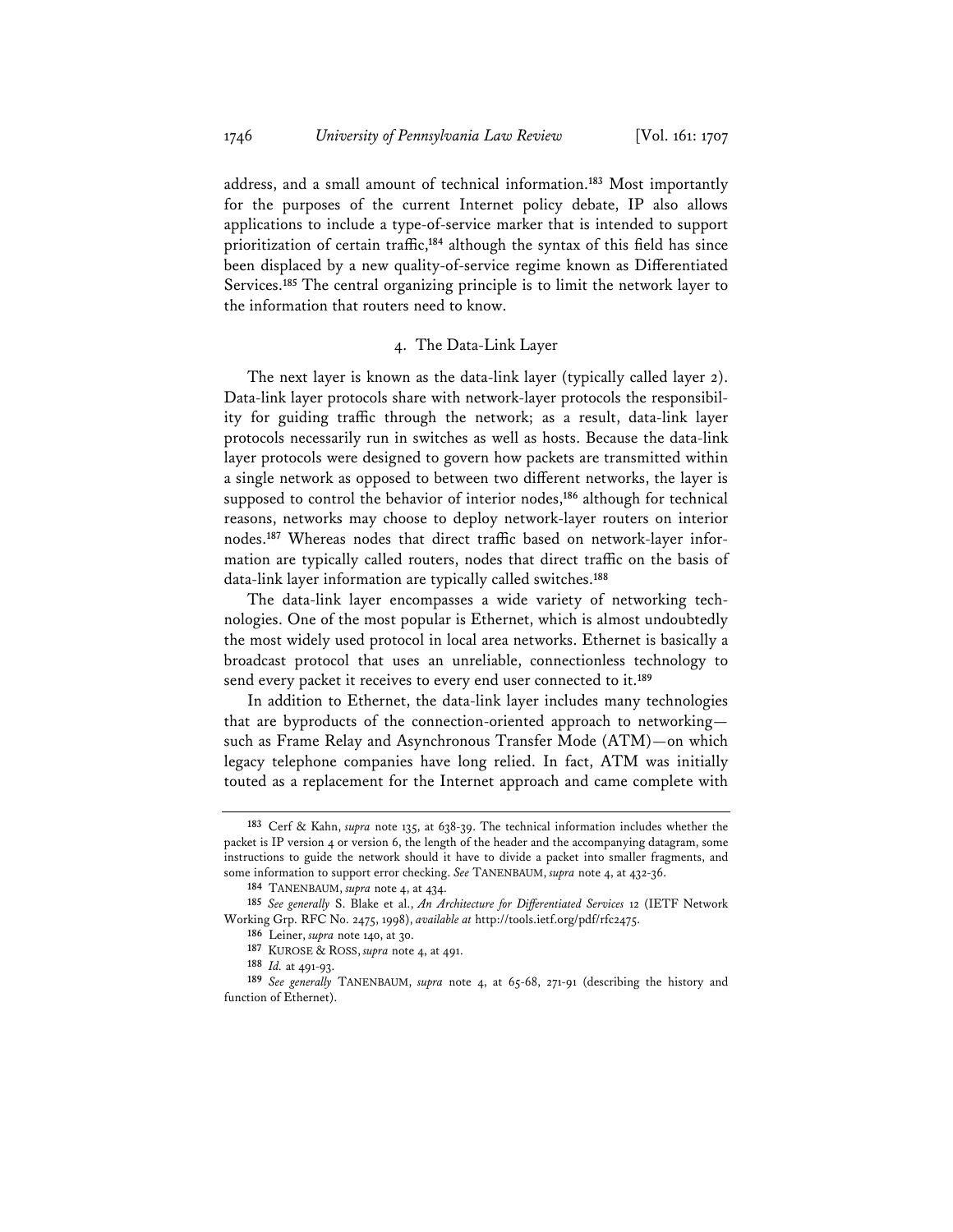address, and a small amount of technical information.[183] Most importantly for the purposes of the current Internet policy debate, IP also allows applications to include a type-of-service marker that is intended to support prioritization of certain traffic,[184] although the syntax of this field has since been displaced by a new quality-of-service regime known as Differentiated Services.[185] The central organizing principle is to limit the network layer to the information that routers need to know.

### 4. The Data-Link Layer

The next layer is known as the data-link layer (typically called layer 2). Data-link layer protocols share with network-layer protocols the responsibility for guiding traffic through the network; as a result, data-link layer protocols necessarily run in switches as well as hosts. Because the data-link layer protocols were designed to govern how packets are transmitted within a single network as opposed to between two different networks, the layer is supposed to control the behavior of interior nodes,[186] although for technical reasons, networks may choose to deploy network-layer routers on interior nodes.[187] Whereas nodes that direct traffic based on network-layer information are typically called routers, nodes that direct traffic on the basis of data-link layer information are typically called switches.[188]

The data-link layer encompasses a wide variety of networking technologies. One of the most popular is Ethernet, which is almost undoubtedly the most widely used protocol in local area networks. Ethernet is basically a broadcast protocol that uses an unreliable, connectionless technology to send every packet it receives to every end user connected to it.[189]

In addition to Ethernet, the data-link layer includes many technologies that are byproducts of the connection-oriented approach to networking—such as Frame Relay and Asynchronous Transfer Mode (ATM)—on which legacy telephone companies have long relied. In fact, ATM was initially touted as a replacement for the Internet approach and came complete with

---

183 Cerf & Kahn, *supra* note 135, at 638-39. The technical information includes whether the packet is IP version 4 or version 6, the length of the header and the accompanying datagram, some instructions to guide the network should it have to divide a packet into smaller fragments, and some information to support error checking. *See* TANENBAUM, *supra* note 4, at 432-36.

184 TANENBAUM, *supra* note 4, at 434.

185 *See generally* S. Blake et al., *An Architecture for Differentiated Services* 12 (IETF Network Working Grp. RFC No. 2475, 1998), *available at* http://tools.ietf.org/pdf/rfc2475.

186 Leiner, *supra* note 140, at 30.

187 KUROSE & ROSS, *supra* note 4, at 491.

188 *Id.* at 491-93.

189 *See generally* TANENBAUM, *supra* note 4, at 65-68, 271-91 (describing the history and function of Ethernet).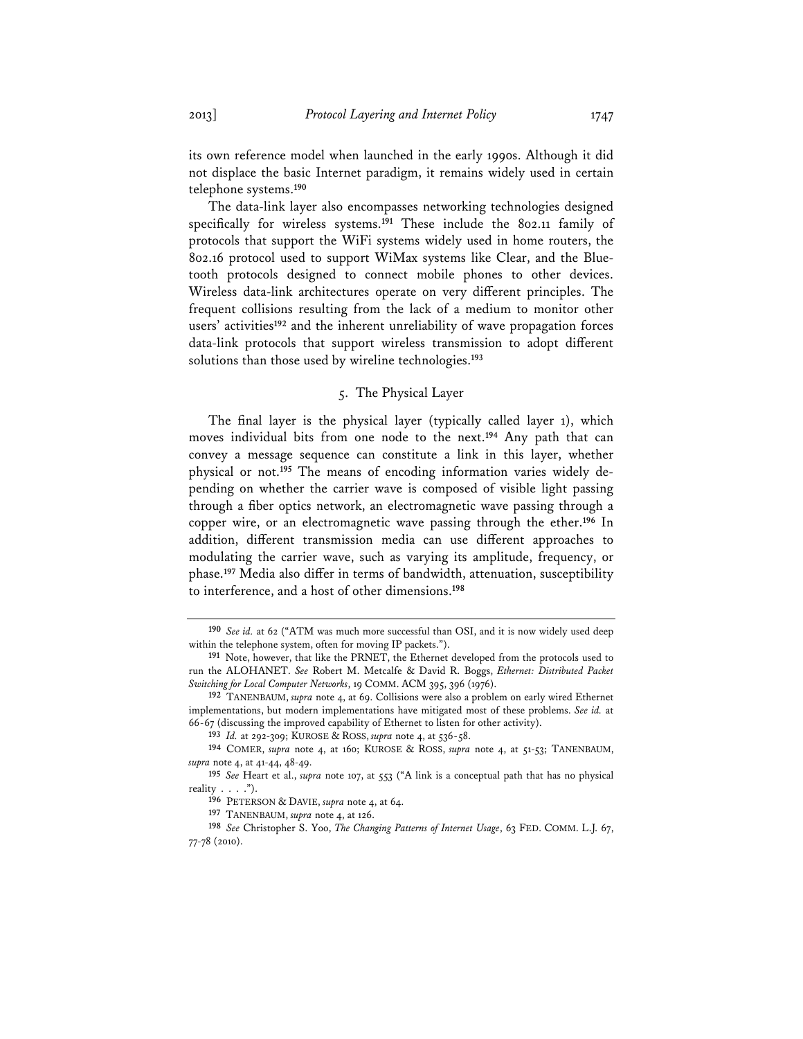its own reference model when launched in the early 1990s. Although it did not displace the basic Internet paradigm, it remains widely used in certain telephone systems.[190]

The data-link layer also encompasses networking technologies designed specifically for wireless systems.[191] These include the 802.11 family of protocols that support the WiFi systems widely used in home routers, the 802.16 protocol used to support WiMax systems like Clear, and the Bluetooth protocols designed to connect mobile phones to other devices. Wireless data-link architectures operate on very different principles. The frequent collisions resulting from the lack of a medium to monitor other users' activities[192] and the inherent unreliability of wave propagation forces data-link protocols that support wireless transmission to adopt different solutions than those used by wireline technologies.[193]

### 5. The Physical Layer

The final layer is the physical layer (typically called layer 1), which moves individual bits from one node to the next.[194] Any path that can convey a message sequence can constitute a link in this layer, whether physical or not.[195] The means of encoding information varies widely depending on whether the carrier wave is composed of visible light passing through a fiber optics network, an electromagnetic wave passing through a copper wire, or an electromagnetic wave passing through the ether.[196] In addition, different transmission media can use different approaches to modulating the carrier wave, such as varying its amplitude, frequency, or phase.[197] Media also differ in terms of bandwidth, attenuation, susceptibility to interference, and a host of other dimensions.[198]

---

[190] *See id.* at 62 ("ATM was much more successful than OSI, and it is now widely used deep within the telephone system, often for moving IP packets.").

[191] Note, however, that like the PRNET, the Ethernet developed from the protocols used to run the ALOHANET. *See* Robert M. Metcalfe & David R. Boggs, *Ethernet: Distributed Packet Switching for Local Computer Networks*, 19 COMM. ACM 395, 396 (1976).

[192] TANENBAUM, *supra* note 4, at 69. Collisions were also a problem on early wired Ethernet implementations, but modern implementations have mitigated most of these problems. *See id.* at 66-67 (discussing the improved capability of Ethernet to listen for other activity).

[193] *Id.* at 292-309; KUROSE & ROSS, *supra* note 4, at 536-58.

[194] COMER, *supra* note 4, at 160; KUROSE & ROSS, *supra* note 4, at 51-53; TANENBAUM, *supra* note 4, at 41-44, 48-49.

[195] *See* Heart et al., *supra* note 107, at 553 ("A link is a conceptual path that has no physical reality . . . .").

[196] PETERSON & DAVIE, *supra* note 4, at 64.

[197] TANENBAUM, *supra* note 4, at 126.

[198] *See* Christopher S. Yoo, *The Changing Patterns of Internet Usage*, 63 FED. COMM. L.J. 67, 77-78 (2010).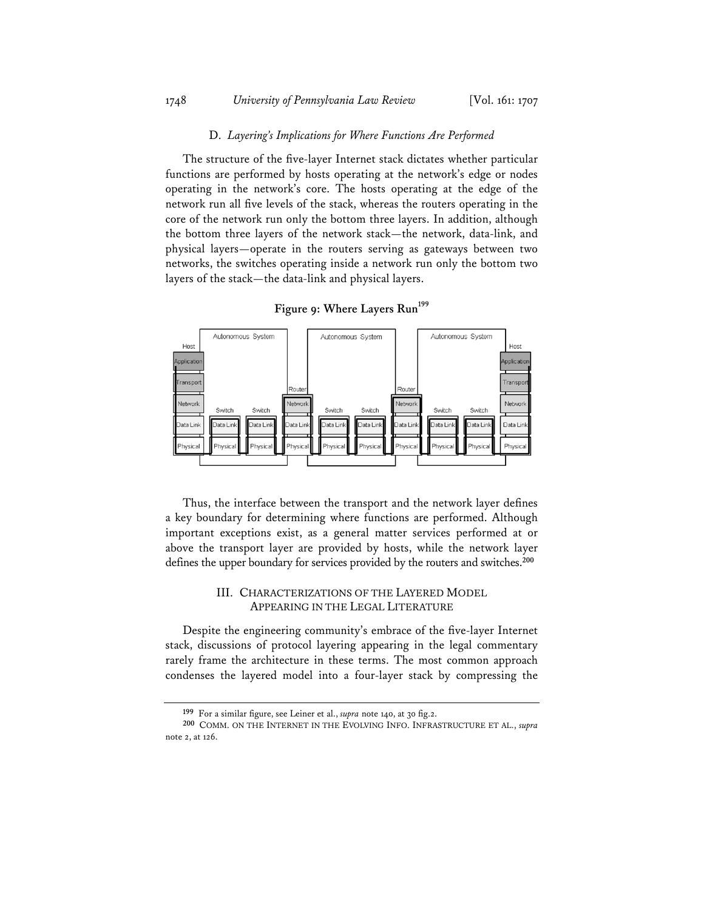### D. *Layering's Implications for Where Functions Are Performed*

The structure of the five-layer Internet stack dictates whether particular functions are performed by hosts operating at the network's edge or nodes operating in the network's core. The hosts operating at the edge of the network run all five levels of the stack, whereas the routers operating in the core of the network run only the bottom three layers. In addition, although the bottom three layers of the network stack—the network, data-link, and physical layers—operate in the routers serving as gateways between two networks, the switches operating inside a network run only the bottom two layers of the stack—the data-link and physical layers.

**Figure 9: Where Layers Run**[199]

Thus, the interface between the transport and the network layer defines a key boundary for determining where functions are performed. Although important exceptions exist, as a general matter services performed at or above the transport layer are provided by hosts, while the network layer defines the upper boundary for services provided by the routers and switches.[200]

## III. CHARACTERIZATIONS OF THE LAYERED MODEL APPEARING IN THE LEGAL LITERATURE

Despite the engineering community's embrace of the five-layer Internet stack, discussions of protocol layering appearing in the legal commentary rarely frame the architecture in these terms. The most common approach condenses the layered model into a four-layer stack by compressing the

---

[199] For a similar figure, see Leiner et al., *supra* note 140, at 30 fig.2.

[200] COMM. ON THE INTERNET IN THE EVOLVING INFO. INFRASTRUCTURE ET AL., *supra* note 2, at 126.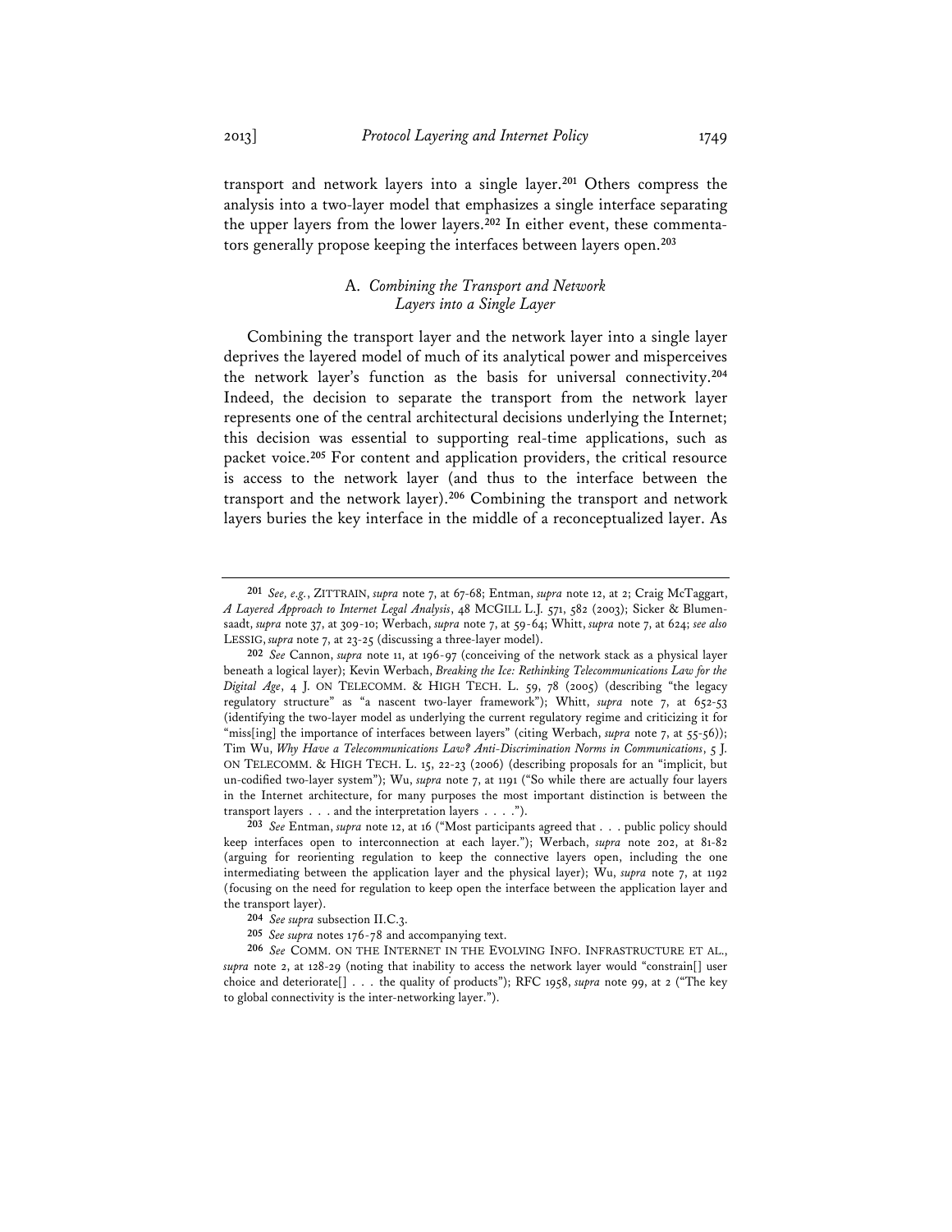transport and network layers into a single layer.[201] Others compress the analysis into a two-layer model that emphasizes a single interface separating the upper layers from the lower layers.[202] In either event, these commentators generally propose keeping the interfaces between layers open.[203]

### A. *Combining the Transport and Network Layers into a Single Layer*

Combining the transport layer and the network layer into a single layer deprives the layered model of much of its analytical power and misperceives the network layer's function as the basis for universal connectivity.[204] Indeed, the decision to separate the transport from the network layer represents one of the central architectural decisions underlying the Internet; this decision was essential to supporting real-time applications, such as packet voice.[205] For content and application providers, the critical resource is access to the network layer (and thus to the interface between the transport and the network layer).[206] Combining the transport and network layers buries the key interface in the middle of a reconceptualized layer. As

---

[201] *See, e.g.*, ZITTRAIN, *supra* note 7, at 67-68; Entman, *supra* note 12, at 2; Craig McTaggart, *A Layered Approach to Internet Legal Analysis*, 48 MCGILL L.J. 571, 582 (2003); Sicker & Blumensaadt, *supra* note 37, at 309-10; Werbach, *supra* note 7, at 59-64; Whitt, *supra* note 7, at 624; *see also* LESSIG, *supra* note 7, at 23-25 (discussing a three-layer model).

[202] *See* Cannon, *supra* note 11, at 196-97 (conceiving of the network stack as a physical layer beneath a logical layer); Kevin Werbach, *Breaking the Ice: Rethinking Telecommunications Law for the Digital Age*, 4 J. ON TELECOMM. & HIGH TECH. L. 59, 78 (2005) (describing "the legacy regulatory structure" as "a nascent two-layer framework"); Whitt, *supra* note 7, at 652-53 (identifying the two-layer model as underlying the current regulatory regime and criticizing it for "miss[ing] the importance of interfaces between layers" (citing Werbach, *supra* note 7, at 55-56)); Tim Wu, *Why Have a Telecommunications Law? Anti-Discrimination Norms in Communications*, 5 J. ON TELECOMM. & HIGH TECH. L. 15, 22-23 (2006) (describing proposals for an "implicit, but un-codified two-layer system"); Wu, *supra* note 7, at 1191 ("So while there are actually four layers in the Internet architecture, for many purposes the most important distinction is between the transport layers . . . and the interpretation layers . . . .").

[203] *See* Entman, *supra* note 12, at 16 ("Most participants agreed that . . . public policy should keep interfaces open to interconnection at each layer."); Werbach, *supra* note 202, at 81-82 (arguing for reorienting regulation to keep the connective layers open, including the one intermediating between the application layer and the physical layer); Wu, *supra* note 7, at 1192 (focusing on the need for regulation to keep open the interface between the application layer and the transport layer).

[204] *See supra* subsection II.C.3.

[205] *See supra* notes 176-78 and accompanying text.

[206] *See* COMM. ON THE INTERNET IN THE EVOLVING INFO. INFRASTRUCTURE ET AL., *supra* note 2, at 128-29 (noting that inability to access the network layer would "constrain[] user choice and deteriorate[] . . . the quality of products"); RFC 1958, *supra* note 99, at 2 ("The key to global connectivity is the inter-networking layer.").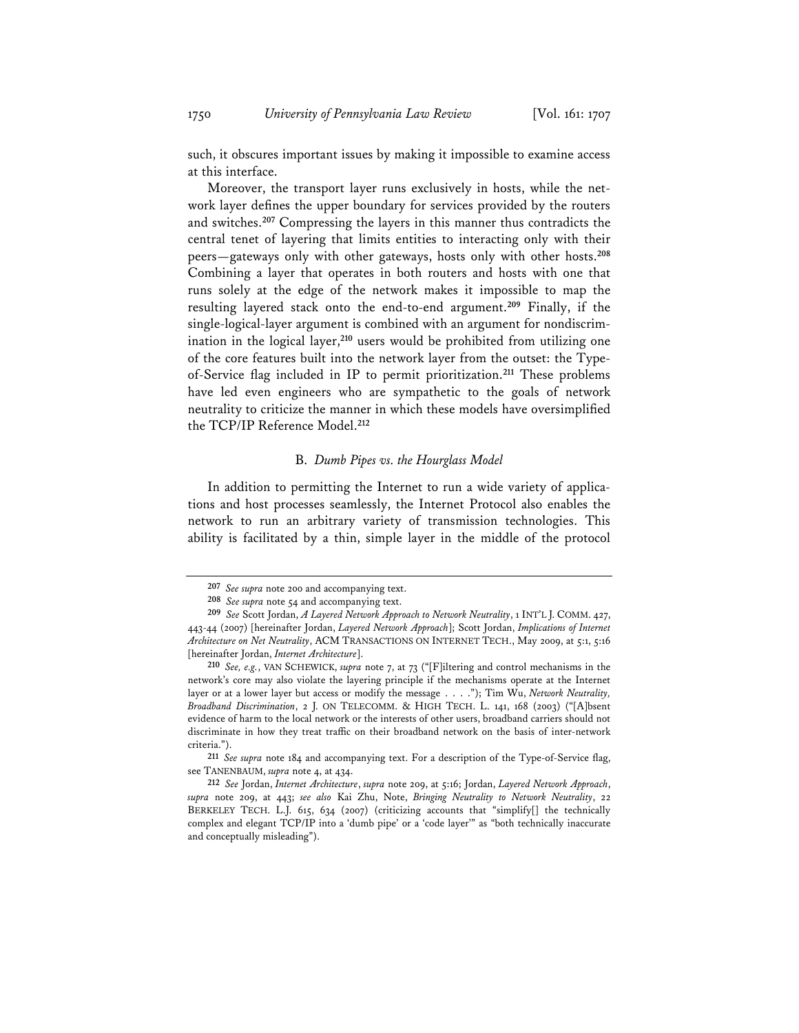such, it obscures important issues by making it impossible to examine access at this interface.

Moreover, the transport layer runs exclusively in hosts, while the network layer defines the upper boundary for services provided by the routers and switches.[207] Compressing the layers in this manner thus contradicts the central tenet of layering that limits entities to interacting only with their peers—gateways only with other gateways, hosts only with other hosts.[208] Combining a layer that operates in both routers and hosts with one that runs solely at the edge of the network makes it impossible to map the resulting layered stack onto the end-to-end argument.[209] Finally, if the single-logical-layer argument is combined with an argument for nondiscrimination in the logical layer,[210] users would be prohibited from utilizing one of the core features built into the network layer from the outset: the Type-of-Service flag included in IP to permit prioritization.[211] These problems have led even engineers who are sympathetic to the goals of network neutrality to criticize the manner in which these models have oversimplified the TCP/IP Reference Model.[212]

### B. *Dumb Pipes vs. the Hourglass Model*

In addition to permitting the Internet to run a wide variety of applications and host processes seamlessly, the Internet Protocol also enables the network to run an arbitrary variety of transmission technologies. This ability is facilitated by a thin, simple layer in the middle of the protocol

---

[207] *See supra* note 200 and accompanying text.

[208] *See supra* note 54 and accompanying text.

[209] *See* Scott Jordan, *A Layered Network Approach to Network Neutrality*, 1 INT'L J. COMM. 427, 443-44 (2007) [hereinafter Jordan, *Layered Network Approach*]; Scott Jordan, *Implications of Internet Architecture on Net Neutrality*, ACM TRANSACTIONS ON INTERNET TECH., May 2009, at 5:1, 5:16 [hereinafter Jordan, *Internet Architecture*].

[210] *See, e.g.*, VAN SCHEWICK, *supra* note 7, at 73 ("[F]iltering and control mechanisms in the network's core may also violate the layering principle if the mechanisms operate at the Internet layer or at a lower layer but access or modify the message . . . ."); Tim Wu, *Network Neutrality, Broadband Discrimination*, 2 J. ON TELECOMM. & HIGH TECH. L. 141, 168 (2003) ("[A]bsent evidence of harm to the local network or the interests of other users, broadband carriers should not discriminate in how they treat traffic on their broadband network on the basis of inter-network criteria.").

[211] *See supra* note 184 and accompanying text. For a description of the Type-of-Service flag, see TANENBAUM, *supra* note 4, at 434.

[212] *See* Jordan, *Internet Architecture*, *supra* note 209, at 5:16; Jordan, *Layered Network Approach*, *supra* note 209, at 443; *see also* Kai Zhu, Note, *Bringing Neutrality to Network Neutrality*, 22 BERKELEY TECH. L.J. 615, 634 (2007) (criticizing accounts that "simplify[] the technically complex and elegant TCP/IP into a 'dumb pipe' or a 'code layer'" as "both technically inaccurate and conceptually misleading").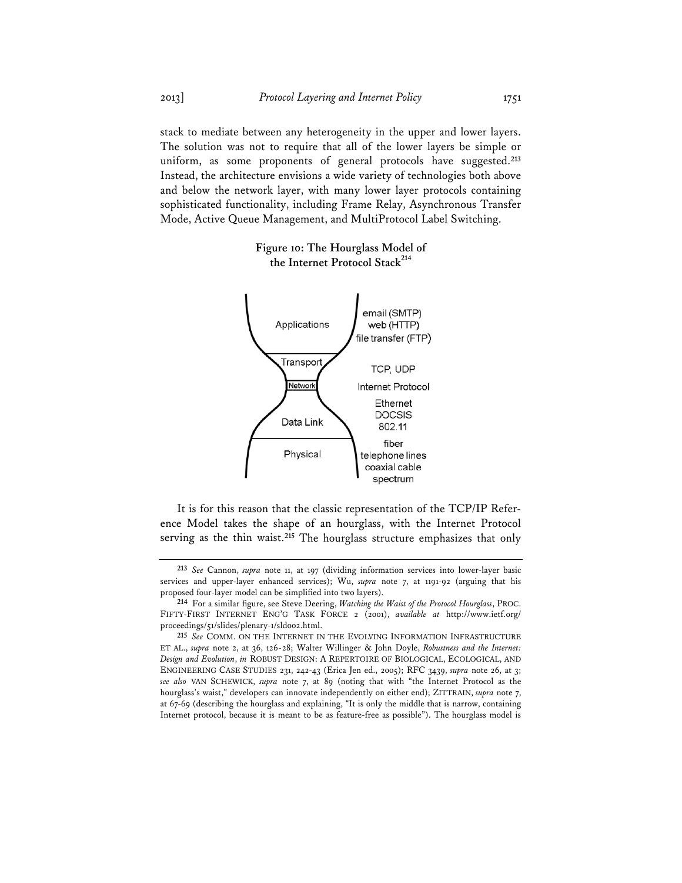stack to mediate between any heterogeneity in the upper and lower layers. The solution was not to require that all of the lower layers be simple or uniform, as some proponents of general protocols have suggested.[213] Instead, the architecture envisions a wide variety of technologies both above and below the network layer, with many lower layer protocols containing sophisticated functionality, including Frame Relay, Asynchronous Transfer Mode, Active Queue Management, and MultiProtocol Label Switching.

**Figure 10: The Hourglass Model of the Internet Protocol Stack**[214]

| Layer | Examples |
| --- | --- |
| Applications | email (SMTP), web (HTTP), file transfer (FTP) |
| Transport | TCP, UDP |
| Network | Internet Protocol |
| Data Link | Ethernet, DOCSIS, 802.11 |
| Physical | fiber, telephone lines, coaxial cable, spectrum |

It is for this reason that the classic representation of the TCP/IP Reference Model takes the shape of an hourglass, with the Internet Protocol serving as the thin waist.[215] The hourglass structure emphasizes that only

---

[213] *See* Cannon, *supra* note 11, at 197 (dividing information services into lower-layer basic services and upper-layer enhanced services); Wu, *supra* note 7, at 1191-92 (arguing that his proposed four-layer model can be simplified into two layers).

[214] For a similar figure, see Steve Deering, *Watching the Waist of the Protocol Hourglass*, PROC. FIFTY-FIRST INTERNET ENG'G TASK FORCE 2 (2001), *available at* http://www.ietf.org/proceedings/51/slides/plenary-1/sld002.html.

[215] *See* COMM. ON THE INTERNET IN THE EVOLVING INFORMATION INFRASTRUCTURE ET AL., *supra* note 2, at 36, 126-28; Walter Willinger & John Doyle, *Robustness and the Internet: Design and Evolution*, *in* ROBUST DESIGN: A REPERTOIRE OF BIOLOGICAL, ECOLOGICAL, AND ENGINEERING CASE STUDIES 231, 242-43 (Erica Jen ed., 2005); RFC 3439, *supra* note 26, at 3; *see also* VAN SCHEWICK, *supra* note 7, at 89 (noting that with "the Internet Protocol as the hourglass's waist," developers can innovate independently on either end); ZITTRAIN, *supra* note 7, at 67-69 (describing the hourglass and explaining, "It is only the middle that is narrow, containing Internet protocol, because it is meant to be as feature-free as possible"). The hourglass model is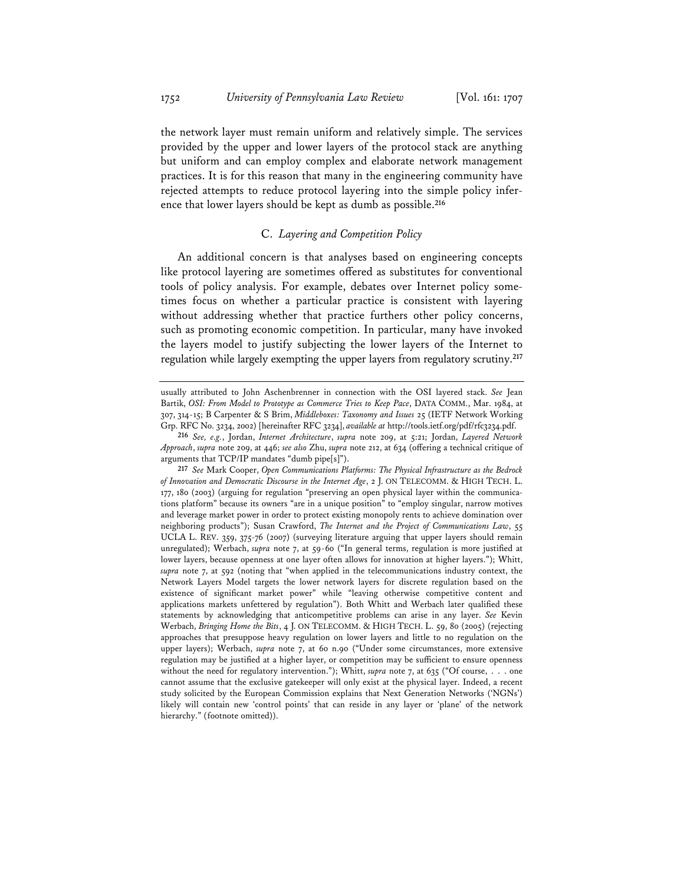the network layer must remain uniform and relatively simple. The services provided by the upper and lower layers of the protocol stack are anything but uniform and can employ complex and elaborate network management practices. It is for this reason that many in the engineering community have rejected attempts to reduce protocol layering into the simple policy inference that lower layers should be kept as dumb as possible.[216]

### C. *Layering and Competition Policy*

An additional concern is that analyses based on engineering concepts like protocol layering are sometimes offered as substitutes for conventional tools of policy analysis. For example, debates over Internet policy sometimes focus on whether a particular practice is consistent with layering without addressing whether that practice furthers other policy concerns, such as promoting economic competition. In particular, many have invoked the layers model to justify subjecting the lower layers of the Internet to regulation while largely exempting the upper layers from regulatory scrutiny.[217]

---

usually attributed to John Aschenbrenner in connection with the OSI layered stack. *See* Jean Bartik, *OSI: From Model to Prototype as Commerce Tries to Keep Pace*, DATA COMM., Mar. 1984, at 307, 314-15; B Carpenter & S Brim, *Middleboxes: Taxonomy and Issues* 25 (IETF Network Working Grp. RFC No. 3234, 2002) [hereinafter RFC 3234], *available at* http://tools.ietf.org/pdf/rfc3234.pdf.

[216] *See, e.g.*, Jordan, *Internet Architecture*, *supra* note 209, at 5:21; Jordan, *Layered Network Approach*, *supra* note 209, at 446; *see also* Zhu, *supra* note 212, at 634 (offering a technical critique of arguments that TCP/IP mandates "dumb pipe[s]").

[217] *See* Mark Cooper, *Open Communications Platforms: The Physical Infrastructure as the Bedrock of Innovation and Democratic Discourse in the Internet Age*, 2 J. ON TELECOMM. & HIGH TECH. L. 177, 180 (2003) (arguing for regulation "preserving an open physical layer within the communications platform" because its owners "are in a unique position" to "employ singular, narrow motives and leverage market power in order to protect existing monopoly rents to achieve domination over neighboring products"); Susan Crawford, *The Internet and the Project of Communications Law*, 55 UCLA L. REV. 359, 375-76 (2007) (surveying literature arguing that upper layers should remain unregulated); Werbach, *supra* note 7, at 59-60 ("In general terms, regulation is more justified at lower layers, because openness at one layer often allows for innovation at higher layers."); Whitt, *supra* note 7, at 592 (noting that "when applied in the telecommunications industry context, the Network Layers Model targets the lower network layers for discrete regulation based on the existence of significant market power" while "leaving otherwise competitive content and applications markets unfettered by regulation"). Both Whitt and Werbach later qualified these statements by acknowledging that anticompetitive problems can arise in any layer. *See* Kevin Werbach, *Bringing Home the Bits*, 4 J. ON TELECOMM. & HIGH TECH. L. 59, 80 (2005) (rejecting approaches that presuppose heavy regulation on lower layers and little to no regulation on the upper layers); Werbach, *supra* note 7, at 60 n.90 ("Under some circumstances, more extensive regulation may be justified at a higher layer, or competition may be sufficient to ensure openness without the need for regulatory intervention."); Whitt, *supra* note 7, at 635 ("Of course, . . . one cannot assume that the exclusive gatekeeper will only exist at the physical layer. Indeed, a recent study solicited by the European Commission explains that Next Generation Networks ('NGNs') likely will contain new 'control points' that can reside in any layer or 'plane' of the network hierarchy." (footnote omitted)).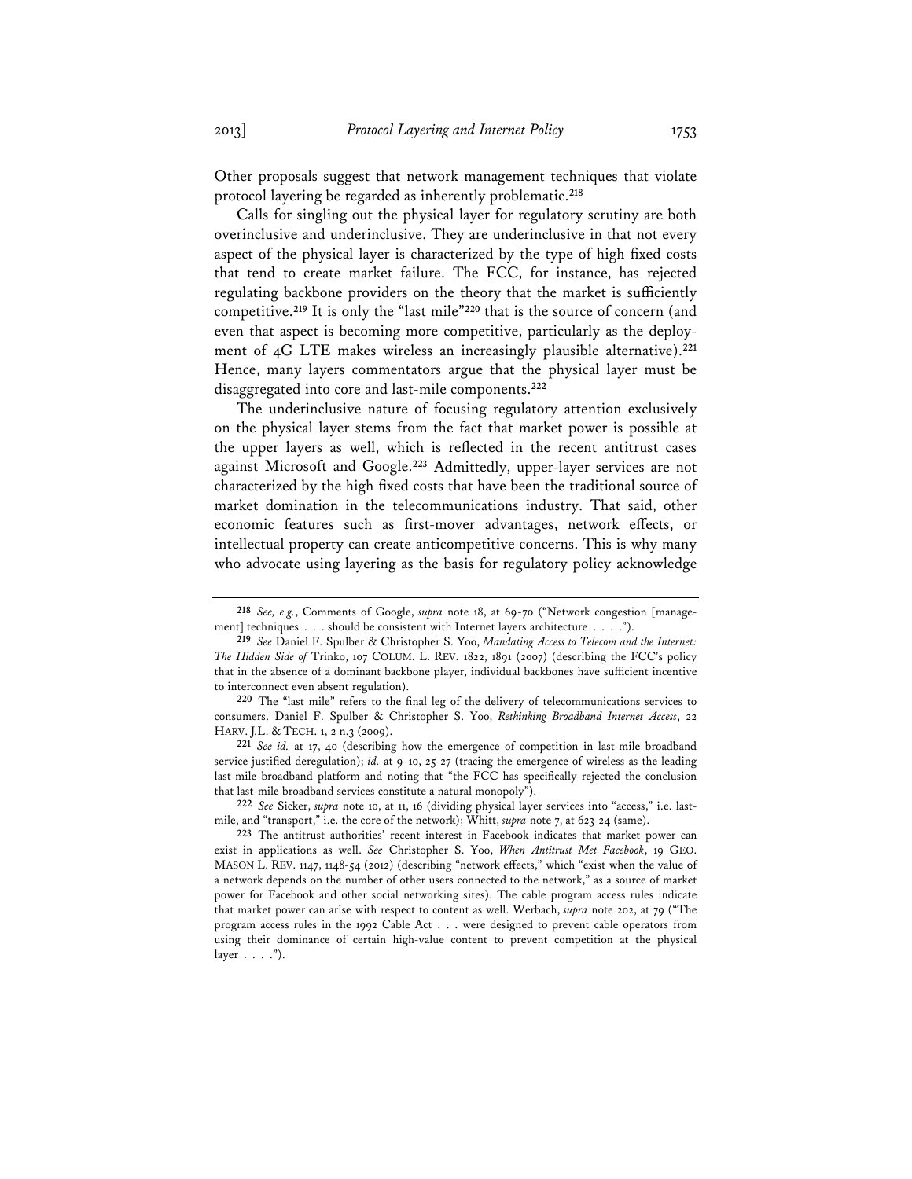Other proposals suggest that network management techniques that violate protocol layering be regarded as inherently problematic.[218]

Calls for singling out the physical layer for regulatory scrutiny are both overinclusive and underinclusive. They are underinclusive in that not every aspect of the physical layer is characterized by the type of high fixed costs that tend to create market failure. The FCC, for instance, has rejected regulating backbone providers on the theory that the market is sufficiently competitive.[219] It is only the "last mile"[220] that is the source of concern (and even that aspect is becoming more competitive, particularly as the deployment of 4G LTE makes wireless an increasingly plausible alternative).[221] Hence, many layers commentators argue that the physical layer must be disaggregated into core and last-mile components.[222]

The underinclusive nature of focusing regulatory attention exclusively on the physical layer stems from the fact that market power is possible at the upper layers as well, which is reflected in the recent antitrust cases against Microsoft and Google.[223] Admittedly, upper-layer services are not characterized by the high fixed costs that have been the traditional source of market domination in the telecommunications industry. That said, other economic features such as first-mover advantages, network effects, or intellectual property can create anticompetitive concerns. This is why many who advocate using layering as the basis for regulatory policy acknowledge

---

[218] *See, e.g.*, Comments of Google, *supra* note 18, at 69-70 ("Network congestion [management] techniques . . . should be consistent with Internet layers architecture . . . .").

[219] *See* Daniel F. Spulber & Christopher S. Yoo, *Mandating Access to Telecom and the Internet: The Hidden Side of* Trinko, 107 COLUM. L. REV. 1822, 1891 (2007) (describing the FCC's policy that in the absence of a dominant backbone player, individual backbones have sufficient incentive to interconnect even absent regulation).

[220] The "last mile" refers to the final leg of the delivery of telecommunications services to consumers. Daniel F. Spulber & Christopher S. Yoo, *Rethinking Broadband Internet Access*, 22 HARV. J.L. & TECH. 1, 2 n.3 (2009).

[221] *See id.* at 17, 40 (describing how the emergence of competition in last-mile broadband service justified deregulation); *id.* at 9-10, 25-27 (tracing the emergence of wireless as the leading last-mile broadband platform and noting that "the FCC has specifically rejected the conclusion that last-mile broadband services constitute a natural monopoly").

[222] *See* Sicker, *supra* note 10, at 11, 16 (dividing physical layer services into "access," i.e. last-mile, and "transport," i.e. the core of the network); Whitt, *supra* note 7, at 623-24 (same).

[223] The antitrust authorities' recent interest in Facebook indicates that market power can exist in applications as well. *See* Christopher S. Yoo, *When Antitrust Met Facebook*, 19 GEO. MASON L. REV. 1147, 1148-54 (2012) (describing "network effects," which "exist when the value of a network depends on the number of other users connected to the network," as a source of market power for Facebook and other social networking sites). The cable program access rules indicate that market power can arise with respect to content as well. Werbach, *supra* note 202, at 79 ("The program access rules in the 1992 Cable Act . . . were designed to prevent cable operators from using their dominance of certain high-value content to prevent competition at the physical layer . . . .").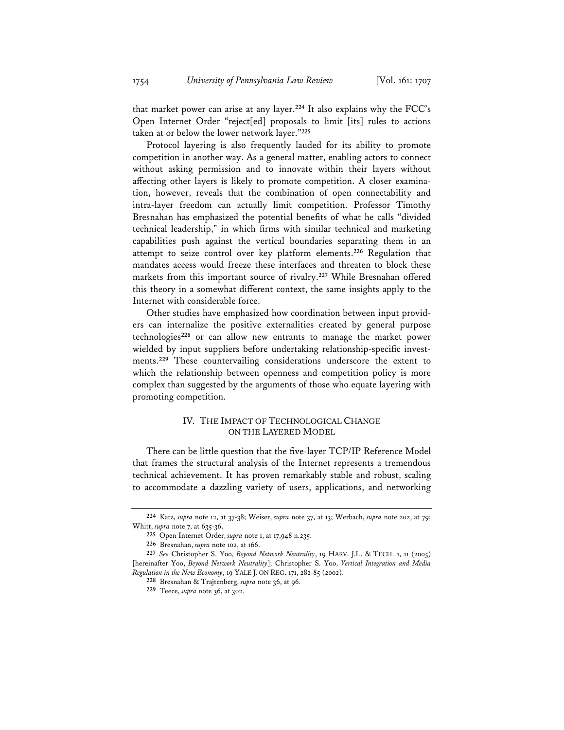that market power can arise at any layer.[224] It also explains why the FCC's Open Internet Order "reject[ed] proposals to limit [its] rules to actions taken at or below the lower network layer."[225]

Protocol layering is also frequently lauded for its ability to promote competition in another way. As a general matter, enabling actors to connect without asking permission and to innovate within their layers without affecting other layers is likely to promote competition. A closer examination, however, reveals that the combination of open connectability and intra-layer freedom can actually limit competition. Professor Timothy Bresnahan has emphasized the potential benefits of what he calls "divided technical leadership," in which firms with similar technical and marketing capabilities push against the vertical boundaries separating them in an attempt to seize control over key platform elements.[226] Regulation that mandates access would freeze these interfaces and threaten to block these markets from this important source of rivalry.[227] While Bresnahan offered this theory in a somewhat different context, the same insights apply to the Internet with considerable force.

Other studies have emphasized how coordination between input providers can internalize the positive externalities created by general purpose technologies[228] or can allow new entrants to manage the market power wielded by input suppliers before undertaking relationship-specific investments.[229] These countervailing considerations underscore the extent to which the relationship between openness and competition policy is more complex than suggested by the arguments of those who equate layering with promoting competition.

## IV. THE IMPACT OF TECHNOLOGICAL CHANGE ON THE LAYERED MODEL

There can be little question that the five-layer TCP/IP Reference Model that frames the structural analysis of the Internet represents a tremendous technical achievement. It has proven remarkably stable and robust, scaling to accommodate a dazzling variety of users, applications, and networking

---

224 Katz, *supra* note 12, at 37-38; Weiser, *supra* note 37, at 13; Werbach, *supra* note 202, at 79; Whitt, *supra* note 7, at 635-36.

225 Open Internet Order, *supra* note 1, at 17,948 n.235.

226 Bresnahan, *supra* note 102, at 166.

227 *See* Christopher S. Yoo, *Beyond Network Neutrality*, 19 HARV. J.L. & TECH. 1, 11 (2005) [hereinafter Yoo, *Beyond Network Neutrality*]; Christopher S. Yoo, *Vertical Integration and Media Regulation in the New Economy*, 19 YALE J. ON REG. 171, 282-85 (2002).

228 Bresnahan & Trajtenberg, *supra* note 36, at 96.

229 Teece, *supra* note 36, at 302.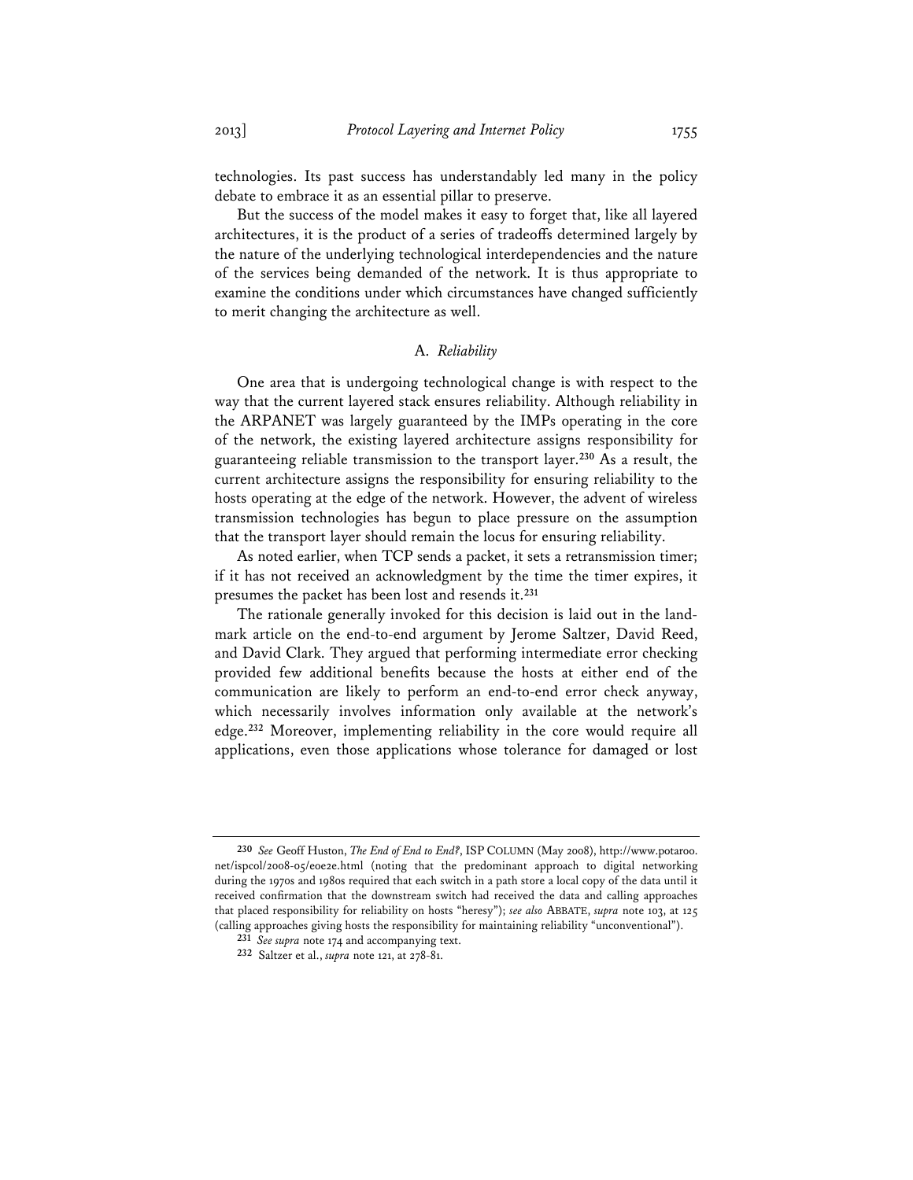technologies. Its past success has understandably led many in the policy debate to embrace it as an essential pillar to preserve.

But the success of the model makes it easy to forget that, like all layered architectures, it is the product of a series of tradeoffs determined largely by the nature of the underlying technological interdependencies and the nature of the services being demanded of the network. It is thus appropriate to examine the conditions under which circumstances have changed sufficiently to merit changing the architecture as well.

### A. *Reliability*

One area that is undergoing technological change is with respect to the way that the current layered stack ensures reliability. Although reliability in the ARPANET was largely guaranteed by the IMPs operating in the core of the network, the existing layered architecture assigns responsibility for guaranteeing reliable transmission to the transport layer.[230] As a result, the current architecture assigns the responsibility for ensuring reliability to the hosts operating at the edge of the network. However, the advent of wireless transmission technologies has begun to place pressure on the assumption that the transport layer should remain the locus for ensuring reliability.

As noted earlier, when TCP sends a packet, it sets a retransmission timer; if it has not received an acknowledgment by the time the timer expires, it presumes the packet has been lost and resends it.[231]

The rationale generally invoked for this decision is laid out in the landmark article on the end-to-end argument by Jerome Saltzer, David Reed, and David Clark. They argued that performing intermediate error checking provided few additional benefits because the hosts at either end of the communication are likely to perform an end-to-end error check anyway, which necessarily involves information only available at the network's edge.[232] Moreover, implementing reliability in the core would require all applications, even those applications whose tolerance for damaged or lost

---

[230] *See* Geoff Huston, *The End of End to End?*, ISP COLUMN (May 2008), http://www.potaroo.net/ispcol/2008-05/eoe2e.html (noting that the predominant approach to digital networking during the 1970s and 1980s required that each switch in a path store a local copy of the data until it received confirmation that the downstream switch had received the data and calling approaches that placed responsibility for reliability on hosts "heresy"); *see also* ABBATE, *supra* note 103, at 125 (calling approaches giving hosts the responsibility for maintaining reliability "unconventional").

[231] *See supra* note 174 and accompanying text.

[232] Saltzer et al., *supra* note 121, at 278-81.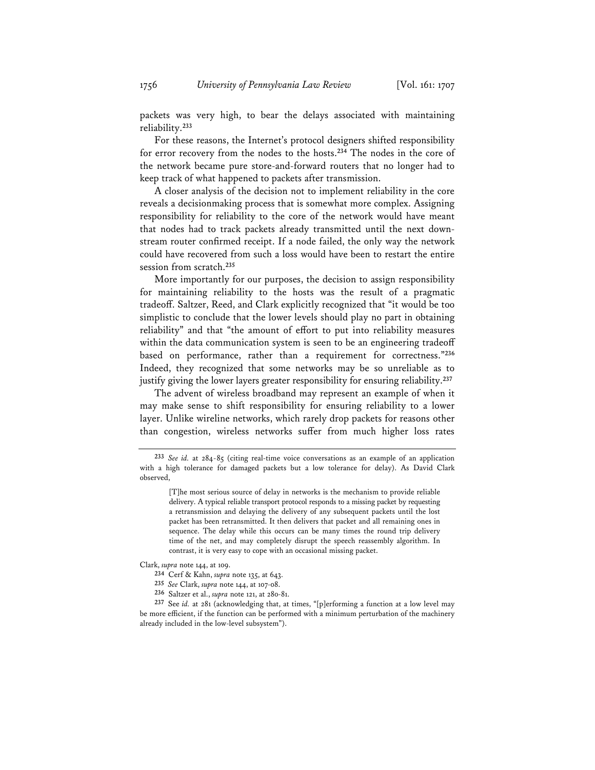packets was very high, to bear the delays associated with maintaining reliability.[233]

For these reasons, the Internet's protocol designers shifted responsibility for error recovery from the nodes to the hosts.[234] The nodes in the core of the network became pure store-and-forward routers that no longer had to keep track of what happened to packets after transmission.

A closer analysis of the decision not to implement reliability in the core reveals a decisionmaking process that is somewhat more complex. Assigning responsibility for reliability to the core of the network would have meant that nodes had to track packets already transmitted until the next downstream router confirmed receipt. If a node failed, the only way the network could have recovered from such a loss would have been to restart the entire session from scratch.[235]

More importantly for our purposes, the decision to assign responsibility for maintaining reliability to the hosts was the result of a pragmatic tradeoff. Saltzer, Reed, and Clark explicitly recognized that "it would be too simplistic to conclude that the lower levels should play no part in obtaining reliability" and that "the amount of effort to put into reliability measures within the data communication system is seen to be an engineering tradeoff based on performance, rather than a requirement for correctness."[236] Indeed, they recognized that some networks may be so unreliable as to justify giving the lower layers greater responsibility for ensuring reliability.[237]

The advent of wireless broadband may represent an example of when it may make sense to shift responsibility for ensuring reliability to a lower layer. Unlike wireline networks, which rarely drop packets for reasons other than congestion, wireless networks suffer from much higher loss rates

---

[233] *See id.* at 284-85 (citing real-time voice conversations as an example of an application with a high tolerance for damaged packets but a low tolerance for delay). As David Clark observed,

> [T]he most serious source of delay in networks is the mechanism to provide reliable delivery. A typical reliable transport protocol responds to a missing packet by requesting a retransmission and delaying the delivery of any subsequent packets until the lost packet has been retransmitted. It then delivers that packet and all remaining ones in sequence. The delay while this occurs can be many times the round trip delivery time of the net, and may completely disrupt the speech reassembly algorithm. In contrast, it is very easy to cope with an occasional missing packet.

Clark, *supra* note 144, at 109.

[234] Cerf & Kahn, *supra* note 135, at 643.

[235] *See* Clark, *supra* note 144, at 107-08.

[236] Saltzer et al., *supra* note 121, at 280-81.

[237] See *id.* at 281 (acknowledging that, at times, "[p]erforming a function at a low level may be more efficient, if the function can be performed with a minimum perturbation of the machinery already included in the low-level subsystem").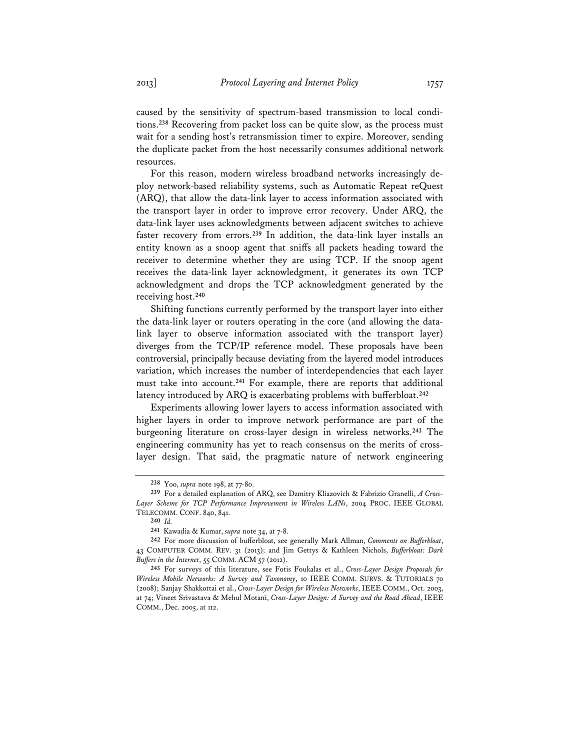caused by the sensitivity of spectrum-based transmission to local conditions.[238] Recovering from packet loss can be quite slow, as the process must wait for a sending host's retransmission timer to expire. Moreover, sending the duplicate packet from the host necessarily consumes additional network resources.

For this reason, modern wireless broadband networks increasingly deploy network-based reliability systems, such as Automatic Repeat reQuest (ARQ), that allow the data-link layer to access information associated with the transport layer in order to improve error recovery. Under ARQ, the data-link layer uses acknowledgments between adjacent switches to achieve faster recovery from errors.[239] In addition, the data-link layer installs an entity known as a snoop agent that sniffs all packets heading toward the receiver to determine whether they are using TCP. If the snoop agent receives the data-link layer acknowledgment, it generates its own TCP acknowledgment and drops the TCP acknowledgment generated by the receiving host.[240]

Shifting functions currently performed by the transport layer into either the data-link layer or routers operating in the core (and allowing the data-link layer to observe information associated with the transport layer) diverges from the TCP/IP reference model. These proposals have been controversial, principally because deviating from the layered model introduces variation, which increases the number of interdependencies that each layer must take into account.[241] For example, there are reports that additional latency introduced by ARQ is exacerbating problems with bufferbloat.[242]

Experiments allowing lower layers to access information associated with higher layers in order to improve network performance are part of the burgeoning literature on cross-layer design in wireless networks.[243] The engineering community has yet to reach consensus on the merits of cross-layer design. That said, the pragmatic nature of network engineering

---

[238] Yoo, *supra* note 198, at 77-80.

[239] For a detailed explanation of ARQ, see Dzmitry Kliazovich & Fabrizio Granelli, *A Cross-Layer Scheme for TCP Performance Improvement in Wireless LANs*, 2004 PROC. IEEE GLOBAL TELECOMM. CONF. 840, 841.

[240] *Id.*

[241] Kawadia & Kumar, *supra* note 34, at 7-8.

[242] For more discussion of bufferbloat, see generally Mark Allman, *Comments on Bufferbloat*, 43 COMPUTER COMM. REV. 31 (2013); and Jim Gettys & Kathleen Nichols, *Bufferbloat: Dark Buffers in the Internet*, 55 COMM. ACM 57 (2012).

[243] For surveys of this literature, see Fotis Foukalas et al., *Cross-Layer Design Proposals for Wireless Mobile Networks: A Survey and Taxonomy*, 10 IEEE COMM. SURVS. & TUTORIALS 70 (2008); Sanjay Shakkottai et al., *Cross-Layer Design for Wireless Networks*, IEEE COMM., Oct. 2003, at 74; Vineet Srivastava & Mehul Motani, *Cross-Layer Design: A Survey and the Road Ahead*, IEEE COMM., Dec. 2005, at 112.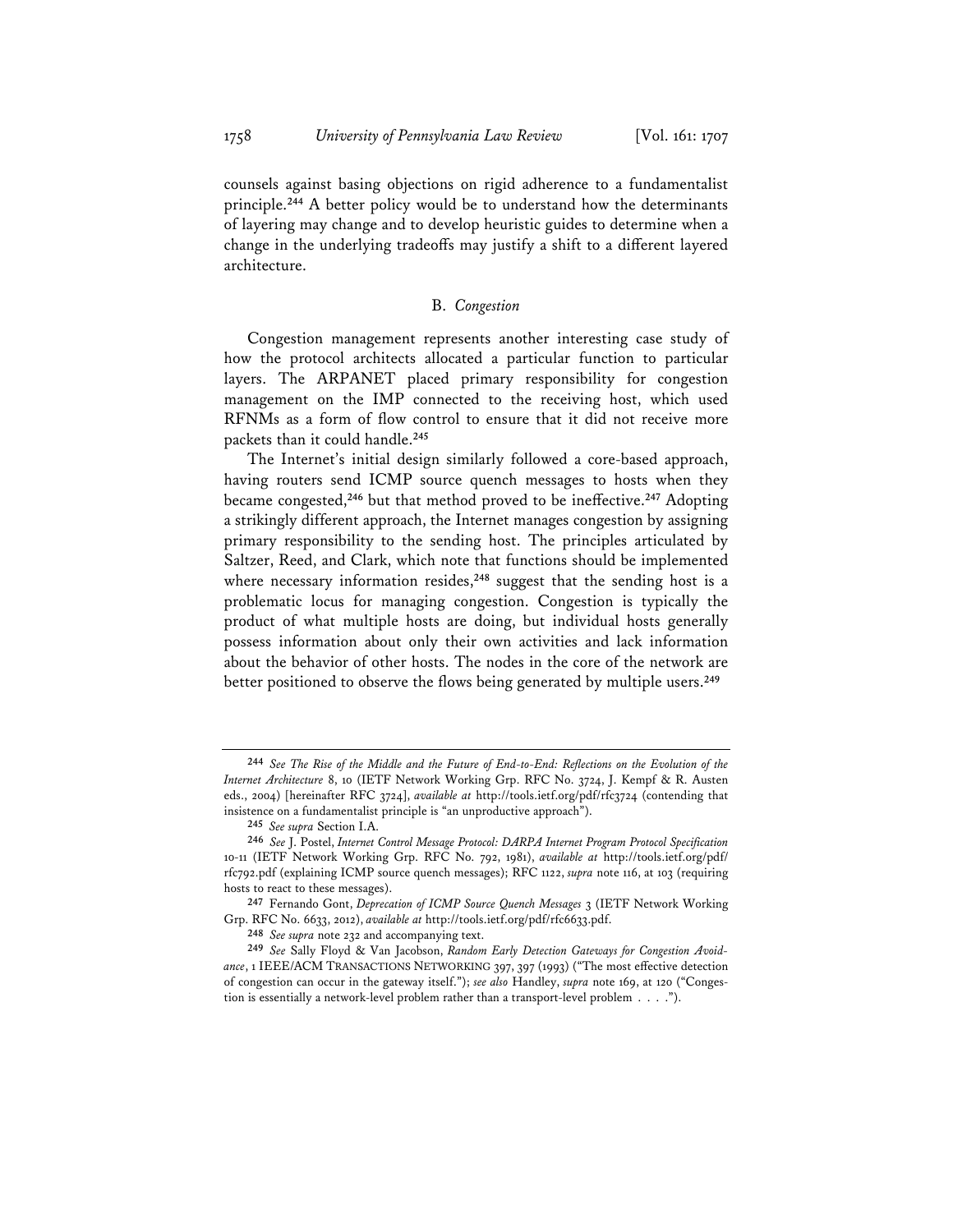counsels against basing objections on rigid adherence to a fundamentalist principle.[244] A better policy would be to understand how the determinants of layering may change and to develop heuristic guides to determine when a change in the underlying tradeoffs may justify a shift to a different layered architecture.

### B. *Congestion*

Congestion management represents another interesting case study of how the protocol architects allocated a particular function to particular layers. The ARPANET placed primary responsibility for congestion management on the IMP connected to the receiving host, which used RFNMs as a form of flow control to ensure that it did not receive more packets than it could handle.[245]

The Internet's initial design similarly followed a core-based approach, having routers send ICMP source quench messages to hosts when they became congested,[246] but that method proved to be ineffective.[247] Adopting a strikingly different approach, the Internet manages congestion by assigning primary responsibility to the sending host. The principles articulated by Saltzer, Reed, and Clark, which note that functions should be implemented where necessary information resides,[248] suggest that the sending host is a problematic locus for managing congestion. Congestion is typically the product of what multiple hosts are doing, but individual hosts generally possess information about only their own activities and lack information about the behavior of other hosts. The nodes in the core of the network are better positioned to observe the flows being generated by multiple users.[249]

---

[244] *See The Rise of the Middle and the Future of End-to-End: Reflections on the Evolution of the Internet Architecture* 8, 10 (IETF Network Working Grp. RFC No. 3724, J. Kempf & R. Austen eds., 2004) [hereinafter RFC 3724], *available at* http://tools.ietf.org/pdf/rfc3724 (contending that insistence on a fundamentalist principle is "an unproductive approach").

[245] *See supra* Section I.A.

[246] *See* J. Postel, *Internet Control Message Protocol: DARPA Internet Program Protocol Specification* 10-11 (IETF Network Working Grp. RFC No. 792, 1981), *available at* http://tools.ietf.org/pdf/rfc792.pdf (explaining ICMP source quench messages); RFC 1122, *supra* note 116, at 103 (requiring hosts to react to these messages).

[247] Fernando Gont, *Deprecation of ICMP Source Quench Messages* 3 (IETF Network Working Grp. RFC No. 6633, 2012), *available at* http://tools.ietf.org/pdf/rfc6633.pdf.

[248] *See supra* note 232 and accompanying text.

[249] *See* Sally Floyd & Van Jacobson, *Random Early Detection Gateways for Congestion Avoidance*, 1 IEEE/ACM TRANSACTIONS NETWORKING 397, 397 (1993) ("The most effective detection of congestion can occur in the gateway itself."); *see also* Handley, *supra* note 169, at 120 ("Congestion is essentially a network-level problem rather than a transport-level problem . . . .").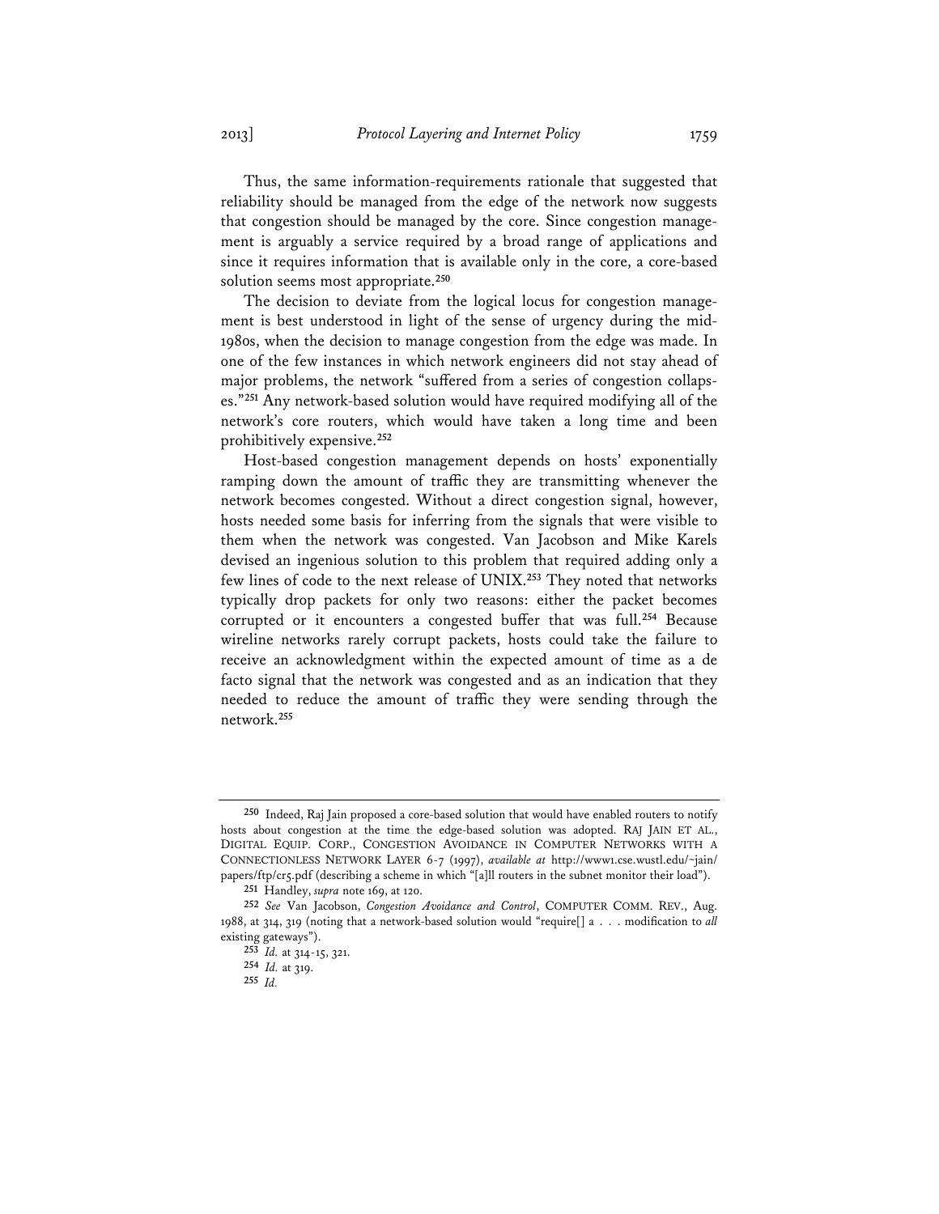Thus, the same information-requirements rationale that suggested that reliability should be managed from the edge of the network now suggests that congestion should be managed by the core. Since congestion management is arguably a service required by a broad range of applications and since it requires information that is available only in the core, a core-based solution seems most appropriate.[250]

The decision to deviate from the logical locus for congestion management is best understood in light of the sense of urgency during the mid-1980s, when the decision to manage congestion from the edge was made. In one of the few instances in which network engineers did not stay ahead of major problems, the network "suffered from a series of congestion collapses."[251] Any network-based solution would have required modifying all of the network's core routers, which would have taken a long time and been prohibitively expensive.[252]

Host-based congestion management depends on hosts' exponentially ramping down the amount of traffic they are transmitting whenever the network becomes congested. Without a direct congestion signal, however, hosts needed some basis for inferring from the signals that were visible to them when the network was congested. Van Jacobson and Mike Karels devised an ingenious solution to this problem that required adding only a few lines of code to the next release of UNIX.[253] They noted that networks typically drop packets for only two reasons: either the packet becomes corrupted or it encounters a congested buffer that was full.[254] Because wireline networks rarely corrupt packets, hosts could take the failure to receive an acknowledgment within the expected amount of time as a de facto signal that the network was congested and as an indication that they needed to reduce the amount of traffic they were sending through the network.[255]

---

[250] Indeed, Raj Jain proposed a core-based solution that would have enabled routers to notify hosts about congestion at the time the edge-based solution was adopted. RAJ JAIN ET AL., DIGITAL EQUIP. CORP., CONGESTION AVOIDANCE IN COMPUTER NETWORKS WITH A CONNECTIONLESS NETWORK LAYER 6-7 (1997), *available at* http://www1.cse.wustl.edu/~jain/papers/ftp/cr5.pdf (describing a scheme in which "[a]ll routers in the subnet monitor their load").

[251] Handley, *supra* note 169, at 120.

[252] *See* Van Jacobson, *Congestion Avoidance and Control*, COMPUTER COMM. REV., Aug. 1988, at 314, 319 (noting that a network-based solution would "require[] a . . . modification to *all* existing gateways").

[253] *Id.* at 314-15, 321.

[254] *Id.* at 319.

[255] *Id.*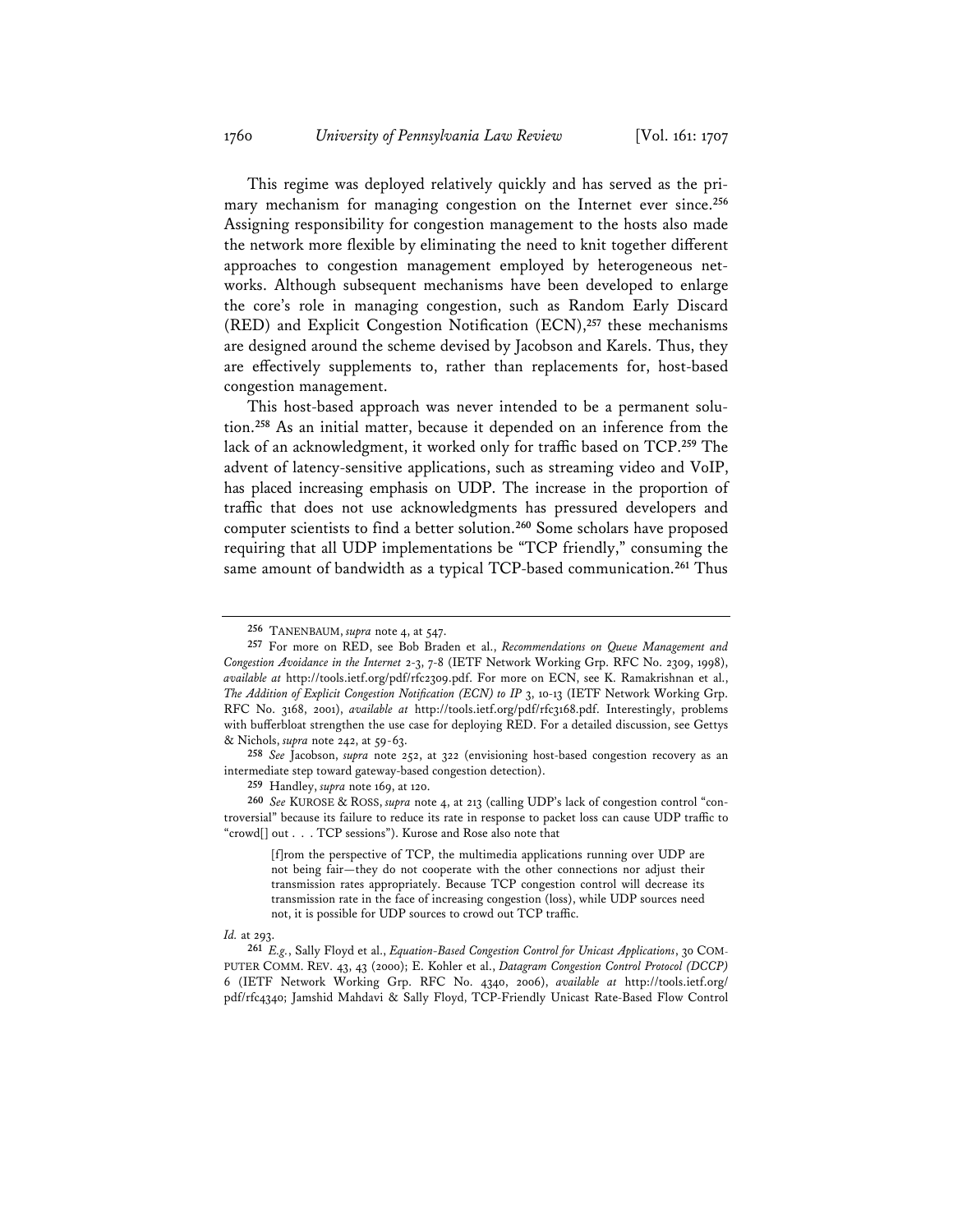This regime was deployed relatively quickly and has served as the primary mechanism for managing congestion on the Internet ever since.[256] Assigning responsibility for congestion management to the hosts also made the network more flexible by eliminating the need to knit together different approaches to congestion management employed by heterogeneous networks. Although subsequent mechanisms have been developed to enlarge the core's role in managing congestion, such as Random Early Discard (RED) and Explicit Congestion Notification (ECN),[257] these mechanisms are designed around the scheme devised by Jacobson and Karels. Thus, they are effectively supplements to, rather than replacements for, host-based congestion management.

This host-based approach was never intended to be a permanent solution.[258] As an initial matter, because it depended on an inference from the lack of an acknowledgment, it worked only for traffic based on TCP.[259] The advent of latency-sensitive applications, such as streaming video and VoIP, has placed increasing emphasis on UDP. The increase in the proportion of traffic that does not use acknowledgments has pressured developers and computer scientists to find a better solution.[260] Some scholars have proposed requiring that all UDP implementations be "TCP friendly," consuming the same amount of bandwidth as a typical TCP-based communication.[261] Thus

---

[256] TANENBAUM, *supra* note 4, at 547.

[257] For more on RED, see Bob Braden et al., *Recommendations on Queue Management and Congestion Avoidance in the Internet* 2-3, 7-8 (IETF Network Working Grp. RFC No. 2309, 1998), *available at* http://tools.ietf.org/pdf/rfc2309.pdf. For more on ECN, see K. Ramakrishnan et al., *The Addition of Explicit Congestion Notification (ECN) to IP* 3, 10-13 (IETF Network Working Grp. RFC No. 3168, 2001), *available at* http://tools.ietf.org/pdf/rfc3168.pdf. Interestingly, problems with bufferbloat strengthen the use case for deploying RED. For a detailed discussion, see Gettys & Nichols, *supra* note 242, at 59-63.

[258] *See* Jacobson, *supra* note 252, at 322 (envisioning host-based congestion recovery as an intermediate step toward gateway-based congestion detection).

[259] Handley, *supra* note 169, at 120.

[260] *See* KUROSE & ROSS, *supra* note 4, at 213 (calling UDP's lack of congestion control "controversial" because its failure to reduce its rate in response to packet loss can cause UDP traffic to "crowd[] out . . . TCP sessions"). Kurose and Rose also note that

> [f]rom the perspective of TCP, the multimedia applications running over UDP are not being fair—they do not cooperate with the other connections nor adjust their transmission rates appropriately. Because TCP congestion control will decrease its transmission rate in the face of increasing congestion (loss), while UDP sources need not, it is possible for UDP sources to crowd out TCP traffic.

*Id.* at 293.

[261] *E.g.*, Sally Floyd et al., *Equation-Based Congestion Control for Unicast Applications*, 30 COMPUTER COMM. REV. 43, 43 (2000); E. Kohler et al., *Datagram Congestion Control Protocol (DCCP)* 6 (IETF Network Working Grp. RFC No. 4340, 2006), *available at* http://tools.ietf.org/pdf/rfc4340; Jamshid Mahdavi & Sally Floyd, TCP-Friendly Unicast Rate-Based Flow Control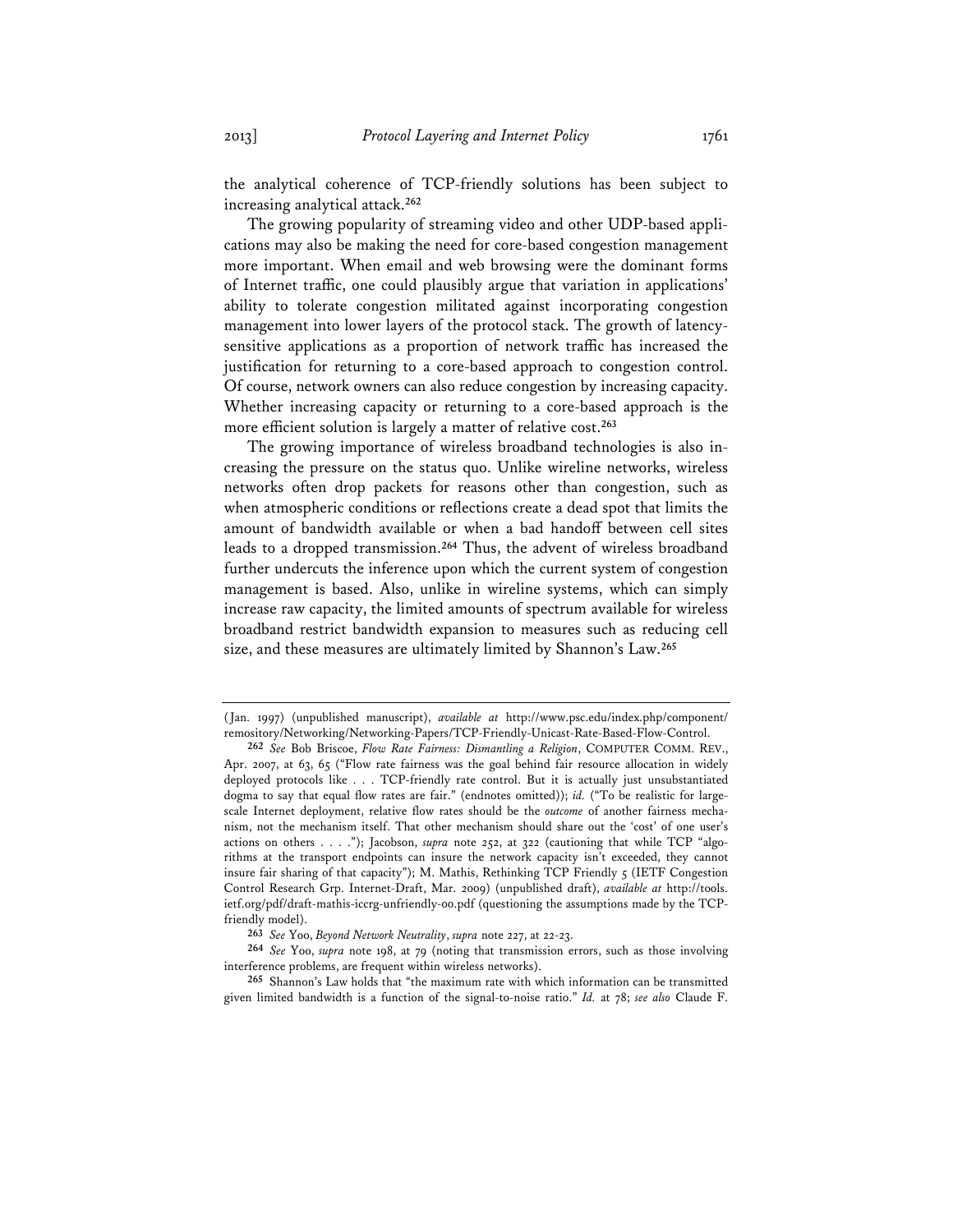the analytical coherence of TCP-friendly solutions has been subject to increasing analytical attack.[262]

The growing popularity of streaming video and other UDP-based applications may also be making the need for core-based congestion management more important. When email and web browsing were the dominant forms of Internet traffic, one could plausibly argue that variation in applications' ability to tolerate congestion militated against incorporating congestion management into lower layers of the protocol stack. The growth of latency-sensitive applications as a proportion of network traffic has increased the justification for returning to a core-based approach to congestion control. Of course, network owners can also reduce congestion by increasing capacity. Whether increasing capacity or returning to a core-based approach is the more efficient solution is largely a matter of relative cost.[263]

The growing importance of wireless broadband technologies is also increasing the pressure on the status quo. Unlike wireline networks, wireless networks often drop packets for reasons other than congestion, such as when atmospheric conditions or reflections create a dead spot that limits the amount of bandwidth available or when a bad handoff between cell sites leads to a dropped transmission.[264] Thus, the advent of wireless broadband further undercuts the inference upon which the current system of congestion management is based. Also, unlike in wireline systems, which can simply increase raw capacity, the limited amounts of spectrum available for wireless broadband restrict bandwidth expansion to measures such as reducing cell size, and these measures are ultimately limited by Shannon's Law.[265]

---

(Jan. 1997) (unpublished manuscript), *available at* http://www.psc.edu/index.php/component/remository/Networking/Networking-Papers/TCP-Friendly-Unicast-Rate-Based-Flow-Control.

262 *See* Bob Briscoe, *Flow Rate Fairness: Dismantling a Religion*, COMPUTER COMM. REV., Apr. 2007, at 63, 65 ("Flow rate fairness was the goal behind fair resource allocation in widely deployed protocols like . . . TCP-friendly rate control. But it is actually just unsubstantiated dogma to say that equal flow rates are fair." (endnotes omitted)); *id.* ("To be realistic for large-scale Internet deployment, relative flow rates should be the *outcome* of another fairness mechanism, not the mechanism itself. That other mechanism should share out the 'cost' of one user's actions on others . . . ."); Jacobson, *supra* note 252, at 322 (cautioning that while TCP "algorithms at the transport endpoints can insure the network capacity isn't exceeded, they cannot insure fair sharing of that capacity"); M. Mathis, Rethinking TCP Friendly 5 (IETF Congestion Control Research Grp. Internet-Draft, Mar. 2009) (unpublished draft), *available at* http://tools.ietf.org/pdf/draft-mathis-iccrg-unfriendly-00.pdf (questioning the assumptions made by the TCP-friendly model).

263 *See* Yoo, *Beyond Network Neutrality*, *supra* note 227, at 22-23.

264 *See* Yoo, *supra* note 198, at 79 (noting that transmission errors, such as those involving interference problems, are frequent within wireless networks).

265 Shannon's Law holds that "the maximum rate with which information can be transmitted given limited bandwidth is a function of the signal-to-noise ratio." *Id.* at 78; *see also* Claude F.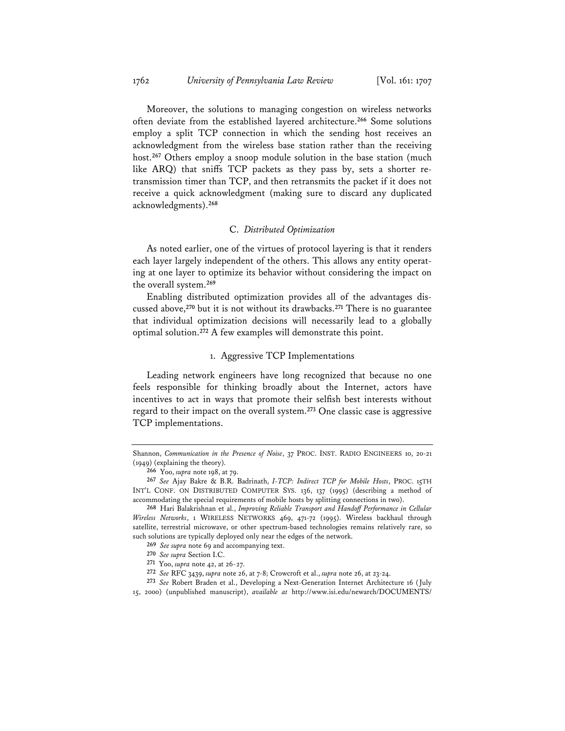Moreover, the solutions to managing congestion on wireless networks often deviate from the established layered architecture.[266] Some solutions employ a split TCP connection in which the sending host receives an acknowledgment from the wireless base station rather than the receiving host.[267] Others employ a snoop module solution in the base station (much like ARQ) that sniffs TCP packets as they pass by, sets a shorter re-transmission timer than TCP, and then retransmits the packet if it does not receive a quick acknowledgment (making sure to discard any duplicated acknowledgments).[268]

### C. *Distributed Optimization*

As noted earlier, one of the virtues of protocol layering is that it renders each layer largely independent of the others. This allows any entity operating at one layer to optimize its behavior without considering the impact on the overall system.[269]

Enabling distributed optimization provides all of the advantages discussed above,[270] but it is not without its drawbacks.[271] There is no guarantee that individual optimization decisions will necessarily lead to a globally optimal solution.[272] A few examples will demonstrate this point.

#### 1. Aggressive TCP Implementations

Leading network engineers have long recognized that because no one feels responsible for thinking broadly about the Internet, actors have incentives to act in ways that promote their selfish best interests without regard to their impact on the overall system.[273] One classic case is aggressive TCP implementations.

---

Shannon, *Communication in the Presence of Noise*, 37 PROC. INST. RADIO ENGINEERS 10, 20-21 (1949) (explaining the theory).

[266] Yoo, *supra* note 198, at 79.

[267] *See* Ajay Bakre & B.R. Badrinath, *I-TCP: Indirect TCP for Mobile Hosts*, PROC. 15TH INT'L CONF. ON DISTRIBUTED COMPUTER SYS. 136, 137 (1995) (describing a method of accommodating the special requirements of mobile hosts by splitting connections in two).

[268] Hari Balakrishnan et al., *Improving Reliable Transport and Handoff Performance in Cellular Wireless Networks*, 1 WIRELESS NETWORKS 469, 471-72 (1995). Wireless backhaul through satellite, terrestrial microwave, or other spectrum-based technologies remains relatively rare, so such solutions are typically deployed only near the edges of the network.

[269] *See supra* note 69 and accompanying text.

[270] *See supra* Section I.C.

[271] Yoo, *supra* note 42, at 26-27.

[272] *See* RFC 3439, *supra* note 26, at 7-8; Crowcroft et al., *supra* note 26, at 23-24.

[273] *See* Robert Braden et al., Developing a Next-Generation Internet Architecture 16 (July 15, 2000) (unpublished manuscript), *available at* http://www.isi.edu/newarch/DOCUMENTS/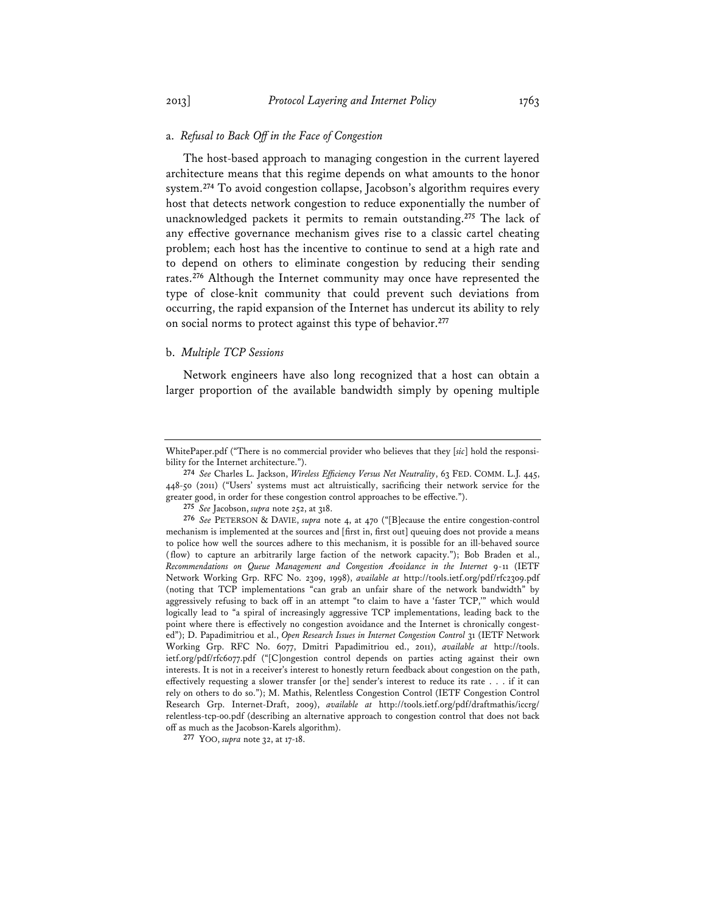### a. *Refusal to Back Off in the Face of Congestion*

The host-based approach to managing congestion in the current layered architecture means that this regime depends on what amounts to the honor system.[274] To avoid congestion collapse, Jacobson's algorithm requires every host that detects network congestion to reduce exponentially the number of unacknowledged packets it permits to remain outstanding.[275] The lack of any effective governance mechanism gives rise to a classic cartel cheating problem; each host has the incentive to continue to send at a high rate and to depend on others to eliminate congestion by reducing their sending rates.[276] Although the Internet community may once have represented the type of close-knit community that could prevent such deviations from occurring, the rapid expansion of the Internet has undercut its ability to rely on social norms to protect against this type of behavior.[277]

### b. *Multiple TCP Sessions*

Network engineers have also long recognized that a host can obtain a larger proportion of the available bandwidth simply by opening multiple

---

WhitePaper.pdf ("There is no commercial provider who believes that they [*sic*] hold the responsibility for the Internet architecture.").

[274] *See* Charles L. Jackson, *Wireless Efficiency Versus Net Neutrality*, 63 FED. COMM. L.J. 445, 448-50 (2011) ("Users' systems must act altruistically, sacrificing their network service for the greater good, in order for these congestion control approaches to be effective.").

[275] *See* Jacobson, *supra* note 252, at 318.

[276] *See* PETERSON & DAVIE, *supra* note 4, at 470 ("[B]ecause the entire congestion-control mechanism is implemented at the sources and [first in, first out] queuing does not provide a means to police how well the sources adhere to this mechanism, it is possible for an ill-behaved source (flow) to capture an arbitrarily large faction of the network capacity."); Bob Braden et al., *Recommendations on Queue Management and Congestion Avoidance in the Internet* 9-11 (IETF Network Working Grp. RFC No. 2309, 1998), *available at* http://tools.ietf.org/pdf/rfc2309.pdf (noting that TCP implementations "can grab an unfair share of the network bandwidth" by aggressively refusing to back off in an attempt "to claim to have a 'faster TCP,'" which would logically lead to "a spiral of increasingly aggressive TCP implementations, leading back to the point where there is effectively no congestion avoidance and the Internet is chronically congested"); D. Papadimitriou et al., *Open Research Issues in Internet Congestion Control* 31 (IETF Network Working Grp. RFC No. 6077, Dmitri Papadimitriou ed., 2011), *available at* http://tools.ietf.org/pdf/rfc6077.pdf ("[C]ongestion control depends on parties acting against their own interests. It is not in a receiver's interest to honestly return feedback about congestion on the path, effectively requesting a slower transfer [or the] sender's interest to reduce its rate . . . if it can rely on others to do so."); M. Mathis, Relentless Congestion Control (IETF Congestion Control Research Grp. Internet-Draft, 2009), *available at* http://tools.ietf.org/pdf/draftmathis/iccrg/relentless-tcp-00.pdf (describing an alternative approach to congestion control that does not back off as much as the Jacobson-Karels algorithm).

[277] YOO, *supra* note 32, at 17-18.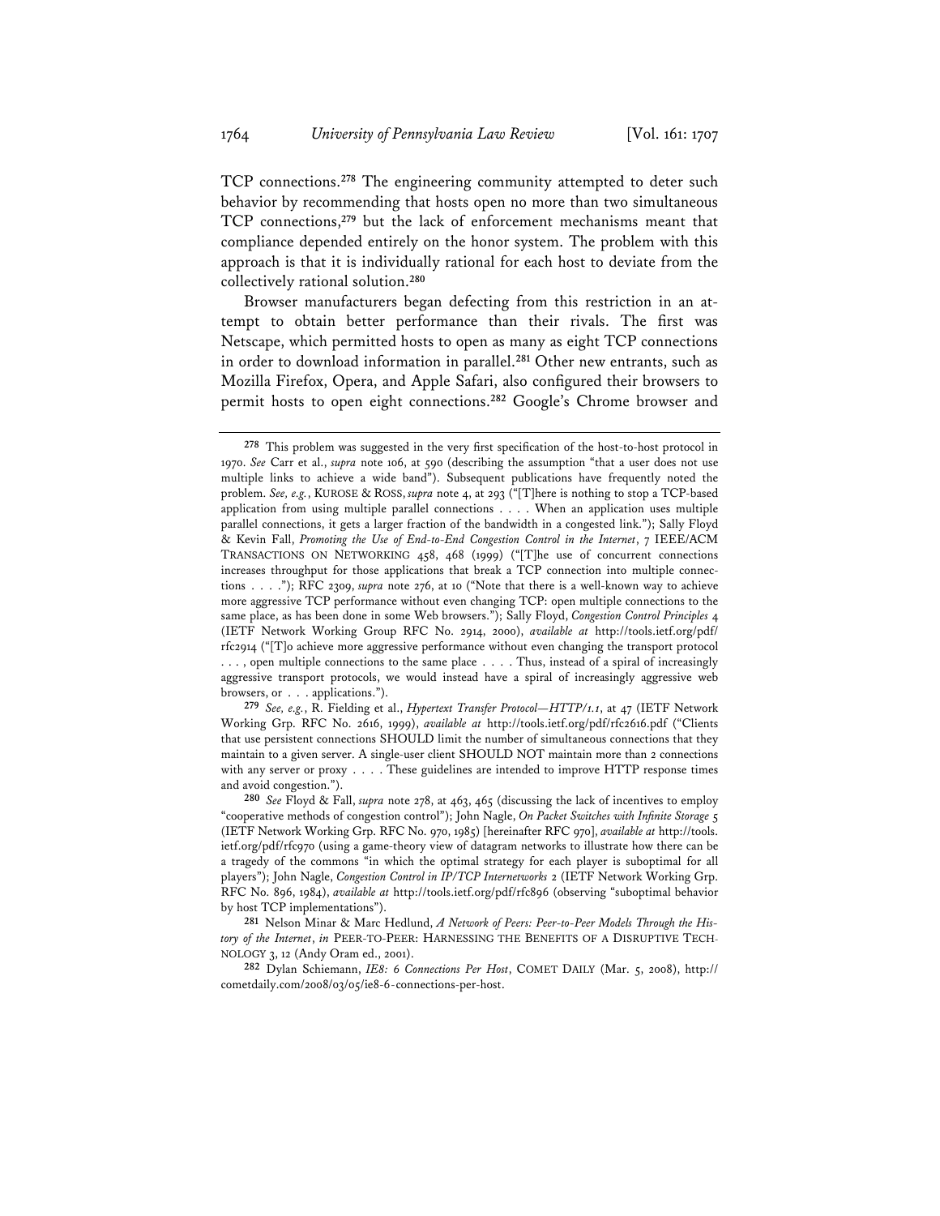TCP connections.[278] The engineering community attempted to deter such behavior by recommending that hosts open no more than two simultaneous TCP connections,[279] but the lack of enforcement mechanisms meant that compliance depended entirely on the honor system. The problem with this approach is that it is individually rational for each host to deviate from the collectively rational solution.[280]

Browser manufacturers began defecting from this restriction in an attempt to obtain better performance than their rivals. The first was Netscape, which permitted hosts to open as many as eight TCP connections in order to download information in parallel.[281] Other new entrants, such as Mozilla Firefox, Opera, and Apple Safari, also configured their browsers to permit hosts to open eight connections.[282] Google's Chrome browser and

---

[278] This problem was suggested in the very first specification of the host-to-host protocol in 1970. *See* Carr et al., *supra* note 106, at 590 (describing the assumption "that a user does not use multiple links to achieve a wide band"). Subsequent publications have frequently noted the problem. *See, e.g.*, KUROSE & ROSS, *supra* note 4, at 293 ("[T]here is nothing to stop a TCP-based application from using multiple parallel connections . . . . When an application uses multiple parallel connections, it gets a larger fraction of the bandwidth in a congested link."); Sally Floyd & Kevin Fall, *Promoting the Use of End-to-End Congestion Control in the Internet*, 7 IEEE/ACM TRANSACTIONS ON NETWORKING 458, 468 (1999) ("[T]he use of concurrent connections increases throughput for those applications that break a TCP connection into multiple connections . . . ."); RFC 2309, *supra* note 276, at 10 ("Note that there is a well-known way to achieve more aggressive TCP performance without even changing TCP: open multiple connections to the same place, as has been done in some Web browsers."); Sally Floyd, *Congestion Control Principles* 4 (IETF Network Working Group RFC No. 2914, 2000), *available at* http://tools.ietf.org/pdf/rfc2914 ("[T]o achieve more aggressive performance without even changing the transport protocol . . . , open multiple connections to the same place . . . . Thus, instead of a spiral of increasingly aggressive transport protocols, we would instead have a spiral of increasingly aggressive web browsers, or . . . applications.").

[279] *See, e.g.*, R. Fielding et al., *Hypertext Transfer Protocol—HTTP/1.1*, at 47 (IETF Network Working Grp. RFC No. 2616, 1999), *available at* http://tools.ietf.org/pdf/rfc2616.pdf ("Clients that use persistent connections SHOULD limit the number of simultaneous connections that they maintain to a given server. A single-user client SHOULD NOT maintain more than 2 connections with any server or proxy . . . . These guidelines are intended to improve HTTP response times and avoid congestion.").

[280] *See* Floyd & Fall, *supra* note 278, at 463, 465 (discussing the lack of incentives to employ "cooperative methods of congestion control"); John Nagle, *On Packet Switches with Infinite Storage* 5 (IETF Network Working Grp. RFC No. 970, 1985) [hereinafter RFC 970], *available at* http://tools.ietf.org/pdf/rfc970 (using a game-theory view of datagram networks to illustrate how there can be a tragedy of the commons "in which the optimal strategy for each player is suboptimal for all players"); John Nagle, *Congestion Control in IP/TCP Internetworks* 2 (IETF Network Working Grp. RFC No. 896, 1984), *available at* http://tools.ietf.org/pdf/rfc896 (observing "suboptimal behavior by host TCP implementations").

[281] Nelson Minar & Marc Hedlund, *A Network of Peers: Peer-to-Peer Models Through the History of the Internet*, *in* PEER-TO-PEER: HARNESSING THE BENEFITS OF A DISRUPTIVE TECHNOLOGY 3, 12 (Andy Oram ed., 2001).

[282] Dylan Schiemann, *IE8: 6 Connections Per Host*, COMET DAILY (Mar. 5, 2008), http://cometdaily.com/2008/03/05/ie8-6-connections-per-host.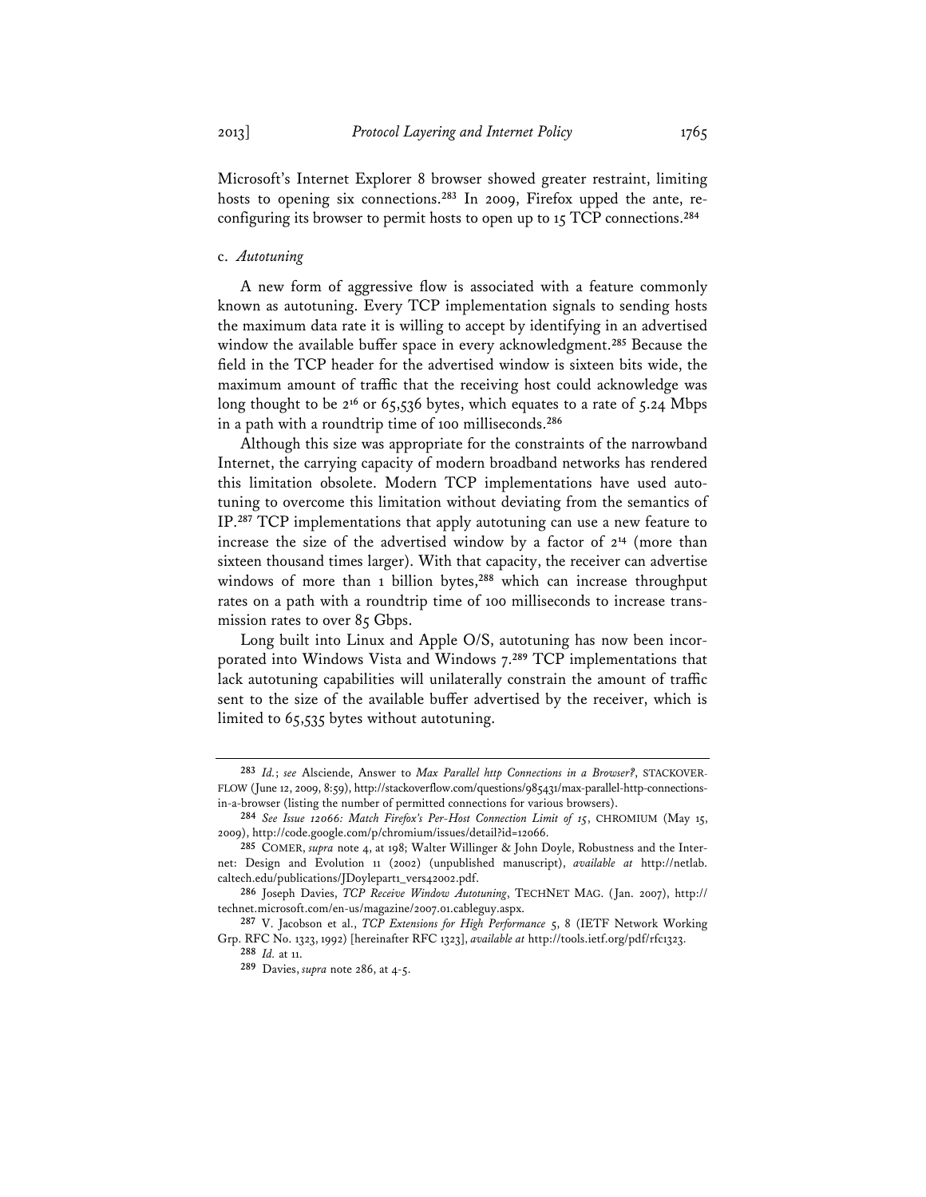Microsoft's Internet Explorer 8 browser showed greater restraint, limiting hosts to opening six connections.[283] In 2009, Firefox upped the ante, reconfiguring its browser to permit hosts to open up to 15 TCP connections.[284]

c. *Autotuning*

A new form of aggressive flow is associated with a feature commonly known as autotuning. Every TCP implementation signals to sending hosts the maximum data rate it is willing to accept by identifying in an advertised window the available buffer space in every acknowledgment.[285] Because the field in the TCP header for the advertised window is sixteen bits wide, the maximum amount of traffic that the receiving host could acknowledge was long thought to be $2^{16}$ or 65,536 bytes, which equates to a rate of 5.24 Mbps in a path with a roundtrip time of 100 milliseconds.[286]

Although this size was appropriate for the constraints of the narrowband Internet, the carrying capacity of modern broadband networks has rendered this limitation obsolete. Modern TCP implementations have used autotuning to overcome this limitation without deviating from the semantics of IP.[287] TCP implementations that apply autotuning can use a new feature to increase the size of the advertised window by a factor of $2^{14}$ (more than sixteen thousand times larger). With that capacity, the receiver can advertise windows of more than 1 billion bytes,[288] which can increase throughput rates on a path with a roundtrip time of 100 milliseconds to increase transmission rates to over 85 Gbps.

Long built into Linux and Apple O/S, autotuning has now been incorporated into Windows Vista and Windows 7.[289] TCP implementations that lack autotuning capabilities will unilaterally constrain the amount of traffic sent to the size of the available buffer advertised by the receiver, which is limited to 65,535 bytes without autotuning.

---

[283] *Id.*; *see* Alsciende, Answer to *Max Parallel http Connections in a Browser?*, STACKOVERFLOW (June 12, 2009, 8:59), http://stackoverflow.com/questions/985431/max-parallel-http-connections-in-a-browser (listing the number of permitted connections for various browsers).

[284] *See Issue 12066: Match Firefox's Per-Host Connection Limit of 15*, CHROMIUM (May 15, 2009), http://code.google.com/p/chromium/issues/detail?id=12066.

[285] COMER, *supra* note 4, at 198; Walter Willinger & John Doyle, Robustness and the Internet: Design and Evolution 11 (2002) (unpublished manuscript), *available at* http://netlab.caltech.edu/publications/JDoylepart1_vers42002.pdf.

[286] Joseph Davies, *TCP Receive Window Autotuning*, TECHNET MAG. (Jan. 2007), http://technet.microsoft.com/en-us/magazine/2007.01.cableguy.aspx.

[287] V. Jacobson et al., *TCP Extensions for High Performance* 5, 8 (IETF Network Working Grp. RFC No. 1323, 1992) [hereinafter RFC 1323], *available at* http://tools.ietf.org/pdf/rfc1323.

[288] *Id.* at 11.

[289] Davies, *supra* note 286, at 4-5.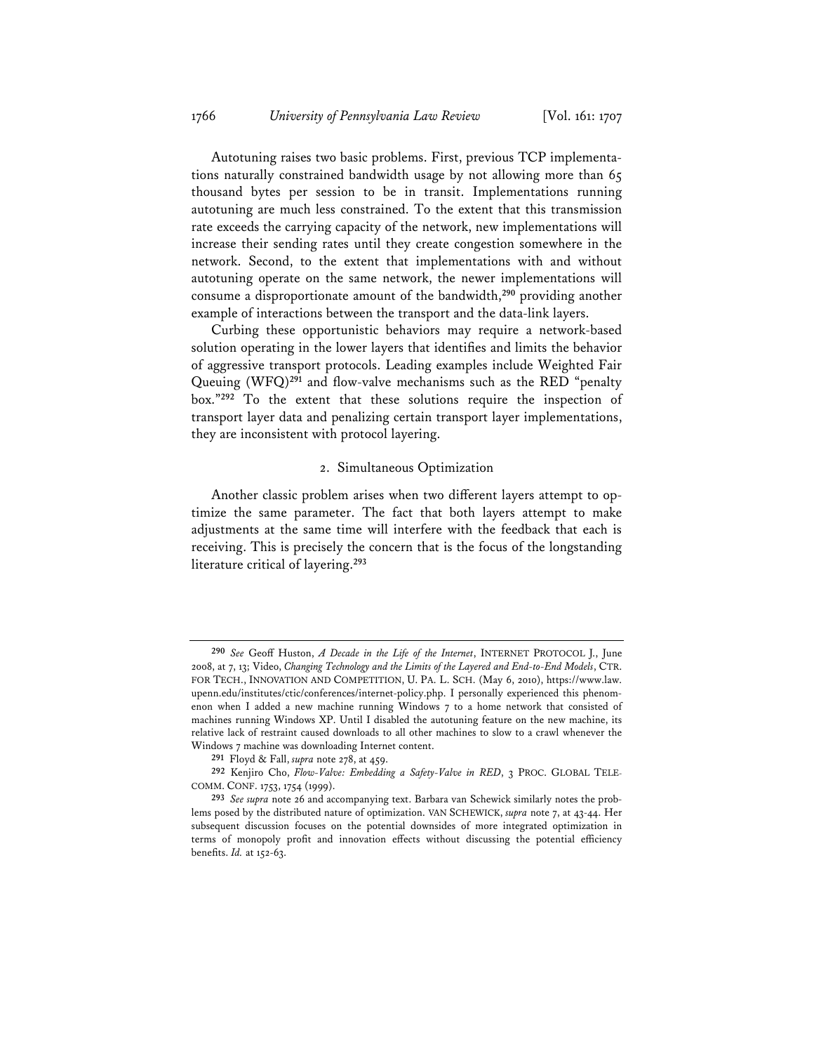Autotuning raises two basic problems. First, previous TCP implementations naturally constrained bandwidth usage by not allowing more than 65 thousand bytes per session to be in transit. Implementations running autotuning are much less constrained. To the extent that this transmission rate exceeds the carrying capacity of the network, new implementations will increase their sending rates until they create congestion somewhere in the network. Second, to the extent that implementations with and without autotuning operate on the same network, the newer implementations will consume a disproportionate amount of the bandwidth,[290] providing another example of interactions between the transport and the data-link layers.

Curbing these opportunistic behaviors may require a network-based solution operating in the lower layers that identifies and limits the behavior of aggressive transport protocols. Leading examples include Weighted Fair Queuing (WFQ)[291] and flow-valve mechanisms such as the RED "penalty box."[292] To the extent that these solutions require the inspection of transport layer data and penalizing certain transport layer implementations, they are inconsistent with protocol layering.

### 2. Simultaneous Optimization

Another classic problem arises when two different layers attempt to optimize the same parameter. The fact that both layers attempt to make adjustments at the same time will interfere with the feedback that each is receiving. This is precisely the concern that is the focus of the longstanding literature critical of layering.[293]

---

[290] *See* Geoff Huston, *A Decade in the Life of the Internet*, INTERNET PROTOCOL J., June 2008, at 7, 13; Video, *Changing Technology and the Limits of the Layered and End-to-End Models*, CTR. FOR TECH., INNOVATION AND COMPETITION, U. PA. L. SCH. (May 6, 2010), https://www.law.upenn.edu/institutes/ctic/conferences/internet-policy.php. I personally experienced this phenomenon when I added a new machine running Windows 7 to a home network that consisted of machines running Windows XP. Until I disabled the autotuning feature on the new machine, its relative lack of restraint caused downloads to all other machines to slow to a crawl whenever the Windows 7 machine was downloading Internet content.

[291] Floyd & Fall, *supra* note 278, at 459.

[292] Kenjiro Cho, *Flow-Valve: Embedding a Safety-Valve in RED*, 3 PROC. GLOBAL TELECOMM. CONF. 1753, 1754 (1999).

[293] *See supra* note 26 and accompanying text. Barbara van Schewick similarly notes the problems posed by the distributed nature of optimization. VAN SCHEWICK, *supra* note 7, at 43-44. Her subsequent discussion focuses on the potential downsides of more integrated optimization in terms of monopoly profit and innovation effects without discussing the potential efficiency benefits. *Id.* at 152-63.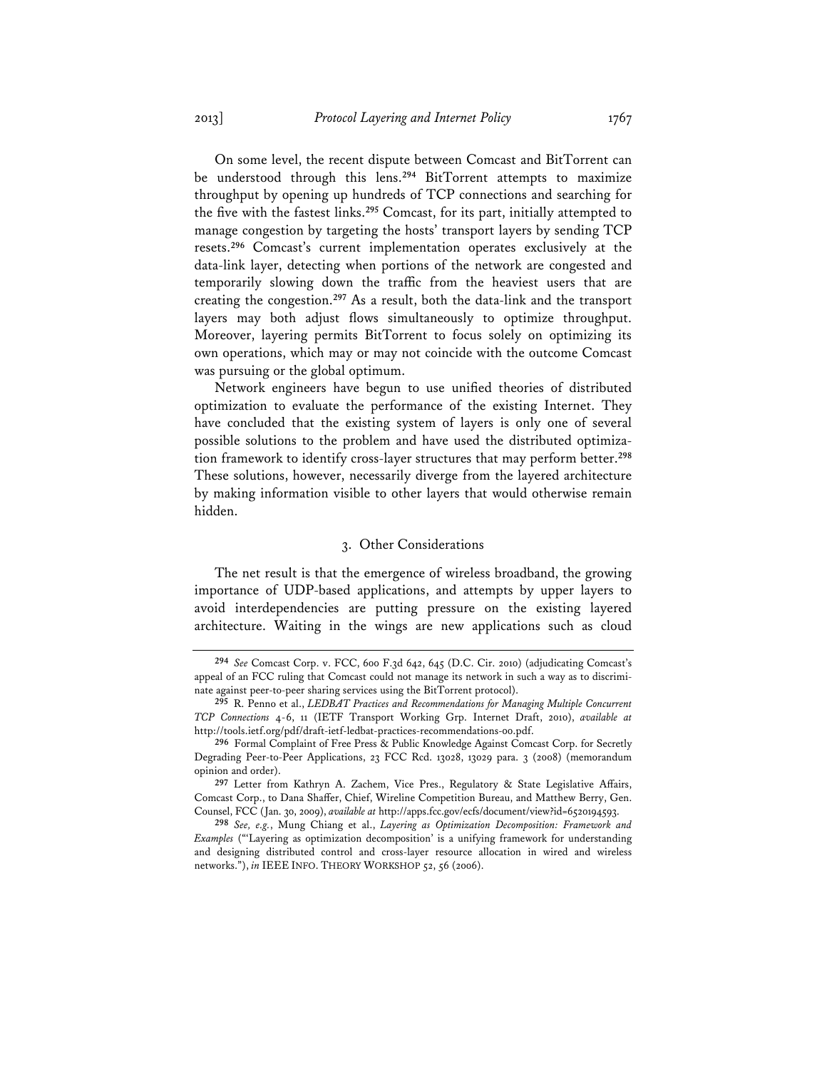On some level, the recent dispute between Comcast and BitTorrent can be understood through this lens.[294] BitTorrent attempts to maximize throughput by opening up hundreds of TCP connections and searching for the five with the fastest links.[295] Comcast, for its part, initially attempted to manage congestion by targeting the hosts' transport layers by sending TCP resets.[296] Comcast's current implementation operates exclusively at the data-link layer, detecting when portions of the network are congested and temporarily slowing down the traffic from the heaviest users that are creating the congestion.[297] As a result, both the data-link and the transport layers may both adjust flows simultaneously to optimize throughput. Moreover, layering permits BitTorrent to focus solely on optimizing its own operations, which may or may not coincide with the outcome Comcast was pursuing or the global optimum.

Network engineers have begun to use unified theories of distributed optimization to evaluate the performance of the existing Internet. They have concluded that the existing system of layers is only one of several possible solutions to the problem and have used the distributed optimization framework to identify cross-layer structures that may perform better.[298] These solutions, however, necessarily diverge from the layered architecture by making information visible to other layers that would otherwise remain hidden.

### 3. Other Considerations

The net result is that the emergence of wireless broadband, the growing importance of UDP-based applications, and attempts by upper layers to avoid interdependencies are putting pressure on the existing layered architecture. Waiting in the wings are new applications such as cloud

---

[294] *See* Comcast Corp. v. FCC, 600 F.3d 642, 645 (D.C. Cir. 2010) (adjudicating Comcast's appeal of an FCC ruling that Comcast could not manage its network in such a way as to discriminate against peer-to-peer sharing services using the BitTorrent protocol).

[295] R. Penno et al., *LEDBAT Practices and Recommendations for Managing Multiple Concurrent TCP Connections* 4-6, 11 (IETF Transport Working Grp. Internet Draft, 2010), *available at* http://tools.ietf.org/pdf/draft-ietf-ledbat-practices-recommendations-00.pdf.

[296] Formal Complaint of Free Press & Public Knowledge Against Comcast Corp. for Secretly Degrading Peer-to-Peer Applications, 23 FCC Rcd. 13028, 13029 para. 3 (2008) (memorandum opinion and order).

[297] Letter from Kathryn A. Zachem, Vice Pres., Regulatory & State Legislative Affairs, Comcast Corp., to Dana Shaffer, Chief, Wireline Competition Bureau, and Matthew Berry, Gen. Counsel, FCC (Jan. 30, 2009), *available at* http://apps.fcc.gov/ecfs/document/view?id=6520194593.

[298] *See, e.g.*, Mung Chiang et al., *Layering as Optimization Decomposition: Framework and Examples* ("'Layering as optimization decomposition' is a unifying framework for understanding and designing distributed control and cross-layer resource allocation in wired and wireless networks."), *in* IEEE INFO. THEORY WORKSHOP 52, 56 (2006).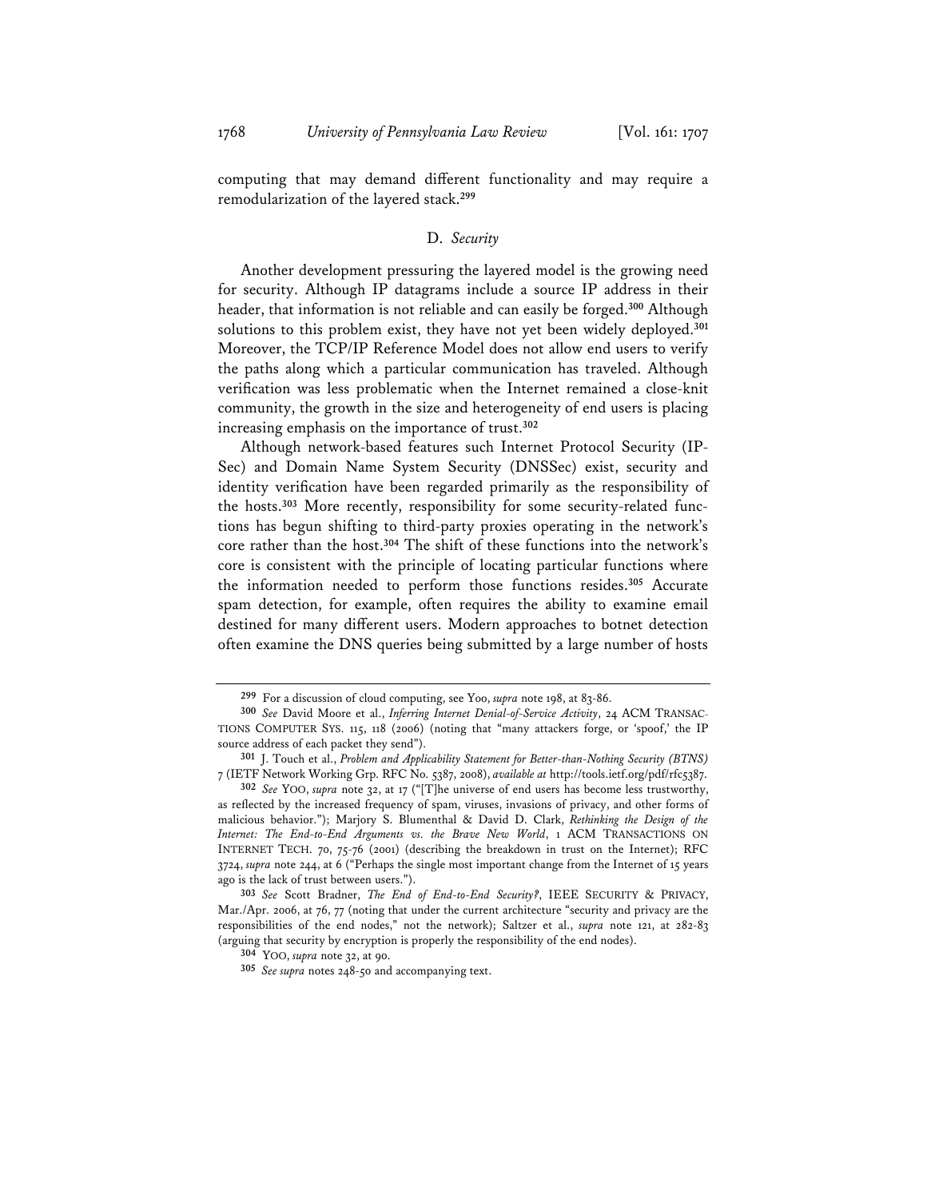computing that may demand different functionality and may require a remodularization of the layered stack.[299]

### D. *Security*

Another development pressuring the layered model is the growing need for security. Although IP datagrams include a source IP address in their header, that information is not reliable and can easily be forged.[300] Although solutions to this problem exist, they have not yet been widely deployed.[301] Moreover, the TCP/IP Reference Model does not allow end users to verify the paths along which a particular communication has traveled. Although verification was less problematic when the Internet remained a close-knit community, the growth in the size and heterogeneity of end users is placing increasing emphasis on the importance of trust.[302]

Although network-based features such Internet Protocol Security (IP-Sec) and Domain Name System Security (DNSSec) exist, security and identity verification have been regarded primarily as the responsibility of the hosts.[303] More recently, responsibility for some security-related functions has begun shifting to third-party proxies operating in the network's core rather than the host.[304] The shift of these functions into the network's core is consistent with the principle of locating particular functions where the information needed to perform those functions resides.[305] Accurate spam detection, for example, often requires the ability to examine email destined for many different users. Modern approaches to botnet detection often examine the DNS queries being submitted by a large number of hosts

---

[299] For a discussion of cloud computing, see Yoo, *supra* note 198, at 83-86.

[300] *See* David Moore et al., *Inferring Internet Denial-of-Service Activity*, 24 ACM TRANSACTIONS COMPUTER SYS. 115, 118 (2006) (noting that "many attackers forge, or 'spoof,' the IP source address of each packet they send").

[301] J. Touch et al., *Problem and Applicability Statement for Better-than-Nothing Security (BTNS)* 7 (IETF Network Working Grp. RFC No. 5387, 2008), *available at* http://tools.ietf.org/pdf/rfc5387.

[302] *See* YOO, *supra* note 32, at 17 ("[T]he universe of end users has become less trustworthy, as reflected by the increased frequency of spam, viruses, invasions of privacy, and other forms of malicious behavior."); Marjory S. Blumenthal & David D. Clark, *Rethinking the Design of the Internet: The End-to-End Arguments vs. the Brave New World*, 1 ACM TRANSACTIONS ON INTERNET TECH. 70, 75-76 (2001) (describing the breakdown in trust on the Internet); RFC 3724, *supra* note 244, at 6 ("Perhaps the single most important change from the Internet of 15 years ago is the lack of trust between users.").

[303] *See* Scott Bradner, *The End of End-to-End Security?*, IEEE SECURITY & PRIVACY, Mar./Apr. 2006, at 76, 77 (noting that under the current architecture "security and privacy are the responsibilities of the end nodes," not the network); Saltzer et al., *supra* note 121, at 282-83 (arguing that security by encryption is properly the responsibility of the end nodes).

[304] YOO, *supra* note 32, at 90.

[305] *See supra* notes 248-50 and accompanying text.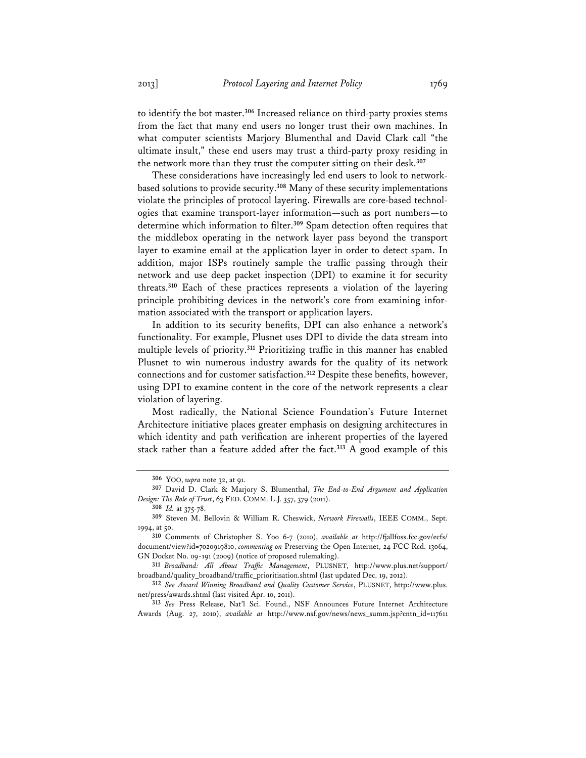to identify the bot master.[306] Increased reliance on third-party proxies stems from the fact that many end users no longer trust their own machines. In what computer scientists Marjory Blumenthal and David Clark call "the ultimate insult," these end users may trust a third-party proxy residing in the network more than they trust the computer sitting on their desk.[307]

These considerations have increasingly led end users to look to network-based solutions to provide security.[308] Many of these security implementations violate the principles of protocol layering. Firewalls are core-based technologies that examine transport-layer information—such as port numbers—to determine which information to filter.[309] Spam detection often requires that the middlebox operating in the network layer pass beyond the transport layer to examine email at the application layer in order to detect spam. In addition, major ISPs routinely sample the traffic passing through their network and use deep packet inspection (DPI) to examine it for security threats.[310] Each of these practices represents a violation of the layering principle prohibiting devices in the network's core from examining information associated with the transport or application layers.

In addition to its security benefits, DPI can also enhance a network's functionality. For example, Plusnet uses DPI to divide the data stream into multiple levels of priority.[311] Prioritizing traffic in this manner has enabled Plusnet to win numerous industry awards for the quality of its network connections and for customer satisfaction.[312] Despite these benefits, however, using DPI to examine content in the core of the network represents a clear violation of layering.

Most radically, the National Science Foundation's Future Internet Architecture initiative places greater emphasis on designing architectures in which identity and path verification are inherent properties of the layered stack rather than a feature added after the fact.[313] A good example of this

---

[306] YOO, *supra* note 32, at 91.

[307] David D. Clark & Marjory S. Blumenthal, *The End-to-End Argument and Application Design: The Role of Trust*, 63 FED. COMM. L.J. 357, 379 (2011).

[308] *Id.* at 375-78.

[309] Steven M. Bellovin & William R. Cheswick, *Network Firewalls*, IEEE COMM., Sept. 1994, at 50.

[310] Comments of Christopher S. Yoo 6-7 (2010), *available at* http://fjallfoss.fcc.gov/ecfs/document/view?id=7020919810, *commenting on* Preserving the Open Internet, 24 FCC Rcd. 13064, GN Docket No. 09-191 (2009) (notice of proposed rulemaking).

[311] *Broadband: All About Traffic Management*, PLUSNET, http://www.plus.net/support/broadband/quality_broadband/traffic_prioritisation.shtml (last updated Dec. 19, 2012).

[312] *See Award Winning Broadband and Quality Customer Service*, PLUSNET, http://www.plus.net/press/awards.shtml (last visited Apr. 10, 2011).

[313] *See* Press Release, Nat'l Sci. Found., NSF Announces Future Internet Architecture Awards (Aug. 27, 2010), *available at* http://www.nsf.gov/news/news_summ.jsp?cntn_id=117611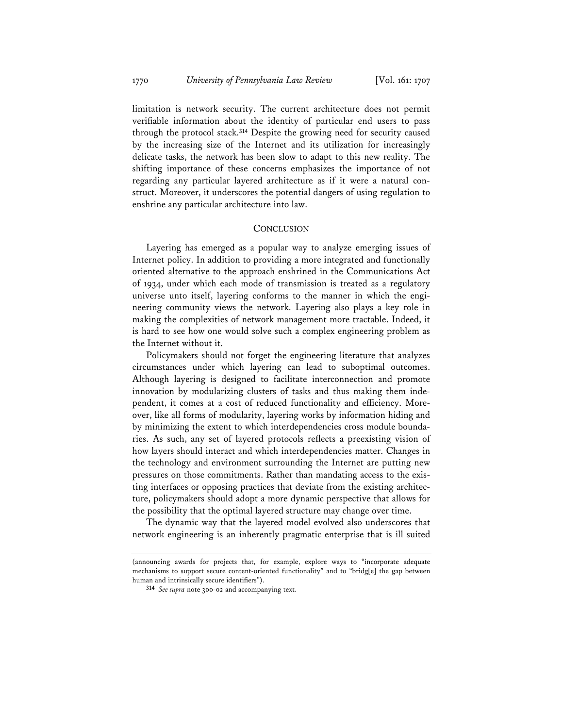limitation is network security. The current architecture does not permit verifiable information about the identity of particular end users to pass through the protocol stack.[314] Despite the growing need for security caused by the increasing size of the Internet and its utilization for increasingly delicate tasks, the network has been slow to adapt to this new reality. The shifting importance of these concerns emphasizes the importance of not regarding any particular layered architecture as if it were a natural construct. Moreover, it underscores the potential dangers of using regulation to enshrine any particular architecture into law.

## CONCLUSION

Layering has emerged as a popular way to analyze emerging issues of Internet policy. In addition to providing a more integrated and functionally oriented alternative to the approach enshrined in the Communications Act of 1934, under which each mode of transmission is treated as a regulatory universe unto itself, layering conforms to the manner in which the engineering community views the network. Layering also plays a key role in making the complexities of network management more tractable. Indeed, it is hard to see how one would solve such a complex engineering problem as the Internet without it.

Policymakers should not forget the engineering literature that analyzes circumstances under which layering can lead to suboptimal outcomes. Although layering is designed to facilitate interconnection and promote innovation by modularizing clusters of tasks and thus making them independent, it comes at a cost of reduced functionality and efficiency. Moreover, like all forms of modularity, layering works by information hiding and by minimizing the extent to which interdependencies cross module boundaries. As such, any set of layered protocols reflects a preexisting vision of how layers should interact and which interdependencies matter. Changes in the technology and environment surrounding the Internet are putting new pressures on those commitments. Rather than mandating access to the existing interfaces or opposing practices that deviate from the existing architecture, policymakers should adopt a more dynamic perspective that allows for the possibility that the optimal layered structure may change over time.

The dynamic way that the layered model evolved also underscores that network engineering is an inherently pragmatic enterprise that is ill suited

---

(announcing awards for projects that, for example, explore ways to "incorporate adequate mechanisms to support secure content-oriented functionality" and to "bridg[e] the gap between human and intrinsically secure identifiers").

[314] *See supra* note 300-02 and accompanying text.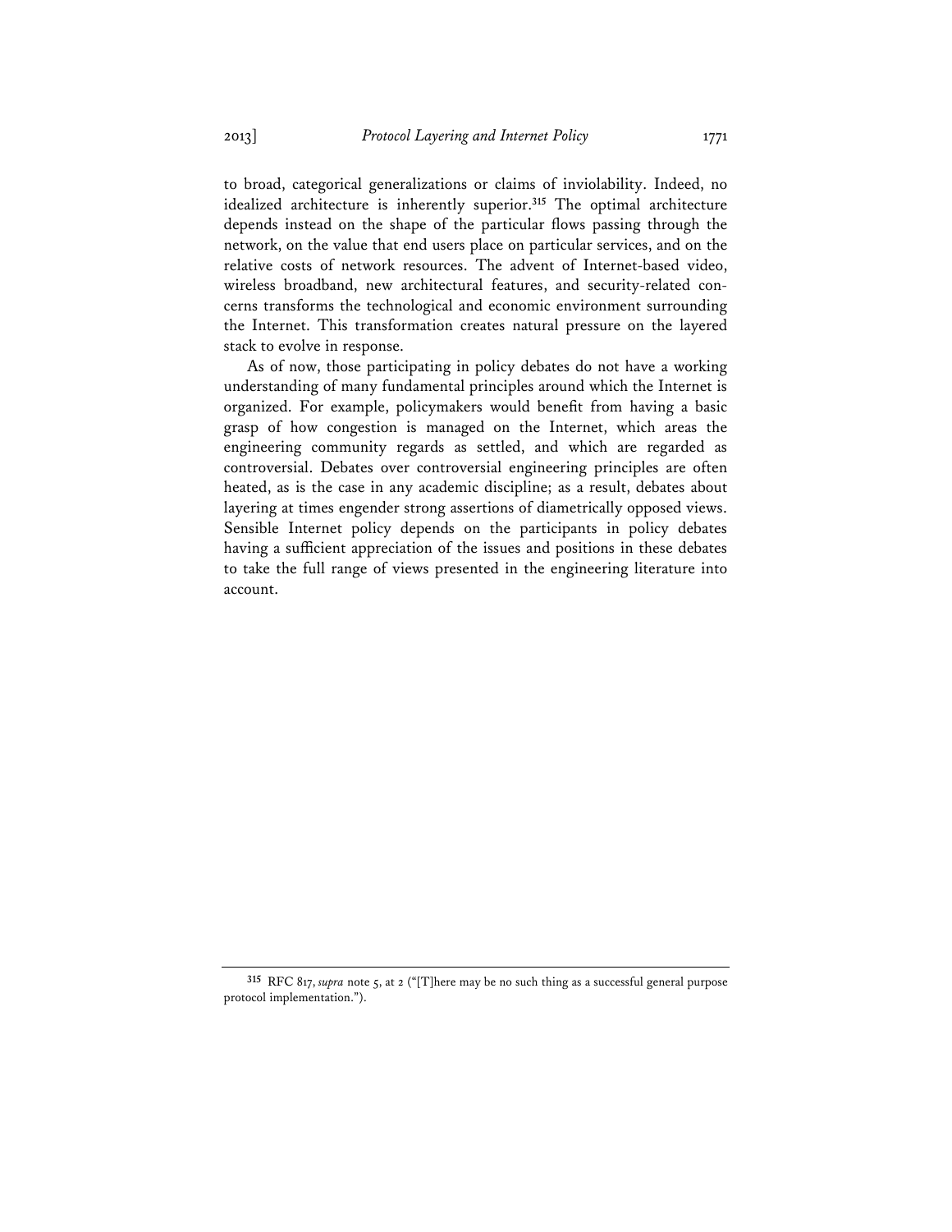to broad, categorical generalizations or claims of inviolability. Indeed, no idealized architecture is inherently superior.[315] The optimal architecture depends instead on the shape of the particular flows passing through the network, on the value that end users place on particular services, and on the relative costs of network resources. The advent of Internet-based video, wireless broadband, new architectural features, and security-related concerns transforms the technological and economic environment surrounding the Internet. This transformation creates natural pressure on the layered stack to evolve in response.

As of now, those participating in policy debates do not have a working understanding of many fundamental principles around which the Internet is organized. For example, policymakers would benefit from having a basic grasp of how congestion is managed on the Internet, which areas the engineering community regards as settled, and which are regarded as controversial. Debates over controversial engineering principles are often heated, as is the case in any academic discipline; as a result, debates about layering at times engender strong assertions of diametrically opposed views. Sensible Internet policy depends on the participants in policy debates having a sufficient appreciation of the issues and positions in these debates to take the full range of views presented in the engineering literature into account.

---

[315] RFC 817, *supra* note 5, at 2 ("[T]here may be no such thing as a successful general purpose protocol implementation.").